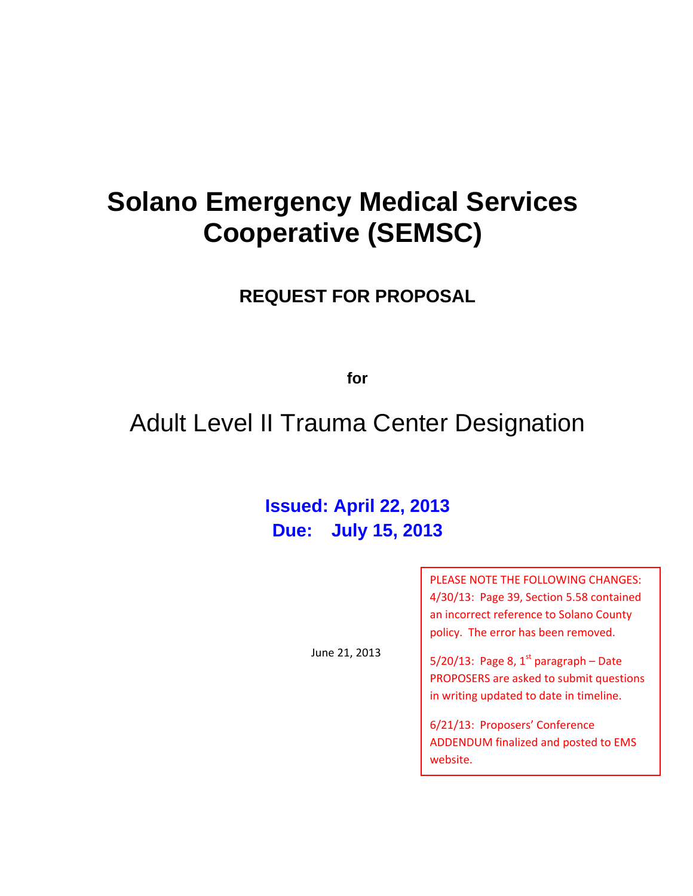# Solano Emergency Medical Services Cooperative (SEMSC)

## REQUEST FOR PROPOSAL

**for**

## Adult Level II Trauma Center Designation

**Issued: April 22, 2013**
**Due: July 15, 2013**

June 21, 2013

PLEASE NOTE THE FOLLOWING CHANGES:
4/30/13: Page 39, Section 5.58 contained an incorrect reference to Solano County policy. The error has been removed.

5/20/13: Page 8, 1st paragraph – Date PROPOSERS are asked to submit questions in writing updated to date in timeline.

6/21/13: Proposers' Conference ADDENDUM finalized and posted to EMS website.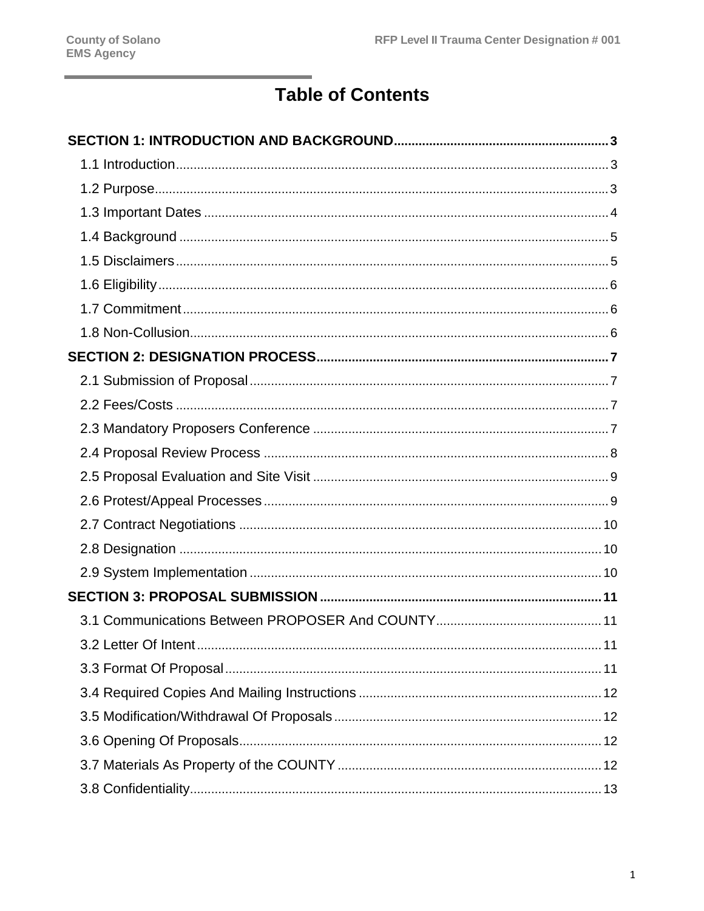# Table of Contents

**SECTION 1: INTRODUCTION AND BACKGROUND** ............ **3**

- 1.1 Introduction ............ 3
- 1.2 Purpose ............ 3
- 1.3 Important Dates ............ 4
- 1.4 Background ............ 5
- 1.5 Disclaimers ............ 5
- 1.6 Eligibility ............ 6
- 1.7 Commitment ............ 6
- 1.8 Non-Collusion ............ 6

**SECTION 2: DESIGNATION PROCESS** ............ **7**

- 2.1 Submission of Proposal ............ 7
- 2.2 Fees/Costs ............ 7
- 2.3 Mandatory Proposers Conference ............ 7
- 2.4 Proposal Review Process ............ 8
- 2.5 Proposal Evaluation and Site Visit ............ 9
- 2.6 Protest/Appeal Processes ............ 9
- 2.7 Contract Negotiations ............ 10
- 2.8 Designation ............ 10
- 2.9 System Implementation ............ 10

**SECTION 3: PROPOSAL SUBMISSION** ............ **11**

- 3.1 Communications Between PROPOSER And COUNTY ............ 11
- 3.2 Letter Of Intent ............ 11
- 3.3 Format Of Proposal ............ 11
- 3.4 Required Copies And Mailing Instructions ............ 12
- 3.5 Modification/Withdrawal Of Proposals ............ 12
- 3.6 Opening Of Proposals ............ 12
- 3.7 Materials As Property of the COUNTY ............ 12
- 3.8 Confidentiality ............ 13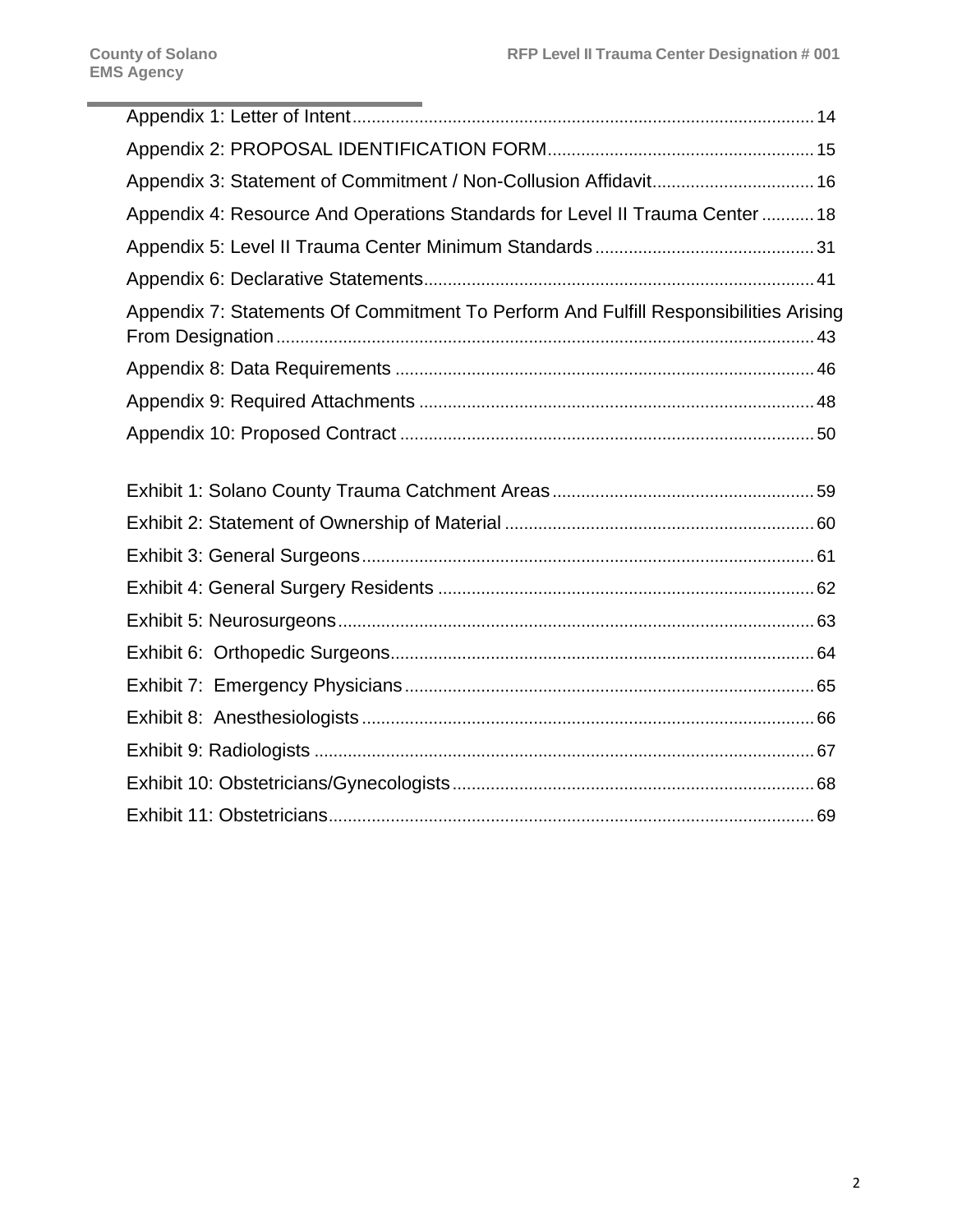Appendix 1: Letter of Intent ................................................................................................ 14

Appendix 2: PROPOSAL IDENTIFICATION FORM ....................................................... 15

Appendix 3: Statement of Commitment / Non-Collusion Affidavit ................................. 16

Appendix 4: Resource And Operations Standards for Level II Trauma Center ........... 18

Appendix 5: Level II Trauma Center Minimum Standards ............................................. 31

Appendix 6: Declarative Statements ................................................................................ 41

Appendix 7: Statements Of Commitment To Perform And Fulfill Responsibilities Arising From Designation ................................................................................................ 43

Appendix 8: Data Requirements ...................................................................................... 46

Appendix 9: Required Attachments .................................................................................. 48

Appendix 10: Proposed Contract ...................................................................................... 50

Exhibit 1: Solano County Trauma Catchment Areas ...................................................... 59

Exhibit 2: Statement of Ownership of Material ................................................................ 60

Exhibit 3: General Surgeons .............................................................................................. 61

Exhibit 4: General Surgery Residents .............................................................................. 62

Exhibit 5: Neurosurgeons .................................................................................................. 63

Exhibit 6: Orthopedic Surgeons ........................................................................................ 64

Exhibit 7: Emergency Physicians ..................................................................................... 65

Exhibit 8: Anesthesiologists .............................................................................................. 66

Exhibit 9: Radiologists ........................................................................................................ 67

Exhibit 10: Obstetricians/Gynecologists ........................................................................... 68

Exhibit 11: Obstetricians ..................................................................................................... 69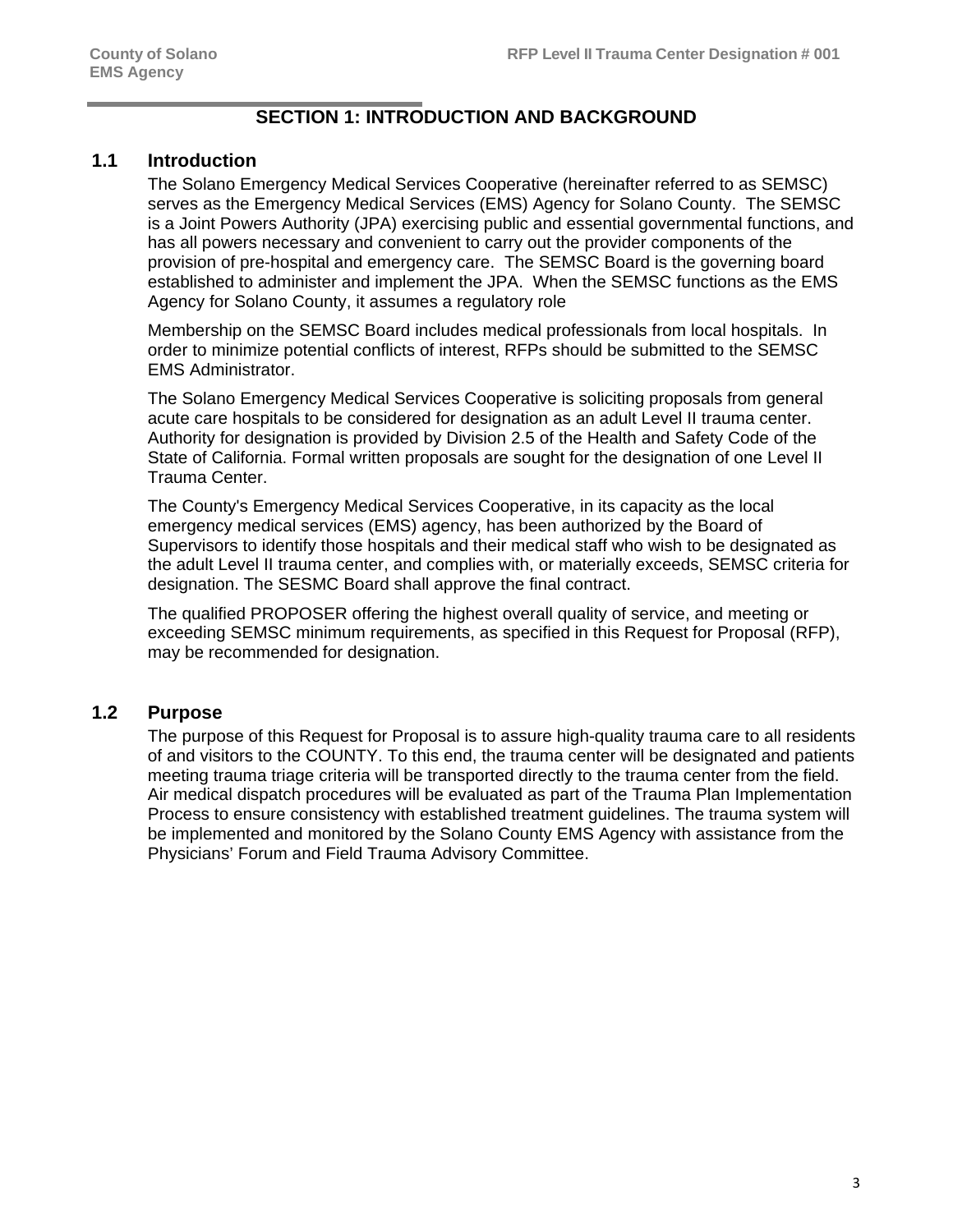## SECTION 1: INTRODUCTION AND BACKGROUND

### 1.1 Introduction

The Solano Emergency Medical Services Cooperative (hereinafter referred to as SEMSC) serves as the Emergency Medical Services (EMS) Agency for Solano County. The SEMSC is a Joint Powers Authority (JPA) exercising public and essential governmental functions, and has all powers necessary and convenient to carry out the provider components of the provision of pre-hospital and emergency care. The SEMSC Board is the governing board established to administer and implement the JPA. When the SEMSC functions as the EMS Agency for Solano County, it assumes a regulatory role

Membership on the SEMSC Board includes medical professionals from local hospitals. In order to minimize potential conflicts of interest, RFPs should be submitted to the SEMSC EMS Administrator.

The Solano Emergency Medical Services Cooperative is soliciting proposals from general acute care hospitals to be considered for designation as an adult Level II trauma center. Authority for designation is provided by Division 2.5 of the Health and Safety Code of the State of California. Formal written proposals are sought for the designation of one Level II Trauma Center.

The County's Emergency Medical Services Cooperative, in its capacity as the local emergency medical services (EMS) agency, has been authorized by the Board of Supervisors to identify those hospitals and their medical staff who wish to be designated as the adult Level II trauma center, and complies with, or materially exceeds, SEMSC criteria for designation. The SESMC Board shall approve the final contract.

The qualified PROPOSER offering the highest overall quality of service, and meeting or exceeding SEMSC minimum requirements, as specified in this Request for Proposal (RFP), may be recommended for designation.

### 1.2 Purpose

The purpose of this Request for Proposal is to assure high-quality trauma care to all residents of and visitors to the COUNTY. To this end, the trauma center will be designated and patients meeting trauma triage criteria will be transported directly to the trauma center from the field. Air medical dispatch procedures will be evaluated as part of the Trauma Plan Implementation Process to ensure consistency with established treatment guidelines. The trauma system will be implemented and monitored by the Solano County EMS Agency with assistance from the Physicians' Forum and Field Trauma Advisory Committee.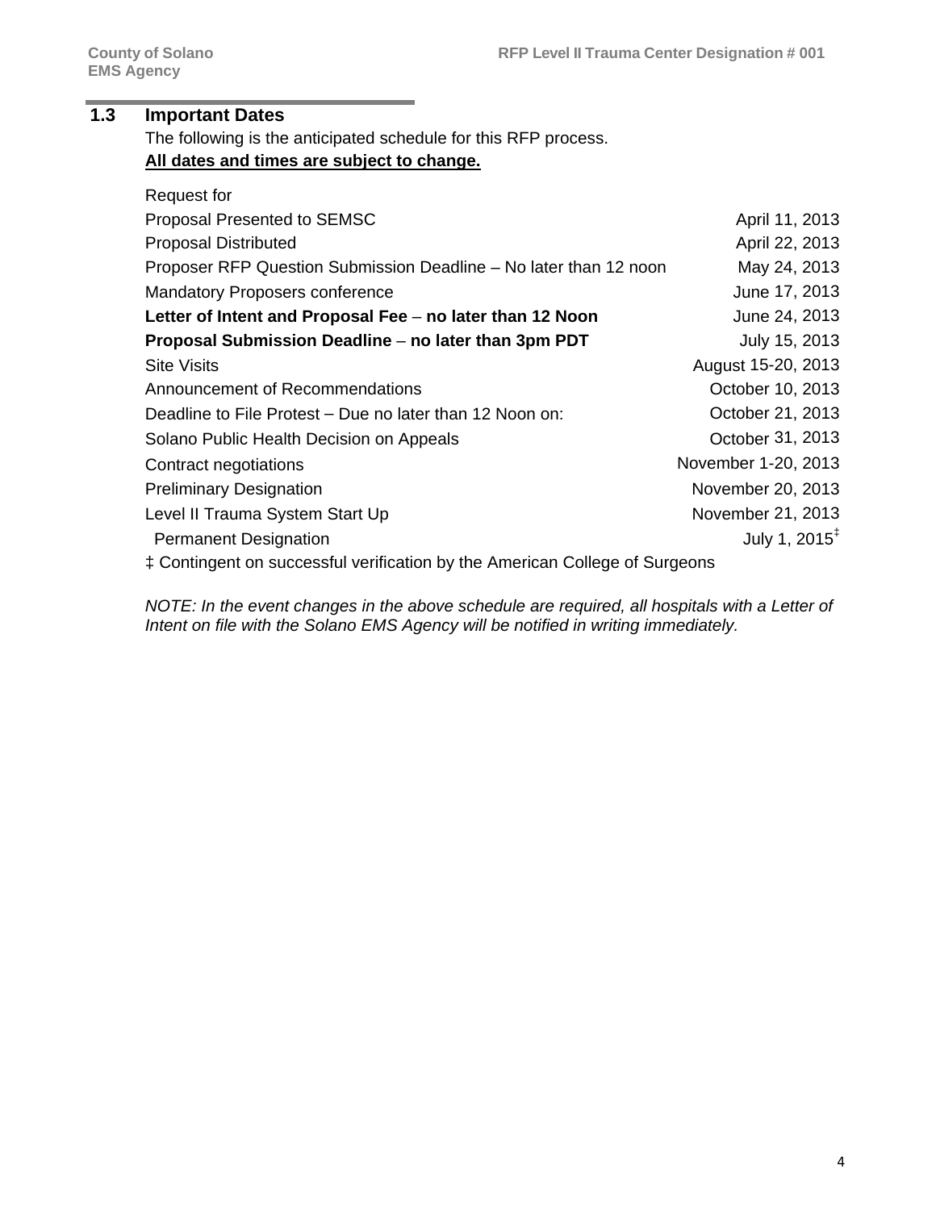## 1.3 Important Dates

The following is the anticipated schedule for this RFP process.
**All dates and times are subject to change.**

| | |
|---|---|
| Request for | |
| Proposal Presented to SEMSC | April 11, 2013 |
| Proposal Distributed | April 22, 2013 |
| Proposer RFP Question Submission Deadline – No later than 12 noon | May 24, 2013 |
| Mandatory Proposers conference | June 17, 2013 |
| **Letter of Intent and Proposal Fee** – **no later than 12 Noon** | June 24, 2013 |
| **Proposal Submission Deadline** – **no later than 3pm PDT** | July 15, 2013 |
| Site Visits | August 15-20, 2013 |
| Announcement of Recommendations | October 10, 2013 |
| Deadline to File Protest – Due no later than 12 Noon on: | October 21, 2013 |
| Solano Public Health Decision on Appeals | October 31, 2013 |
| Contract negotiations | November 1-20, 2013 |
| Preliminary Designation | November 20, 2013 |
| Level II Trauma System Start Up | November 21, 2013 |
| Permanent Designation | July 1, 2015‡ |

‡ Contingent on successful verification by the American College of Surgeons

*NOTE: In the event changes in the above schedule are required, all hospitals with a Letter of Intent on file with the Solano EMS Agency will be notified in writing immediately.*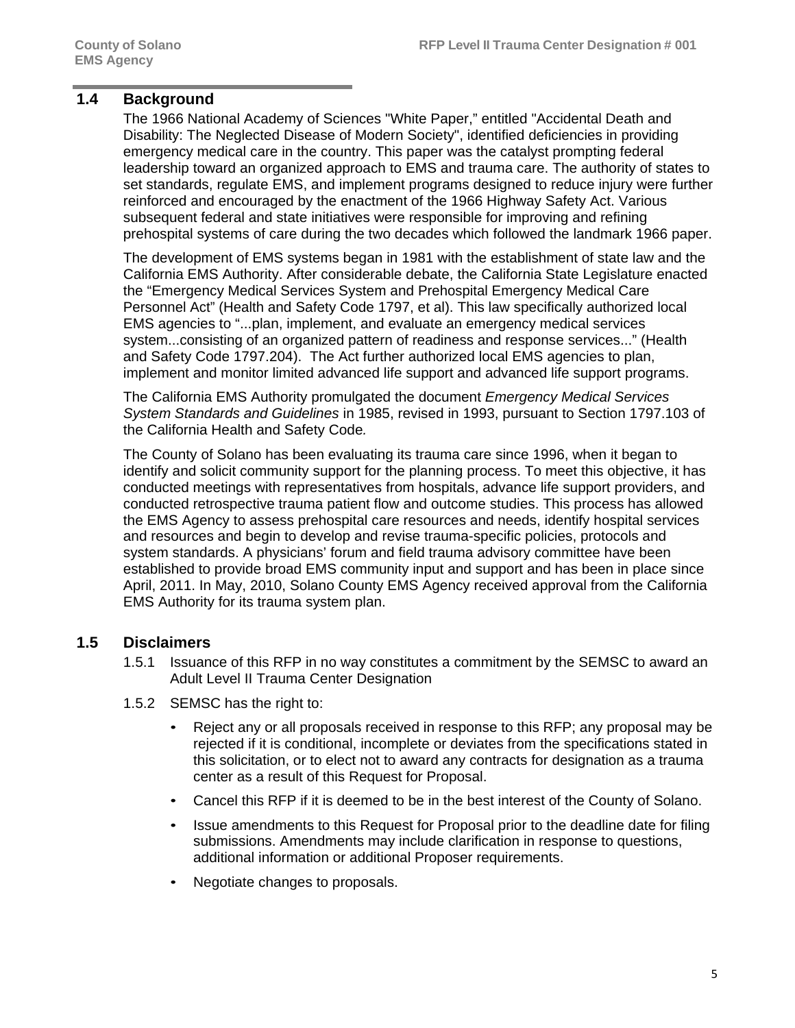## 1.4 Background

The 1966 National Academy of Sciences "White Paper," entitled "Accidental Death and Disability: The Neglected Disease of Modern Society", identified deficiencies in providing emergency medical care in the country. This paper was the catalyst prompting federal leadership toward an organized approach to EMS and trauma care. The authority of states to set standards, regulate EMS, and implement programs designed to reduce injury were further reinforced and encouraged by the enactment of the 1966 Highway Safety Act. Various subsequent federal and state initiatives were responsible for improving and refining prehospital systems of care during the two decades which followed the landmark 1966 paper.

The development of EMS systems began in 1981 with the establishment of state law and the California EMS Authority. After considerable debate, the California State Legislature enacted the "Emergency Medical Services System and Prehospital Emergency Medical Care Personnel Act" (Health and Safety Code 1797, et al). This law specifically authorized local EMS agencies to "...plan, implement, and evaluate an emergency medical services system...consisting of an organized pattern of readiness and response services..." (Health and Safety Code 1797.204). The Act further authorized local EMS agencies to plan, implement and monitor limited advanced life support and advanced life support programs.

The California EMS Authority promulgated the document *Emergency Medical Services System Standards and Guidelines* in 1985, revised in 1993, pursuant to Section 1797.103 of the California Health and Safety Code.

The County of Solano has been evaluating its trauma care since 1996, when it began to identify and solicit community support for the planning process. To meet this objective, it has conducted meetings with representatives from hospitals, advance life support providers, and conducted retrospective trauma patient flow and outcome studies. This process has allowed the EMS Agency to assess prehospital care resources and needs, identify hospital services and resources and begin to develop and revise trauma-specific policies, protocols and system standards. A physicians' forum and field trauma advisory committee have been established to provide broad EMS community input and support and has been in place since April, 2011. In May, 2010, Solano County EMS Agency received approval from the California EMS Authority for its trauma system plan.

## 1.5 Disclaimers

1.5.1 Issuance of this RFP in no way constitutes a commitment by the SEMSC to award an Adult Level II Trauma Center Designation

1.5.2 SEMSC has the right to:

- Reject any or all proposals received in response to this RFP; any proposal may be rejected if it is conditional, incomplete or deviates from the specifications stated in this solicitation, or to elect not to award any contracts for designation as a trauma center as a result of this Request for Proposal.
- Cancel this RFP if it is deemed to be in the best interest of the County of Solano.
- Issue amendments to this Request for Proposal prior to the deadline date for filing submissions. Amendments may include clarification in response to questions, additional information or additional Proposer requirements.
- Negotiate changes to proposals.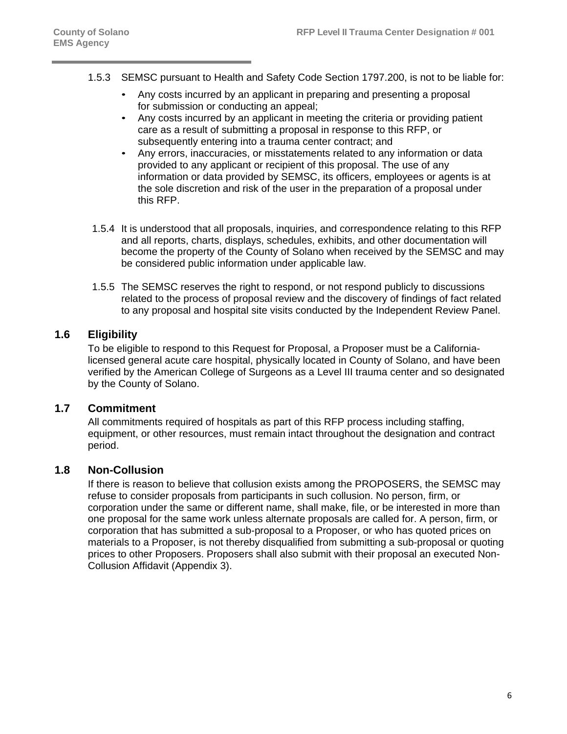1.5.3 SEMSC pursuant to Health and Safety Code Section 1797.200, is not to be liable for:

- Any costs incurred by an applicant in preparing and presenting a proposal for submission or conducting an appeal;
- Any costs incurred by an applicant in meeting the criteria or providing patient care as a result of submitting a proposal in response to this RFP, or subsequently entering into a trauma center contract; and
- Any errors, inaccuracies, or misstatements related to any information or data provided to any applicant or recipient of this proposal. The use of any information or data provided by SEMSC, its officers, employees or agents is at the sole discretion and risk of the user in the preparation of a proposal under this RFP.

1.5.4 It is understood that all proposals, inquiries, and correspondence relating to this RFP and all reports, charts, displays, schedules, exhibits, and other documentation will become the property of the County of Solano when received by the SEMSC and may be considered public information under applicable law.

1.5.5 The SEMSC reserves the right to respond, or not respond publicly to discussions related to the process of proposal review and the discovery of findings of fact related to any proposal and hospital site visits conducted by the Independent Review Panel.

## 1.6 Eligibility

To be eligible to respond to this Request for Proposal, a Proposer must be a California-licensed general acute care hospital, physically located in County of Solano, and have been verified by the American College of Surgeons as a Level III trauma center and so designated by the County of Solano.

## 1.7 Commitment

All commitments required of hospitals as part of this RFP process including staffing, equipment, or other resources, must remain intact throughout the designation and contract period.

## 1.8 Non-Collusion

If there is reason to believe that collusion exists among the PROPOSERS, the SEMSC may refuse to consider proposals from participants in such collusion. No person, firm, or corporation under the same or different name, shall make, file, or be interested in more than one proposal for the same work unless alternate proposals are called for. A person, firm, or corporation that has submitted a sub-proposal to a Proposer, or who has quoted prices on materials to a Proposer, is not thereby disqualified from submitting a sub-proposal or quoting prices to other Proposers. Proposers shall also submit with their proposal an executed Non-Collusion Affidavit (Appendix 3).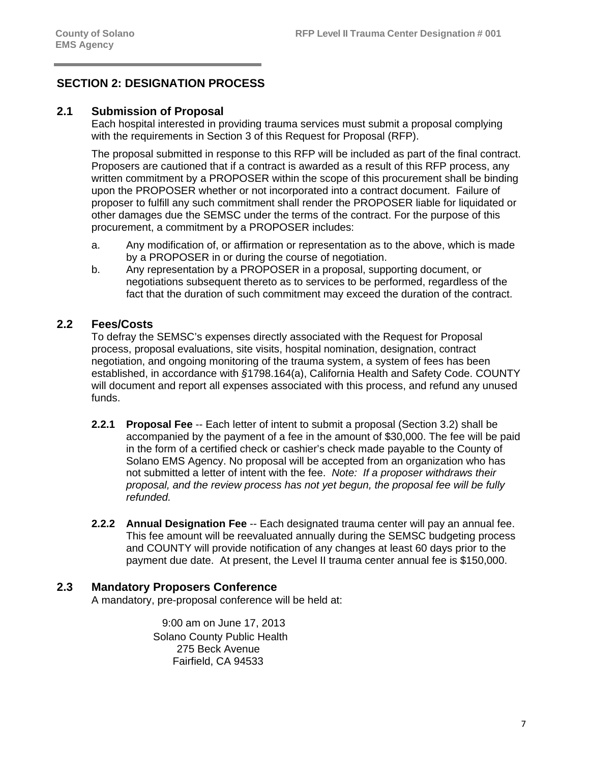## SECTION 2: DESIGNATION PROCESS

### 2.1 Submission of Proposal

Each hospital interested in providing trauma services must submit a proposal complying with the requirements in Section 3 of this Request for Proposal (RFP).

The proposal submitted in response to this RFP will be included as part of the final contract. Proposers are cautioned that if a contract is awarded as a result of this RFP process, any written commitment by a PROPOSER within the scope of this procurement shall be binding upon the PROPOSER whether or not incorporated into a contract document. Failure of proposer to fulfill any such commitment shall render the PROPOSER liable for liquidated or other damages due the SEMSC under the terms of the contract. For the purpose of this procurement, a commitment by a PROPOSER includes:

a. Any modification of, or affirmation or representation as to the above, which is made by a PROPOSER in or during the course of negotiation.

b. Any representation by a PROPOSER in a proposal, supporting document, or negotiations subsequent thereto as to services to be performed, regardless of the fact that the duration of such commitment may exceed the duration of the contract.

### 2.2 Fees/Costs

To defray the SEMSC's expenses directly associated with the Request for Proposal process, proposal evaluations, site visits, hospital nomination, designation, contract negotiation, and ongoing monitoring of the trauma system, a system of fees has been established, in accordance with §1798.164(a), California Health and Safety Code. COUNTY will document and report all expenses associated with this process, and refund any unused funds.

**2.2.1 Proposal Fee** -- Each letter of intent to submit a proposal (Section 3.2) shall be accompanied by the payment of a fee in the amount of $30,000. The fee will be paid in the form of a certified check or cashier's check made payable to the County of Solano EMS Agency. No proposal will be accepted from an organization who has not submitted a letter of intent with the fee. *Note: If a proposer withdraws their proposal, and the review process has not yet begun, the proposal fee will be fully refunded.*

**2.2.2 Annual Designation Fee** -- Each designated trauma center will pay an annual fee. This fee amount will be reevaluated annually during the SEMSC budgeting process and COUNTY will provide notification of any changes at least 60 days prior to the payment due date. At present, the Level II trauma center annual fee is $150,000.

### 2.3 Mandatory Proposers Conference

A mandatory, pre-proposal conference will be held at:

9:00 am on June 17, 2013
Solano County Public Health
275 Beck Avenue
Fairfield, CA 94533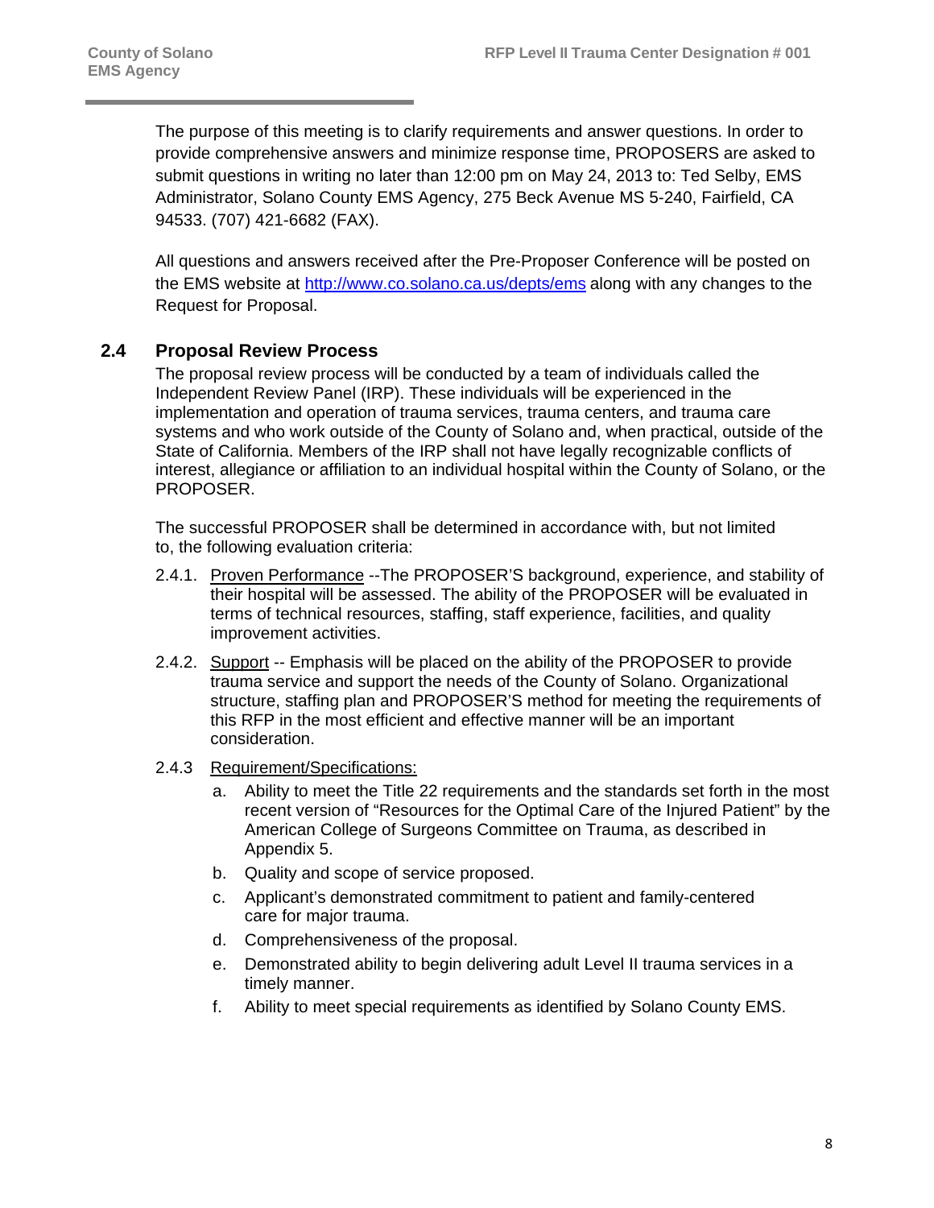The purpose of this meeting is to clarify requirements and answer questions. In order to provide comprehensive answers and minimize response time, PROPOSERS are asked to submit questions in writing no later than 12:00 pm on May 24, 2013 to: Ted Selby, EMS Administrator, Solano County EMS Agency, 275 Beck Avenue MS 5-240, Fairfield, CA 94533. (707) 421-6682 (FAX).

All questions and answers received after the Pre-Proposer Conference will be posted on the EMS website at http://www.co.solano.ca.us/depts/ems along with any changes to the Request for Proposal.

## 2.4 Proposal Review Process

The proposal review process will be conducted by a team of individuals called the Independent Review Panel (IRP). These individuals will be experienced in the implementation and operation of trauma services, trauma centers, and trauma care systems and who work outside of the County of Solano and, when practical, outside of the State of California. Members of the IRP shall not have legally recognizable conflicts of interest, allegiance or affiliation to an individual hospital within the County of Solano, or the PROPOSER.

The successful PROPOSER shall be determined in accordance with, but not limited to, the following evaluation criteria:

2.4.1. Proven Performance --The PROPOSER'S background, experience, and stability of their hospital will be assessed. The ability of the PROPOSER will be evaluated in terms of technical resources, staffing, staff experience, facilities, and quality improvement activities.

2.4.2. Support -- Emphasis will be placed on the ability of the PROPOSER to provide trauma service and support the needs of the County of Solano. Organizational structure, staffing plan and PROPOSER'S method for meeting the requirements of this RFP in the most efficient and effective manner will be an important consideration.

2.4.3 Requirement/Specifications:

a. Ability to meet the Title 22 requirements and the standards set forth in the most recent version of "Resources for the Optimal Care of the Injured Patient" by the American College of Surgeons Committee on Trauma, as described in Appendix 5.

b. Quality and scope of service proposed.

c. Applicant's demonstrated commitment to patient and family-centered care for major trauma.

d. Comprehensiveness of the proposal.

e. Demonstrated ability to begin delivering adult Level II trauma services in a timely manner.

f. Ability to meet special requirements as identified by Solano County EMS.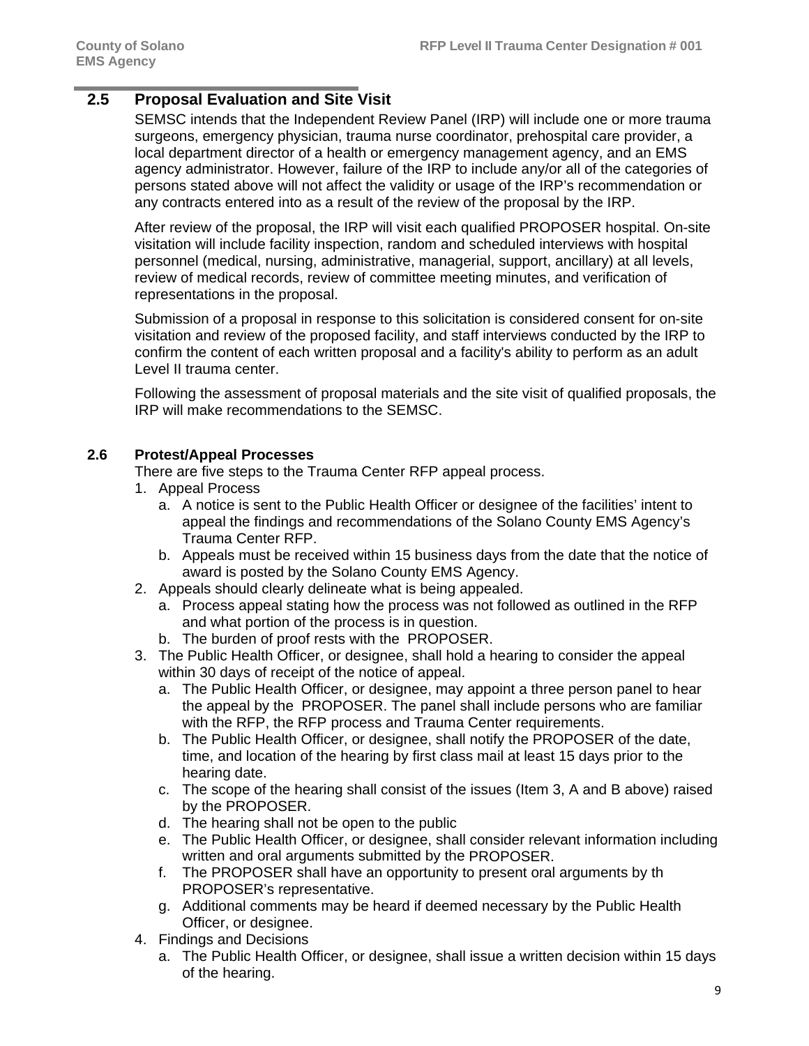## 2.5 Proposal Evaluation and Site Visit

SEMSC intends that the Independent Review Panel (IRP) will include one or more trauma surgeons, emergency physician, trauma nurse coordinator, prehospital care provider, a local department director of a health or emergency management agency, and an EMS agency administrator. However, failure of the IRP to include any/or all of the categories of persons stated above will not affect the validity or usage of the IRP's recommendation or any contracts entered into as a result of the review of the proposal by the IRP.

After review of the proposal, the IRP will visit each qualified PROPOSER hospital. On-site visitation will include facility inspection, random and scheduled interviews with hospital personnel (medical, nursing, administrative, managerial, support, ancillary) at all levels, review of medical records, review of committee meeting minutes, and verification of representations in the proposal.

Submission of a proposal in response to this solicitation is considered consent for on-site visitation and review of the proposed facility, and staff interviews conducted by the IRP to confirm the content of each written proposal and a facility's ability to perform as an adult Level II trauma center.

Following the assessment of proposal materials and the site visit of qualified proposals, the IRP will make recommendations to the SEMSC.

### 2.6 Protest/Appeal Processes

There are five steps to the Trauma Center RFP appeal process.

1. Appeal Process
   a. A notice is sent to the Public Health Officer or designee of the facilities' intent to appeal the findings and recommendations of the Solano County EMS Agency's Trauma Center RFP.
   b. Appeals must be received within 15 business days from the date that the notice of award is posted by the Solano County EMS Agency.
2. Appeals should clearly delineate what is being appealed.
   a. Process appeal stating how the process was not followed as outlined in the RFP and what portion of the process is in question.
   b. The burden of proof rests with the PROPOSER.
3. The Public Health Officer, or designee, shall hold a hearing to consider the appeal within 30 days of receipt of the notice of appeal.
   a. The Public Health Officer, or designee, may appoint a three person panel to hear the appeal by the PROPOSER. The panel shall include persons who are familiar with the RFP, the RFP process and Trauma Center requirements.
   b. The Public Health Officer, or designee, shall notify the PROPOSER of the date, time, and location of the hearing by first class mail at least 15 days prior to the hearing date.
   c. The scope of the hearing shall consist of the issues (Item 3, A and B above) raised by the PROPOSER.
   d. The hearing shall not be open to the public
   e. The Public Health Officer, or designee, shall consider relevant information including written and oral arguments submitted by the PROPOSER.
   f. The PROPOSER shall have an opportunity to present oral arguments by th PROPOSER's representative.
   g. Additional comments may be heard if deemed necessary by the Public Health Officer, or designee.
4. Findings and Decisions
   a. The Public Health Officer, or designee, shall issue a written decision within 15 days of the hearing.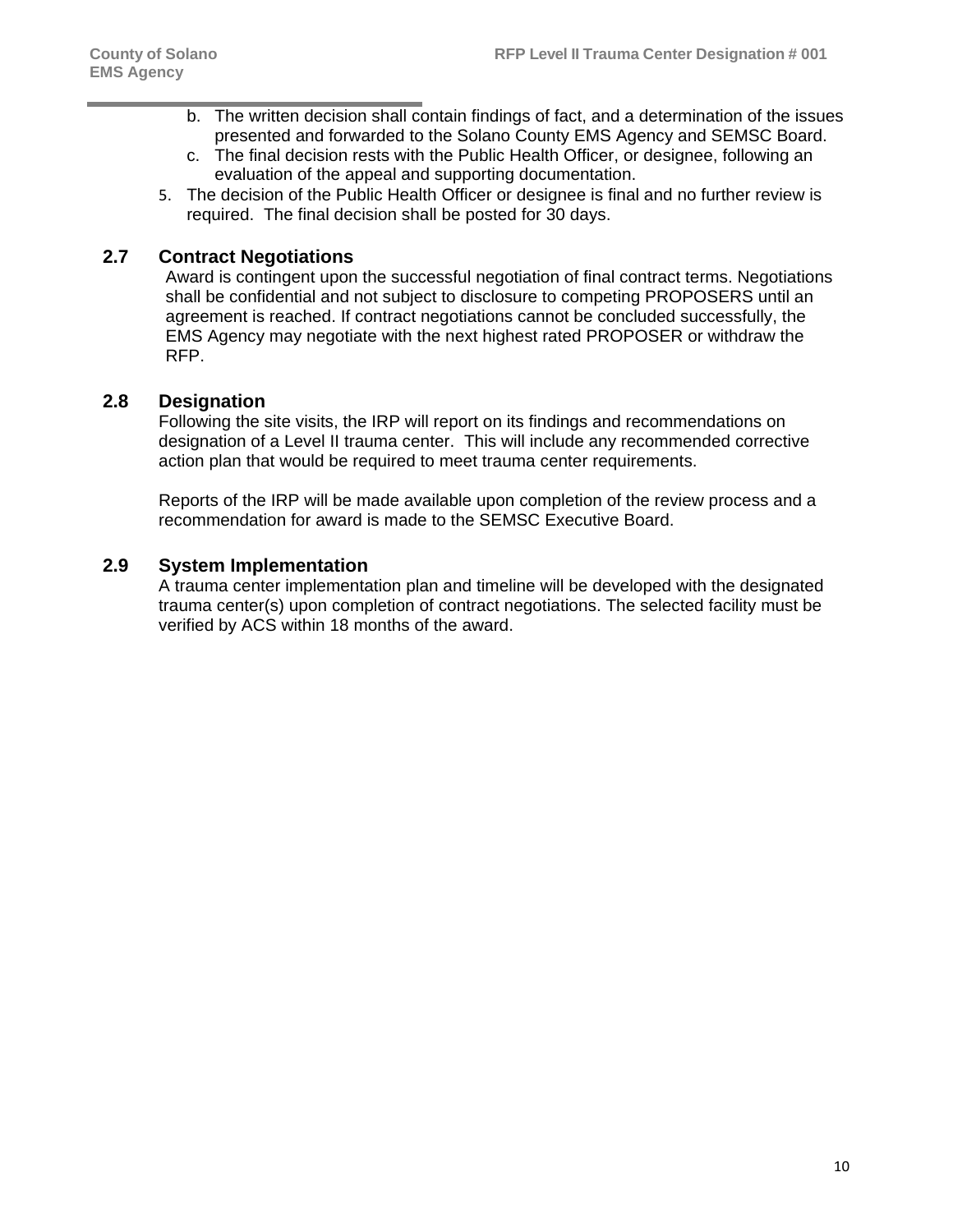b. The written decision shall contain findings of fact, and a determination of the issues presented and forwarded to the Solano County EMS Agency and SEMSC Board.
   c. The final decision rests with the Public Health Officer, or designee, following an evaluation of the appeal and supporting documentation.
5. The decision of the Public Health Officer or designee is final and no further review is required. The final decision shall be posted for 30 days.

## 2.7 Contract Negotiations

Award is contingent upon the successful negotiation of final contract terms. Negotiations shall be confidential and not subject to disclosure to competing PROPOSERS until an agreement is reached. If contract negotiations cannot be concluded successfully, the EMS Agency may negotiate with the next highest rated PROPOSER or withdraw the RFP.

## 2.8 Designation

Following the site visits, the IRP will report on its findings and recommendations on designation of a Level II trauma center. This will include any recommended corrective action plan that would be required to meet trauma center requirements.

Reports of the IRP will be made available upon completion of the review process and a recommendation for award is made to the SEMSC Executive Board.

## 2.9 System Implementation

A trauma center implementation plan and timeline will be developed with the designated trauma center(s) upon completion of contract negotiations. The selected facility must be verified by ACS within 18 months of the award.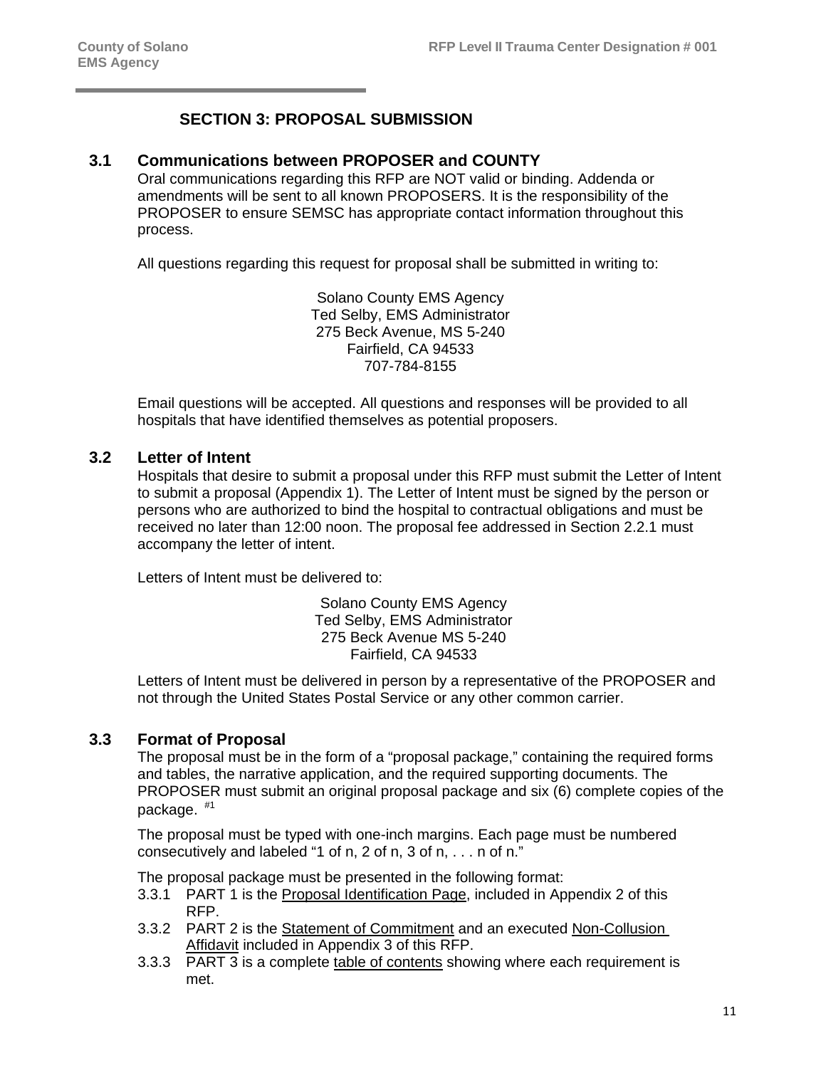## SECTION 3: PROPOSAL SUBMISSION

### 3.1 Communications between PROPOSER and COUNTY

Oral communications regarding this RFP are NOT valid or binding. Addenda or amendments will be sent to all known PROPOSERS. It is the responsibility of the PROPOSER to ensure SEMSC has appropriate contact information throughout this process.

All questions regarding this request for proposal shall be submitted in writing to:

Solano County EMS Agency
Ted Selby, EMS Administrator
275 Beck Avenue, MS 5-240
Fairfield, CA 94533
707-784-8155

Email questions will be accepted. All questions and responses will be provided to all hospitals that have identified themselves as potential proposers.

### 3.2 Letter of Intent

Hospitals that desire to submit a proposal under this RFP must submit the Letter of Intent to submit a proposal (Appendix 1). The Letter of Intent must be signed by the person or persons who are authorized to bind the hospital to contractual obligations and must be received no later than 12:00 noon. The proposal fee addressed in Section 2.2.1 must accompany the letter of intent.

Letters of Intent must be delivered to:

Solano County EMS Agency
Ted Selby, EMS Administrator
275 Beck Avenue MS 5-240
Fairfield, CA 94533

Letters of Intent must be delivered in person by a representative of the PROPOSER and not through the United States Postal Service or any other common carrier.

### 3.3 Format of Proposal

The proposal must be in the form of a "proposal package," containing the required forms and tables, the narrative application, and the required supporting documents. The PROPOSER must submit an original proposal package and six (6) complete copies of the package. [#1]

The proposal must be typed with one-inch margins. Each page must be numbered consecutively and labeled "1 of n, 2 of n, 3 of n, . . . n of n."

The proposal package must be presented in the following format:

3.3.1 PART 1 is the Proposal Identification Page, included in Appendix 2 of this RFP.

3.3.2 PART 2 is the Statement of Commitment and an executed Non-Collusion Affidavit included in Appendix 3 of this RFP.

3.3.3 PART 3 is a complete table of contents showing where each requirement is met.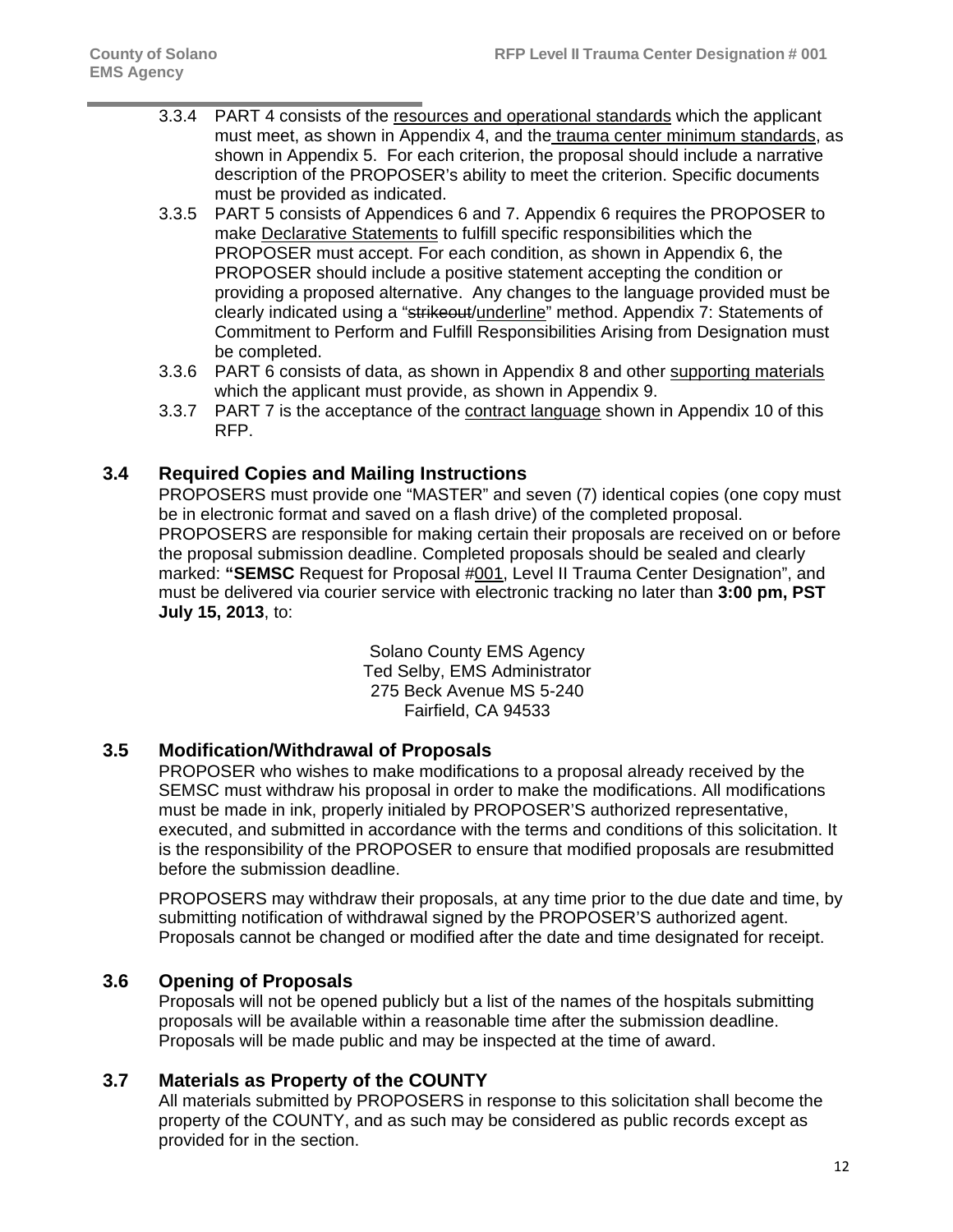3.3.4 PART 4 consists of the <u>resources and operational standards</u> which the applicant must meet, as shown in Appendix 4, and the <u>trauma center minimum standards</u>, as shown in Appendix 5. For each criterion, the proposal should include a narrative description of the PROPOSER's ability to meet the criterion. Specific documents must be provided as indicated.

3.3.5 PART 5 consists of Appendices 6 and 7. Appendix 6 requires the PROPOSER to make <u>Declarative Statements</u> to fulfill specific responsibilities which the PROPOSER must accept. For each condition, as shown in Appendix 6, the PROPOSER should include a positive statement accepting the condition or providing a proposed alternative. Any changes to the language provided must be clearly indicated using a "~~strikeout~~/<u>underline</u>" method. Appendix 7: Statements of Commitment to Perform and Fulfill Responsibilities Arising from Designation must be completed.

3.3.6 PART 6 consists of data, as shown in Appendix 8 and other <u>supporting materials</u> which the applicant must provide, as shown in Appendix 9.

3.3.7 PART 7 is the acceptance of the <u>contract language</u> shown in Appendix 10 of this RFP.

## 3.4 Required Copies and Mailing Instructions

PROPOSERS must provide one "MASTER" and seven (7) identical copies (one copy must be in electronic format and saved on a flash drive) of the completed proposal. PROPOSERS are responsible for making certain their proposals are received on or before the proposal submission deadline. Completed proposals should be sealed and clearly marked: **"SEMSC** Request for Proposal #<u>001</u>, Level II Trauma Center Designation", and must be delivered via courier service with electronic tracking no later than **3:00 pm, PST July 15, 2013**, to:

Solano County EMS Agency
Ted Selby, EMS Administrator
275 Beck Avenue MS 5-240
Fairfield, CA 94533

## 3.5 Modification/Withdrawal of Proposals

PROPOSER who wishes to make modifications to a proposal already received by the SEMSC must withdraw his proposal in order to make the modifications. All modifications must be made in ink, properly initialed by PROPOSER'S authorized representative, executed, and submitted in accordance with the terms and conditions of this solicitation. It is the responsibility of the PROPOSER to ensure that modified proposals are resubmitted before the submission deadline.

PROPOSERS may withdraw their proposals, at any time prior to the due date and time, by submitting notification of withdrawal signed by the PROPOSER'S authorized agent. Proposals cannot be changed or modified after the date and time designated for receipt.

## 3.6 Opening of Proposals

Proposals will not be opened publicly but a list of the names of the hospitals submitting proposals will be available within a reasonable time after the submission deadline. Proposals will be made public and may be inspected at the time of award.

## 3.7 Materials as Property of the COUNTY

All materials submitted by PROPOSERS in response to this solicitation shall become the property of the COUNTY, and as such may be considered as public records except as provided for in the section.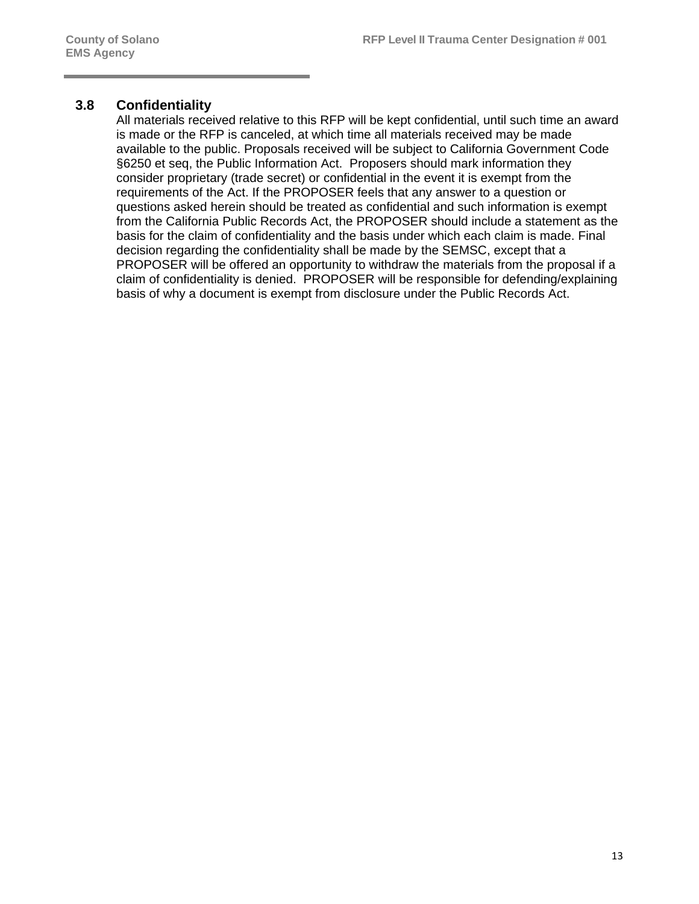### 3.8 Confidentiality

All materials received relative to this RFP will be kept confidential, until such time an award is made or the RFP is canceled, at which time all materials received may be made available to the public. Proposals received will be subject to California Government Code §6250 et seq, the Public Information Act. Proposers should mark information they consider proprietary (trade secret) or confidential in the event it is exempt from the requirements of the Act. If the PROPOSER feels that any answer to a question or questions asked herein should be treated as confidential and such information is exempt from the California Public Records Act, the PROPOSER should include a statement as the basis for the claim of confidentiality and the basis under which each claim is made. Final decision regarding the confidentiality shall be made by the SEMSC, except that a PROPOSER will be offered an opportunity to withdraw the materials from the proposal if a claim of confidentiality is denied. PROPOSER will be responsible for defending/explaining basis of why a document is exempt from disclosure under the Public Records Act.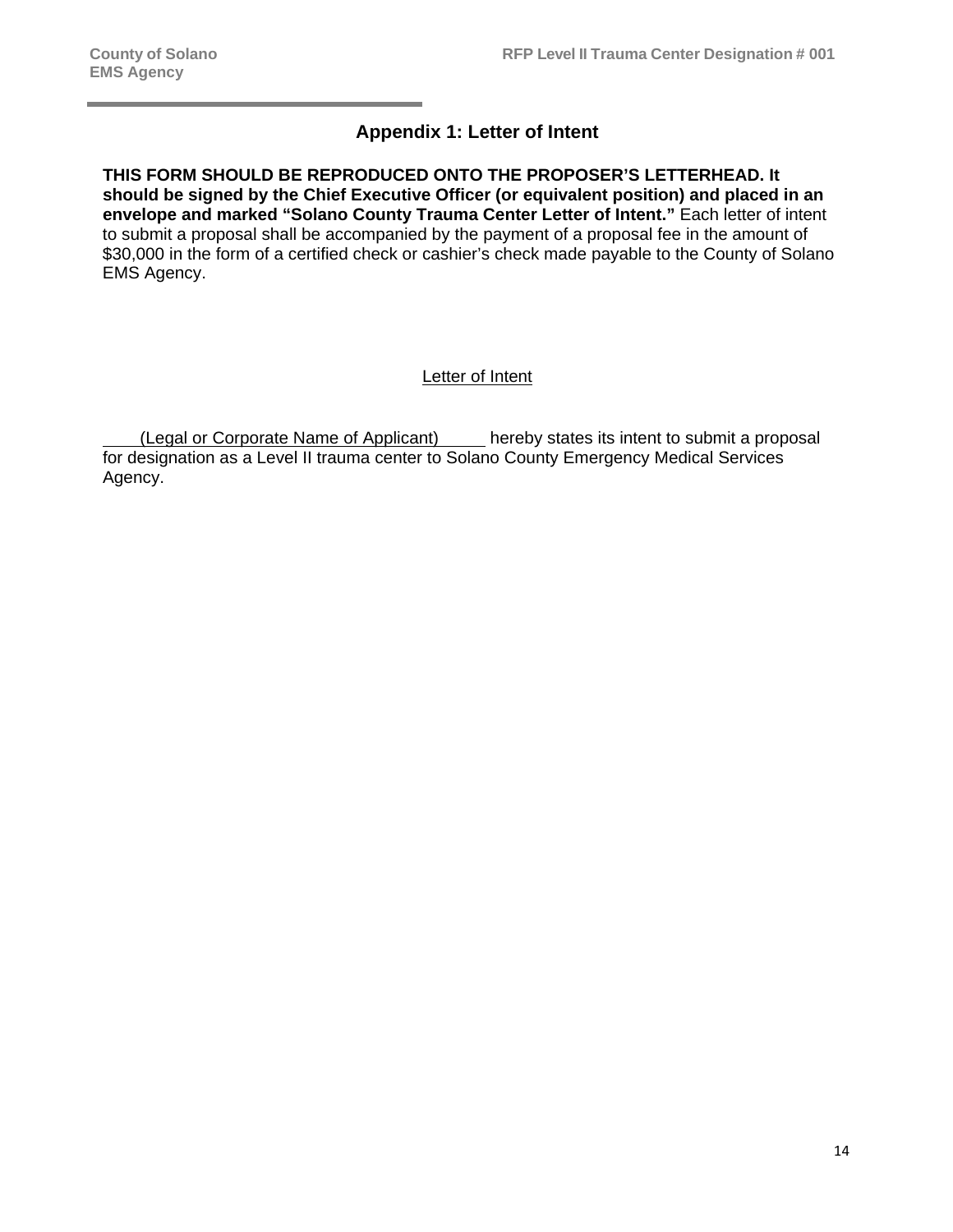## Appendix 1: Letter of Intent

**THIS FORM SHOULD BE REPRODUCED ONTO THE PROPOSER'S LETTERHEAD. It should be signed by the Chief Executive Officer (or equivalent position) and placed in an envelope and marked "Solano County Trauma Center Letter of Intent."** Each letter of intent to submit a proposal shall be accompanied by the payment of a proposal fee in the amount of $30,000 in the form of a certified check or cashier's check made payable to the County of Solano EMS Agency.

Letter of Intent

\_\_\_\_(Legal or Corporate Name of Applicant)\_\_\_\_ hereby states its intent to submit a proposal for designation as a Level II trauma center to Solano County Emergency Medical Services Agency.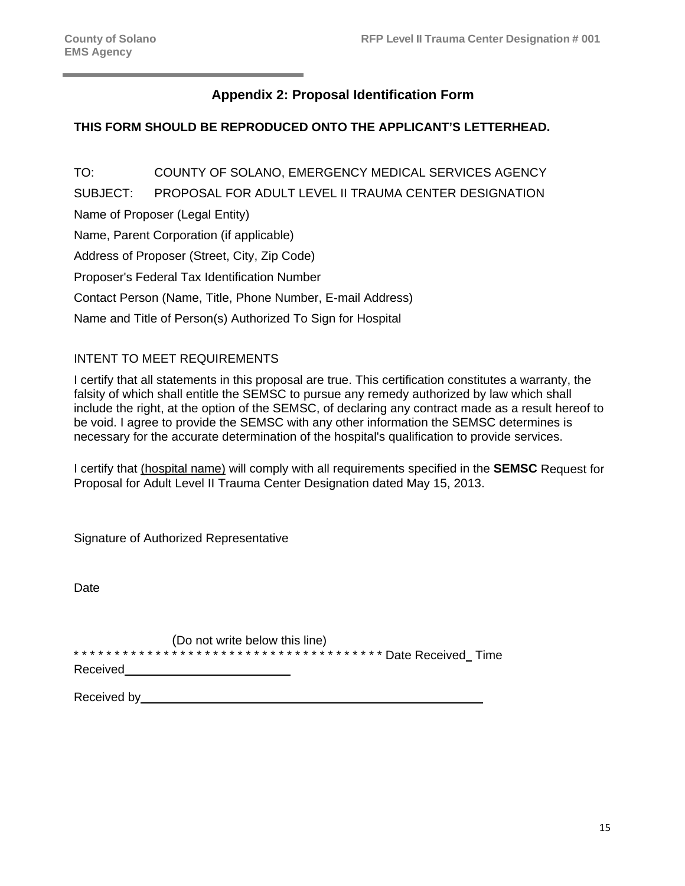## Appendix 2: Proposal Identification Form

**THIS FORM SHOULD BE REPRODUCED ONTO THE APPLICANT'S LETTERHEAD.**

TO: COUNTY OF SOLANO, EMERGENCY MEDICAL SERVICES AGENCY

SUBJECT: PROPOSAL FOR ADULT LEVEL II TRAUMA CENTER DESIGNATION

Name of Proposer (Legal Entity)

Name, Parent Corporation (if applicable)

Address of Proposer (Street, City, Zip Code)

Proposer's Federal Tax Identification Number

Contact Person (Name, Title, Phone Number, E-mail Address)

Name and Title of Person(s) Authorized To Sign for Hospital

INTENT TO MEET REQUIREMENTS

I certify that all statements in this proposal are true. This certification constitutes a warranty, the falsity of which shall entitle the SEMSC to pursue any remedy authorized by law which shall include the right, at the option of the SEMSC, of declaring any contract made as a result hereof to be void. I agree to provide the SEMSC with any other information the SEMSC determines is necessary for the accurate determination of the hospital's qualification to provide services.

I certify that <u>(hospital name)</u> will comply with all requirements specified in the **SEMSC** Request for Proposal for Adult Level II Trauma Center Designation dated May 15, 2013.

Signature of Authorized Representative

Date

(Do not write below this line)

* * * * * * * * * * * * * * * * * * * * * * * * * * * * * * * * * * * * * * Date Received_ Time Received________________________

Received by____________________________________________________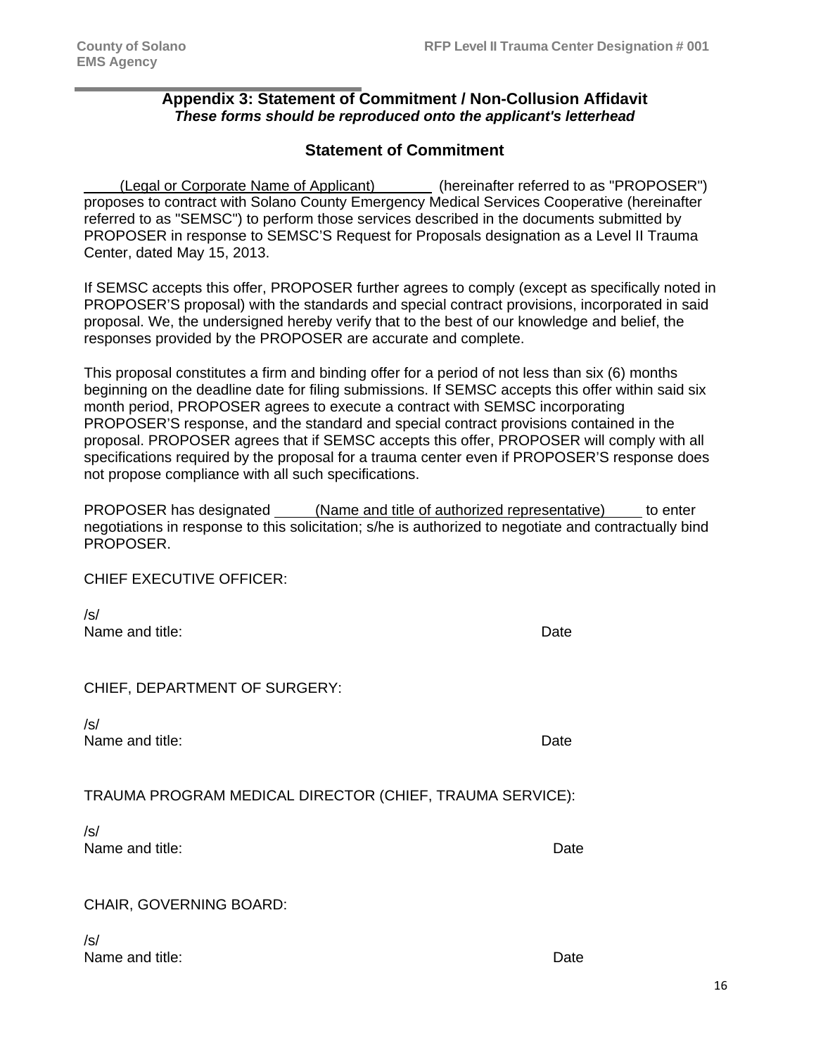## Appendix 3: Statement of Commitment / Non-Collusion Affidavit

***These forms should be reproduced onto the applicant's letterhead***

### Statement of Commitment

(Legal or Corporate Name of Applicant) (hereinafter referred to as "PROPOSER") proposes to contract with Solano County Emergency Medical Services Cooperative (hereinafter referred to as "SEMSC") to perform those services described in the documents submitted by PROPOSER in response to SEMSC'S Request for Proposals designation as a Level II Trauma Center, dated May 15, 2013.

If SEMSC accepts this offer, PROPOSER further agrees to comply (except as specifically noted in PROPOSER'S proposal) with the standards and special contract provisions, incorporated in said proposal. We, the undersigned hereby verify that to the best of our knowledge and belief, the responses provided by the PROPOSER are accurate and complete.

This proposal constitutes a firm and binding offer for a period of not less than six (6) months beginning on the deadline date for filing submissions. If SEMSC accepts this offer within said six month period, PROPOSER agrees to execute a contract with SEMSC incorporating PROPOSER'S response, and the standard and special contract provisions contained in the proposal. PROPOSER agrees that if SEMSC accepts this offer, PROPOSER will comply with all specifications required by the proposal for a trauma center even if PROPOSER'S response does not propose compliance with all such specifications.

PROPOSER has designated (Name and title of authorized representative) to enter negotiations in response to this solicitation; s/he is authorized to negotiate and contractually bind PROPOSER.

CHIEF EXECUTIVE OFFICER:

/s/
Name and title: Date

CHIEF, DEPARTMENT OF SURGERY:

/s/
Name and title: Date

TRAUMA PROGRAM MEDICAL DIRECTOR (CHIEF, TRAUMA SERVICE):

/s/
Name and title: Date

CHAIR, GOVERNING BOARD:

/s/
Name and title: Date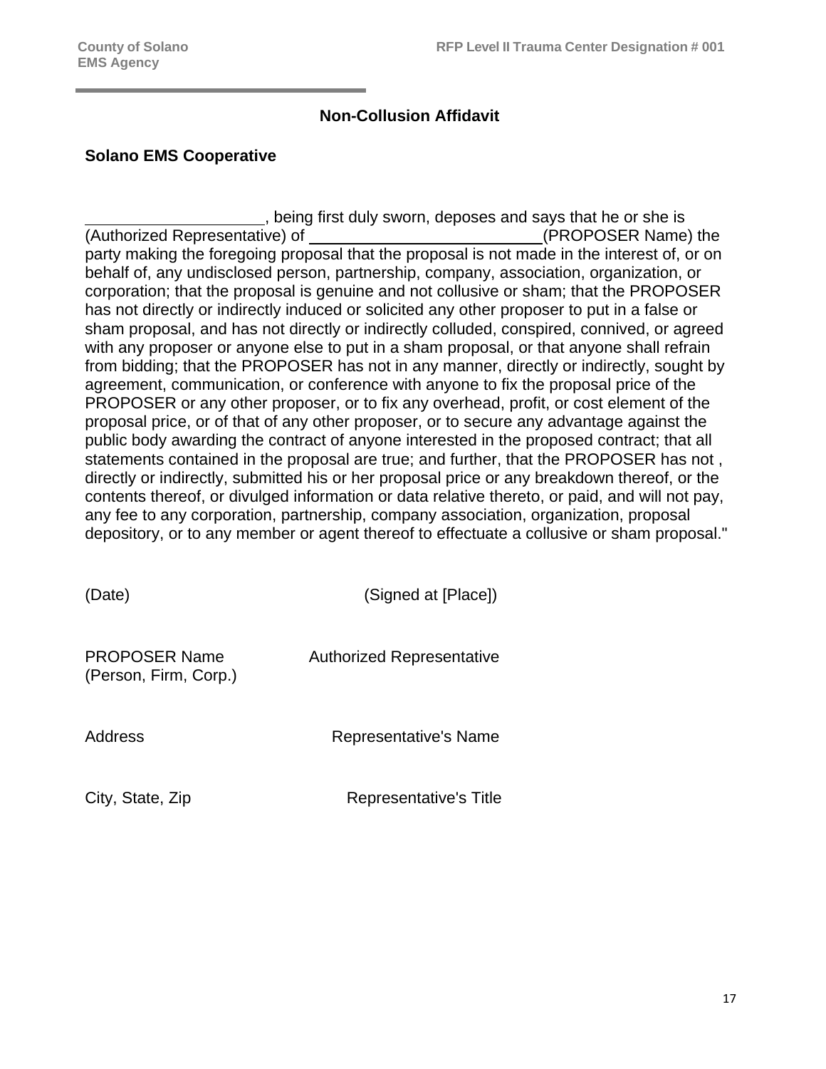## Non-Collusion Affidavit

**Solano EMS Cooperative**

____________________, being first duly sworn, deposes and says that he or she is (Authorized Representative) of __________________________(PROPOSER Name) the party making the foregoing proposal that the proposal is not made in the interest of, or on behalf of, any undisclosed person, partnership, company, association, organization, or corporation; that the proposal is genuine and not collusive or sham; that the PROPOSER has not directly or indirectly induced or solicited any other proposer to put in a false or sham proposal, and has not directly or indirectly colluded, conspired, connived, or agreed with any proposer or anyone else to put in a sham proposal, or that anyone shall refrain from bidding; that the PROPOSER has not in any manner, directly or indirectly, sought by agreement, communication, or conference with anyone to fix the proposal price of the PROPOSER or any other proposer, or to fix any overhead, profit, or cost element of the proposal price, or of that of any other proposer, or to secure any advantage against the public body awarding the contract of anyone interested in the proposed contract; that all statements contained in the proposal are true; and further, that the PROPOSER has not , directly or indirectly, submitted his or her proposal price or any breakdown thereof, or the contents thereof, or divulged information or data relative thereto, or paid, and will not pay, any fee to any corporation, partnership, company association, organization, proposal depository, or to any member or agent thereof to effectuate a collusive or sham proposal."

| | |
|---|---|
| (Date) | (Signed at [Place]) |
| PROPOSER Name (Person, Firm, Corp.) | Authorized Representative |
| Address | Representative's Name |
| City, State, Zip | Representative's Title |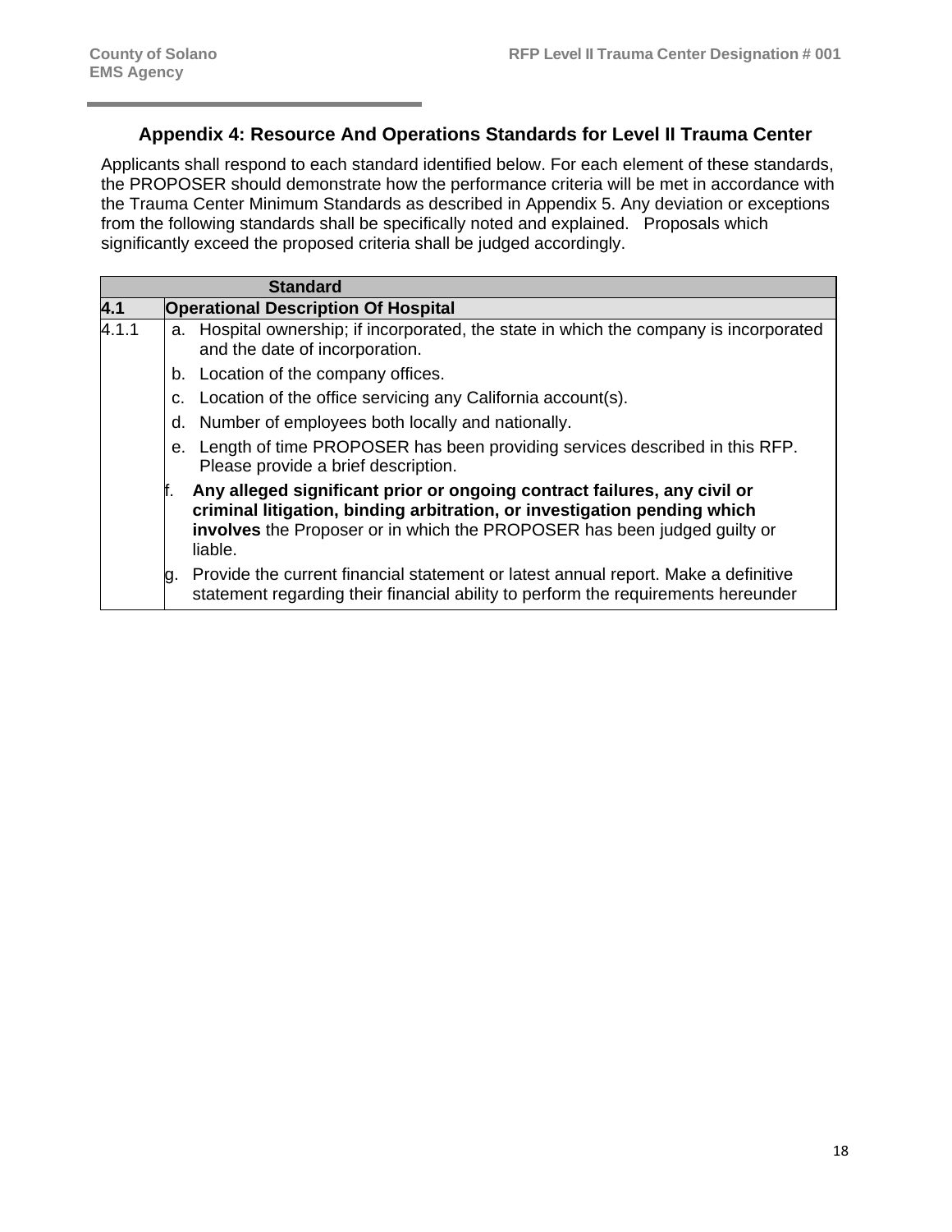## Appendix 4: Resource And Operations Standards for Level II Trauma Center

Applicants shall respond to each standard identified below. For each element of these standards, the PROPOSER should demonstrate how the performance criteria will be met in accordance with the Trauma Center Minimum Standards as described in Appendix 5. Any deviation or exceptions from the following standards shall be specifically noted and explained. Proposals which significantly exceed the proposed criteria shall be judged accordingly.

| Standard | |
|---|---|
| **4.1** | **Operational Description Of Hospital** |
| 4.1.1 | a. Hospital ownership; if incorporated, the state in which the company is incorporated and the date of incorporation.<br>b. Location of the company offices.<br>c. Location of the office servicing any California account(s).<br>d. Number of employees both locally and nationally.<br>e. Length of time PROPOSER has been providing services described in this RFP. Please provide a brief description.<br>f. **Any alleged significant prior or ongoing contract failures, any civil or criminal litigation, binding arbitration, or investigation pending which involves** the Proposer or in which the PROPOSER has been judged guilty or liable.<br>g. Provide the current financial statement or latest annual report. Make a definitive statement regarding their financial ability to perform the requirements hereunder |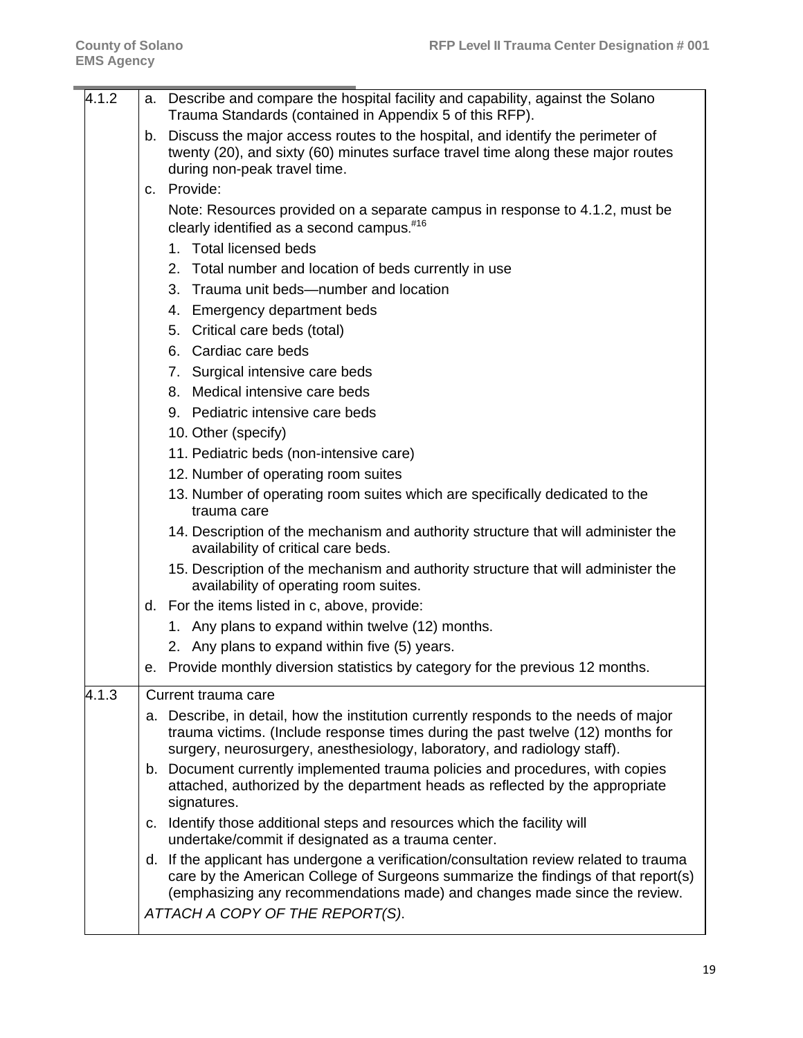| | |
|---|---|
| 4.1.2 | a. Describe and compare the hospital facility and capability, against the Solano Trauma Standards (contained in Appendix 5 of this RFP).<br>b. Discuss the major access routes to the hospital, and identify the perimeter of twenty (20), and sixty (60) minutes surface travel time along these major routes during non-peak travel time.<br>c. Provide:<br>Note: Resources provided on a separate campus in response to 4.1.2, must be clearly identified as a second campus.[#16]<br>1. Total licensed beds<br>2. Total number and location of beds currently in use<br>3. Trauma unit beds—number and location<br>4. Emergency department beds<br>5. Critical care beds (total)<br>6. Cardiac care beds<br>7. Surgical intensive care beds<br>8. Medical intensive care beds<br>9. Pediatric intensive care beds<br>10. Other (specify)<br>11. Pediatric beds (non-intensive care)<br>12. Number of operating room suites<br>13. Number of operating room suites which are specifically dedicated to the trauma care<br>14. Description of the mechanism and authority structure that will administer the availability of critical care beds.<br>15. Description of the mechanism and authority structure that will administer the availability of operating room suites.<br>d. For the items listed in c, above, provide:<br>1. Any plans to expand within twelve (12) months.<br>2. Any plans to expand within five (5) years.<br>e. Provide monthly diversion statistics by category for the previous 12 months. |
| 4.1.3 | Current trauma care<br>a. Describe, in detail, how the institution currently responds to the needs of major trauma victims. (Include response times during the past twelve (12) months for surgery, neurosurgery, anesthesiology, laboratory, and radiology staff).<br>b. Document currently implemented trauma policies and procedures, with copies attached, authorized by the department heads as reflected by the appropriate signatures.<br>c. Identify those additional steps and resources which the facility will undertake/commit if designated as a trauma center.<br>d. If the applicant has undergone a verification/consultation review related to trauma care by the American College of Surgeons summarize the findings of that report(s) (emphasizing any recommendations made) and changes made since the review.<br>*ATTACH A COPY OF THE REPORT(S).* |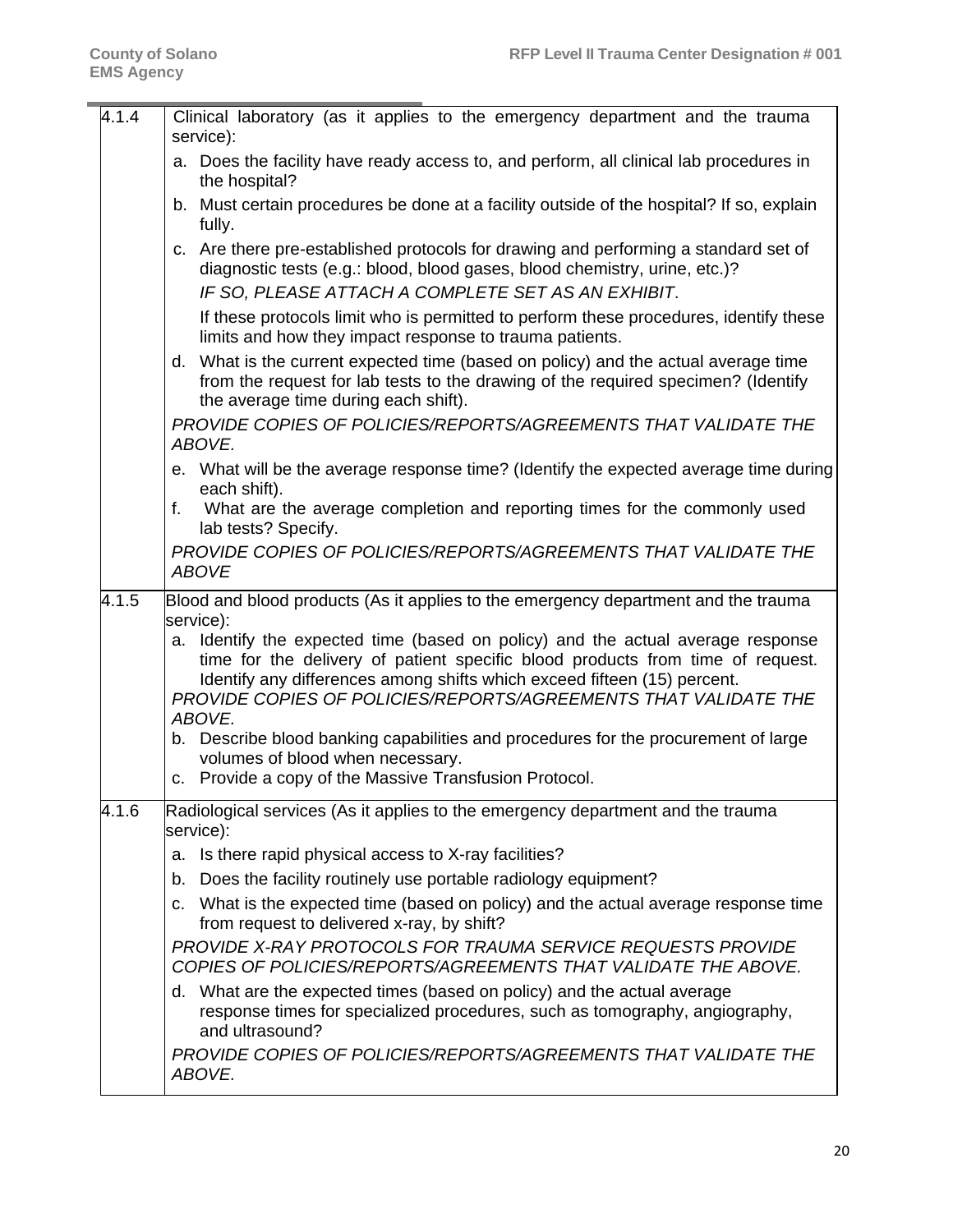| | |
|---|---|
| 4.1.4 | Clinical laboratory (as it applies to the emergency department and the trauma service):<br>a. Does the facility have ready access to, and perform, all clinical lab procedures in the hospital?<br>b. Must certain procedures be done at a facility outside of the hospital? If so, explain fully.<br>c. Are there pre-established protocols for drawing and performing a standard set of diagnostic tests (e.g.: blood, blood gases, blood chemistry, urine, etc.)?<br>*IF SO, PLEASE ATTACH A COMPLETE SET AS AN EXHIBIT*.<br>If these protocols limit who is permitted to perform these procedures, identify these limits and how they impact response to trauma patients.<br>d. What is the current expected time (based on policy) and the actual average time from the request for lab tests to the drawing of the required specimen? (Identify the average time during each shift).<br>*PROVIDE COPIES OF POLICIES/REPORTS/AGREEMENTS THAT VALIDATE THE ABOVE.*<br>e. What will be the average response time? (Identify the expected average time during each shift).<br>f. What are the average completion and reporting times for the commonly used lab tests? Specify.<br>*PROVIDE COPIES OF POLICIES/REPORTS/AGREEMENTS THAT VALIDATE THE ABOVE* |
| 4.1.5 | Blood and blood products (As it applies to the emergency department and the trauma service):<br>a. Identify the expected time (based on policy) and the actual average response time for the delivery of patient specific blood products from time of request. Identify any differences among shifts which exceed fifteen (15) percent.<br>*PROVIDE COPIES OF POLICIES/REPORTS/AGREEMENTS THAT VALIDATE THE ABOVE.*<br>b. Describe blood banking capabilities and procedures for the procurement of large volumes of blood when necessary.<br>c. Provide a copy of the Massive Transfusion Protocol. |
| 4.1.6 | Radiological services (As it applies to the emergency department and the trauma service):<br>a. Is there rapid physical access to X-ray facilities?<br>b. Does the facility routinely use portable radiology equipment?<br>c. What is the expected time (based on policy) and the actual average response time from request to delivered x-ray, by shift?<br>*PROVIDE X-RAY PROTOCOLS FOR TRAUMA SERVICE REQUESTS PROVIDE COPIES OF POLICIES/REPORTS/AGREEMENTS THAT VALIDATE THE ABOVE.*<br>d. What are the expected times (based on policy) and the actual average response times for specialized procedures, such as tomography, angiography, and ultrasound?<br>*PROVIDE COPIES OF POLICIES/REPORTS/AGREEMENTS THAT VALIDATE THE ABOVE.* |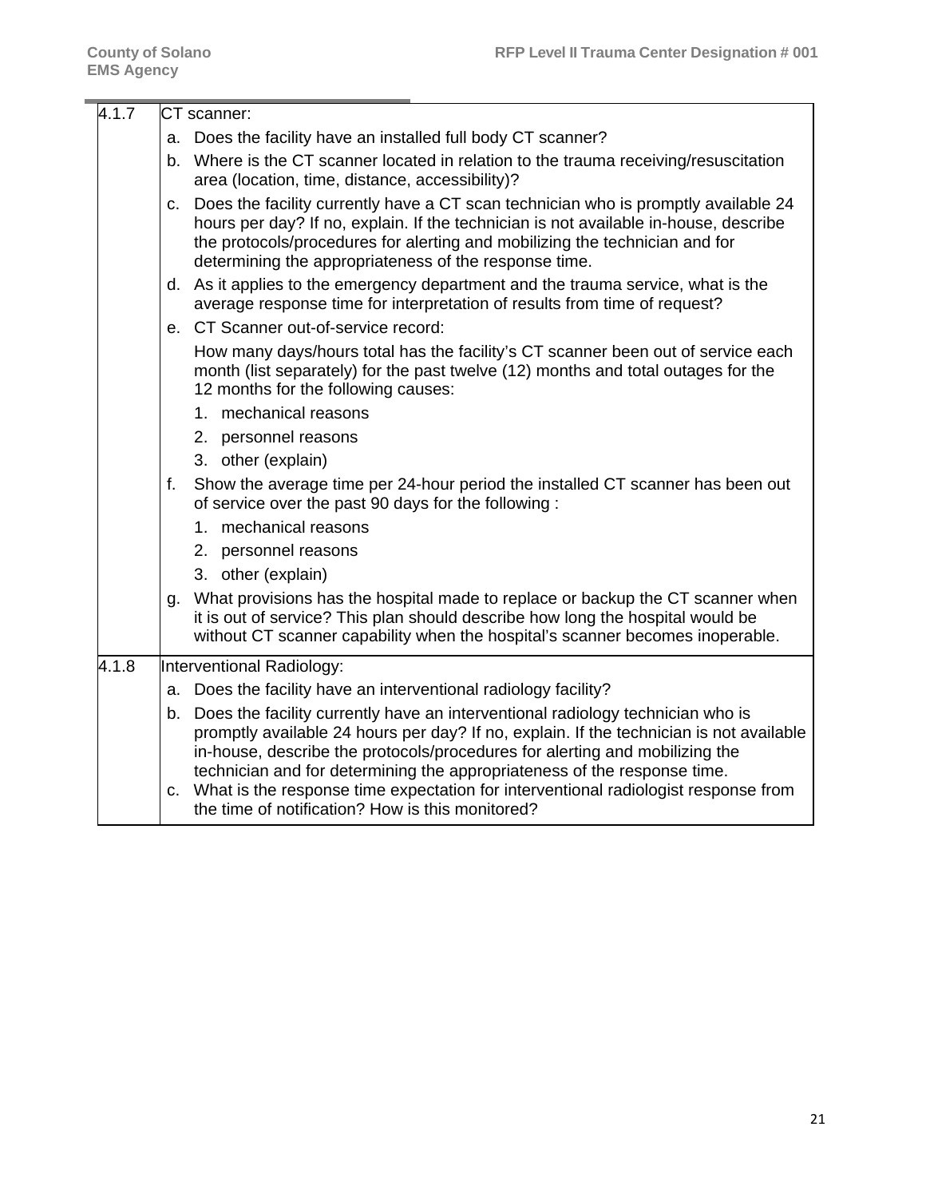| | |
|---|---|
| 4.1.7 | CT scanner:<br>a. Does the facility have an installed full body CT scanner?<br>b. Where is the CT scanner located in relation to the trauma receiving/resuscitation area (location, time, distance, accessibility)?<br>c. Does the facility currently have a CT scan technician who is promptly available 24 hours per day? If no, explain. If the technician is not available in-house, describe the protocols/procedures for alerting and mobilizing the technician and for determining the appropriateness of the response time.<br>d. As it applies to the emergency department and the trauma service, what is the average response time for interpretation of results from time of request?<br>e. CT Scanner out-of-service record:<br>How many days/hours total has the facility's CT scanner been out of service each month (list separately) for the past twelve (12) months and total outages for the 12 months for the following causes:<br>1. mechanical reasons<br>2. personnel reasons<br>3. other (explain)<br>f. Show the average time per 24-hour period the installed CT scanner has been out of service over the past 90 days for the following :<br>1. mechanical reasons<br>2. personnel reasons<br>3. other (explain)<br>g. What provisions has the hospital made to replace or backup the CT scanner when it is out of service? This plan should describe how long the hospital would be without CT scanner capability when the hospital's scanner becomes inoperable. |
| 4.1.8 | Interventional Radiology:<br>a. Does the facility have an interventional radiology facility?<br>b. Does the facility currently have an interventional radiology technician who is promptly available 24 hours per day? If no, explain. If the technician is not available in-house, describe the protocols/procedures for alerting and mobilizing the technician and for determining the appropriateness of the response time.<br>c. What is the response time expectation for interventional radiologist response from the time of notification? How is this monitored? |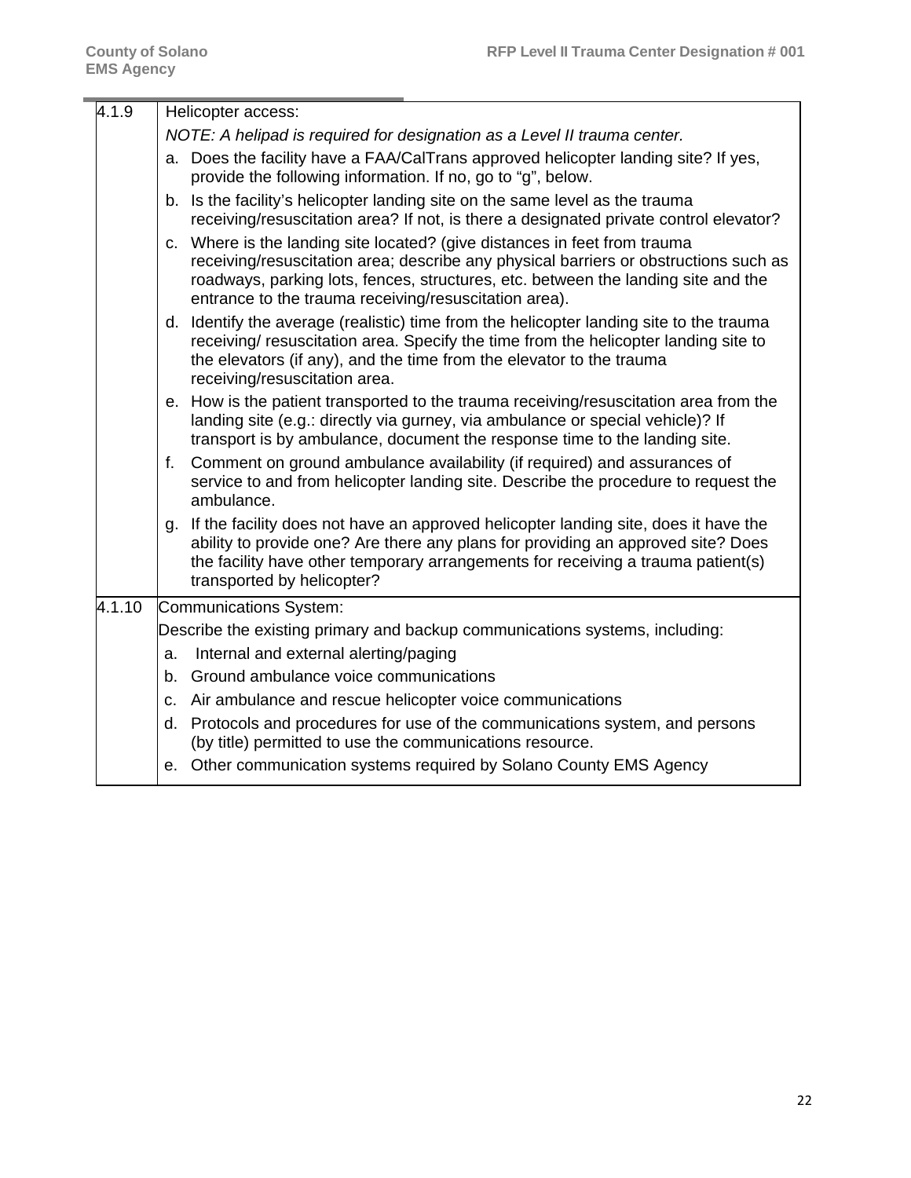| | |
|---|---|
| 4.1.9 | Helicopter access:<br>*NOTE: A helipad is required for designation as a Level II trauma center.*<br>a. Does the facility have a FAA/CalTrans approved helicopter landing site? If yes, provide the following information. If no, go to "g", below.<br>b. Is the facility's helicopter landing site on the same level as the trauma receiving/resuscitation area? If not, is there a designated private control elevator?<br>c. Where is the landing site located? (give distances in feet from trauma receiving/resuscitation area; describe any physical barriers or obstructions such as roadways, parking lots, fences, structures, etc. between the landing site and the entrance to the trauma receiving/resuscitation area).<br>d. Identify the average (realistic) time from the helicopter landing site to the trauma receiving/ resuscitation area. Specify the time from the helicopter landing site to the elevators (if any), and the time from the elevator to the trauma receiving/resuscitation area.<br>e. How is the patient transported to the trauma receiving/resuscitation area from the landing site (e.g.: directly via gurney, via ambulance or special vehicle)? If transport is by ambulance, document the response time to the landing site.<br>f. Comment on ground ambulance availability (if required) and assurances of service to and from helicopter landing site. Describe the procedure to request the ambulance.<br>g. If the facility does not have an approved helicopter landing site, does it have the ability to provide one? Are there any plans for providing an approved site? Does the facility have other temporary arrangements for receiving a trauma patient(s) transported by helicopter? |
| 4.1.10 | Communications System:<br>Describe the existing primary and backup communications systems, including:<br>a. Internal and external alerting/paging<br>b. Ground ambulance voice communications<br>c. Air ambulance and rescue helicopter voice communications<br>d. Protocols and procedures for use of the communications system, and persons (by title) permitted to use the communications resource.<br>e. Other communication systems required by Solano County EMS Agency |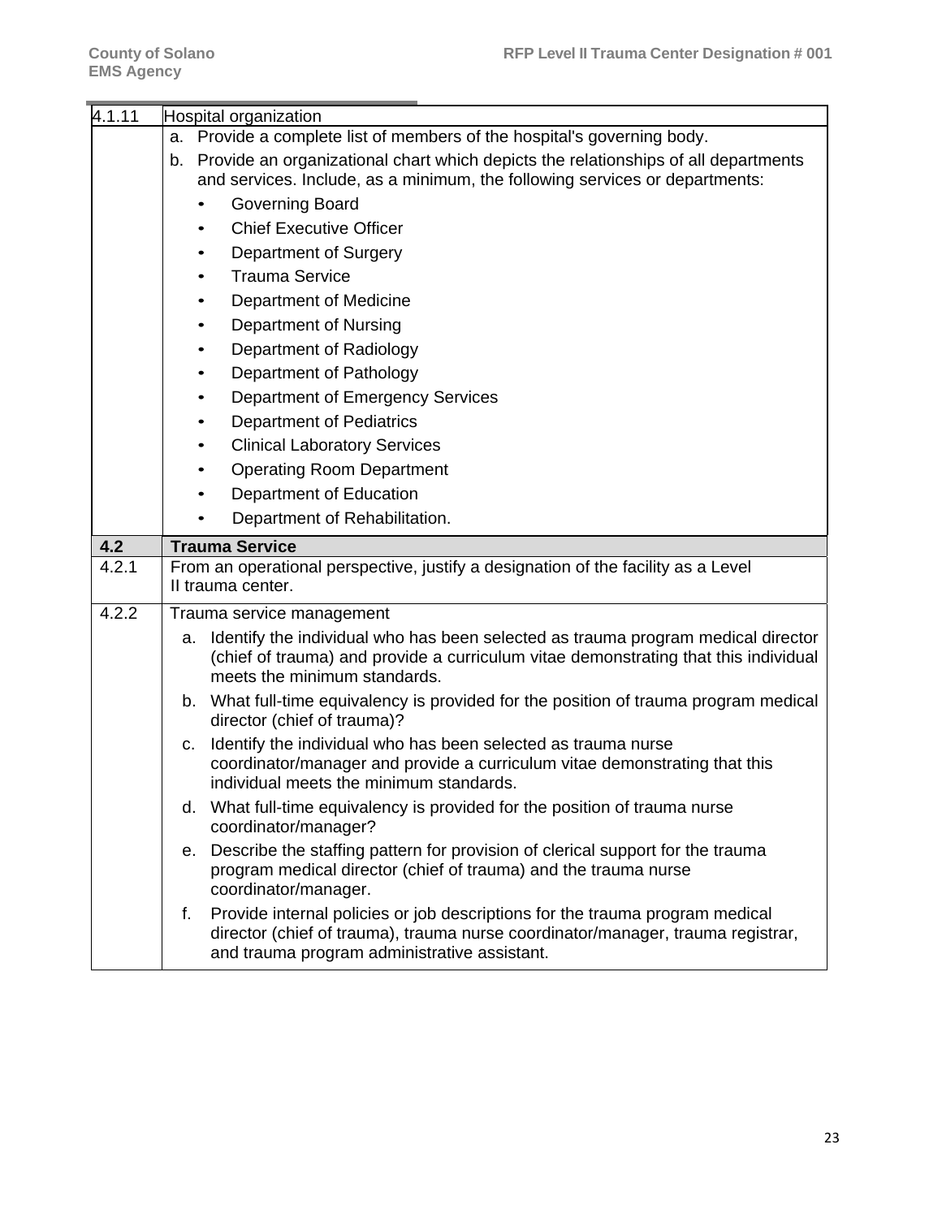| | |
|---|---|
| 4.1.11 | Hospital organization |
| | a. Provide a complete list of members of the hospital's governing body.<br>b. Provide an organizational chart which depicts the relationships of all departments and services. Include, as a minimum, the following services or departments:<br>• Governing Board<br>• Chief Executive Officer<br>• Department of Surgery<br>• Trauma Service<br>• Department of Medicine<br>• Department of Nursing<br>• Department of Radiology<br>• Department of Pathology<br>• Department of Emergency Services<br>• Department of Pediatrics<br>• Clinical Laboratory Services<br>• Operating Room Department<br>• Department of Education<br>• Department of Rehabilitation. |
| **4.2** | **Trauma Service** |
| 4.2.1 | From an operational perspective, justify a designation of the facility as a Level II trauma center. |
| 4.2.2 | Trauma service management<br>a. Identify the individual who has been selected as trauma program medical director (chief of trauma) and provide a curriculum vitae demonstrating that this individual meets the minimum standards.<br>b. What full-time equivalency is provided for the position of trauma program medical director (chief of trauma)?<br>c. Identify the individual who has been selected as trauma nurse coordinator/manager and provide a curriculum vitae demonstrating that this individual meets the minimum standards.<br>d. What full-time equivalency is provided for the position of trauma nurse coordinator/manager?<br>e. Describe the staffing pattern for provision of clerical support for the trauma program medical director (chief of trauma) and the trauma nurse coordinator/manager.<br>f. Provide internal policies or job descriptions for the trauma program medical director (chief of trauma), trauma nurse coordinator/manager, trauma registrar, and trauma program administrative assistant. |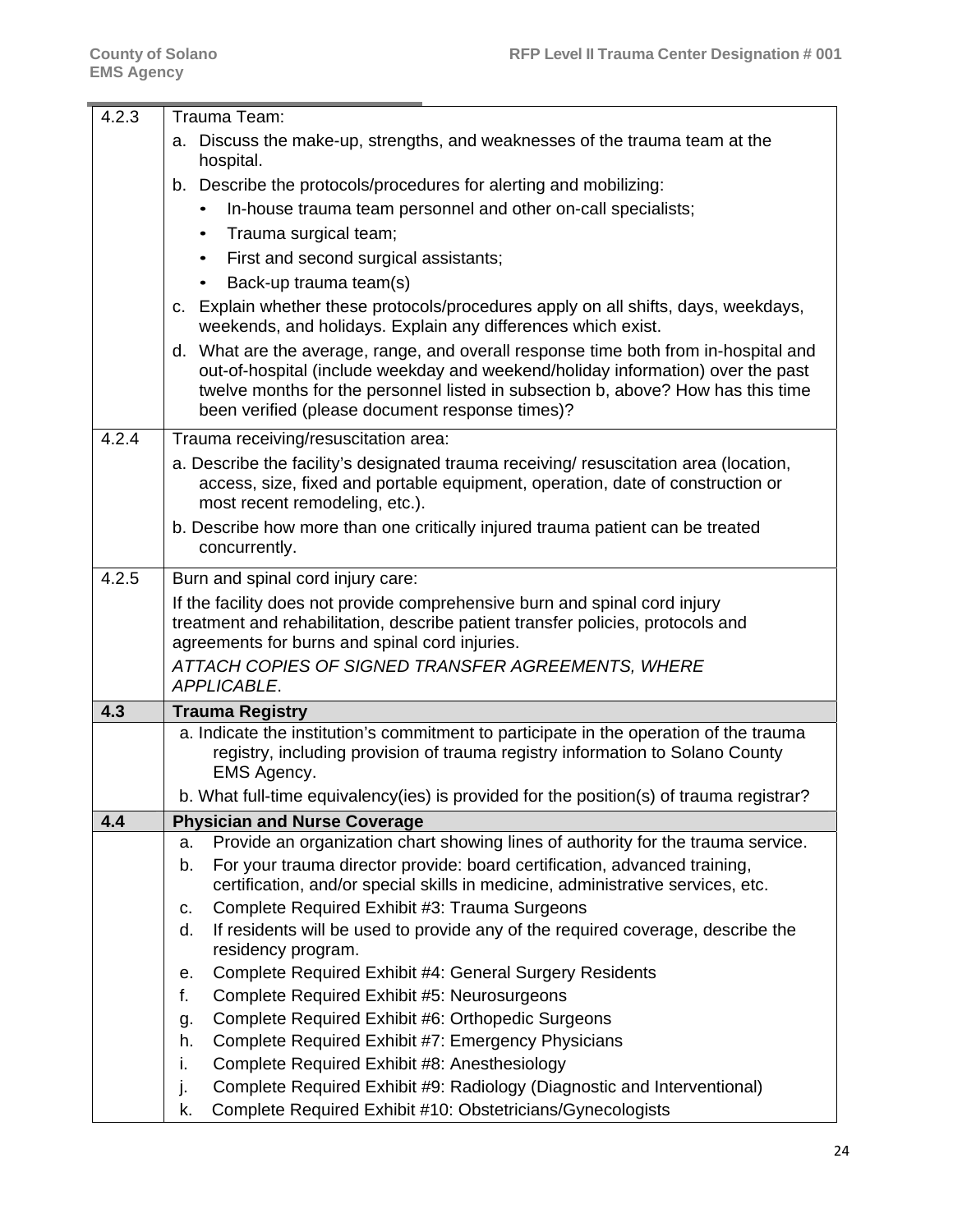| | |
|---|---|
| 4.2.3 | Trauma Team:<br>a. Discuss the make-up, strengths, and weaknesses of the trauma team at the hospital.<br>b. Describe the protocols/procedures for alerting and mobilizing:<br>• In-house trauma team personnel and other on-call specialists;<br>• Trauma surgical team;<br>• First and second surgical assistants;<br>• Back-up trauma team(s)<br>c. Explain whether these protocols/procedures apply on all shifts, days, weekdays, weekends, and holidays. Explain any differences which exist.<br>d. What are the average, range, and overall response time both from in-hospital and out-of-hospital (include weekday and weekend/holiday information) over the past twelve months for the personnel listed in subsection b, above? How has this time been verified (please document response times)? |
| 4.2.4 | Trauma receiving/resuscitation area:<br>a. Describe the facility's designated trauma receiving/ resuscitation area (location, access, size, fixed and portable equipment, operation, date of construction or most recent remodeling, etc.).<br>b. Describe how more than one critically injured trauma patient can be treated concurrently. |
| 4.2.5 | Burn and spinal cord injury care:<br>If the facility does not provide comprehensive burn and spinal cord injury treatment and rehabilitation, describe patient transfer policies, protocols and agreements for burns and spinal cord injuries.<br>*ATTACH COPIES OF SIGNED TRANSFER AGREEMENTS, WHERE APPLICABLE*. |
| **4.3** | **Trauma Registry** |
| | a. Indicate the institution's commitment to participate in the operation of the trauma registry, including provision of trauma registry information to Solano County EMS Agency.<br>b. What full-time equivalency(ies) is provided for the position(s) of trauma registrar? |
| **4.4** | **Physician and Nurse Coverage** |
| | a. Provide an organization chart showing lines of authority for the trauma service.<br>b. For your trauma director provide: board certification, advanced training, certification, and/or special skills in medicine, administrative services, etc.<br>c. Complete Required Exhibit #3: Trauma Surgeons<br>d. If residents will be used to provide any of the required coverage, describe the residency program.<br>e. Complete Required Exhibit #4: General Surgery Residents<br>f. Complete Required Exhibit #5: Neurosurgeons<br>g. Complete Required Exhibit #6: Orthopedic Surgeons<br>h. Complete Required Exhibit #7: Emergency Physicians<br>i. Complete Required Exhibit #8: Anesthesiology<br>j. Complete Required Exhibit #9: Radiology (Diagnostic and Interventional)<br>k. Complete Required Exhibit #10: Obstetricians/Gynecologists |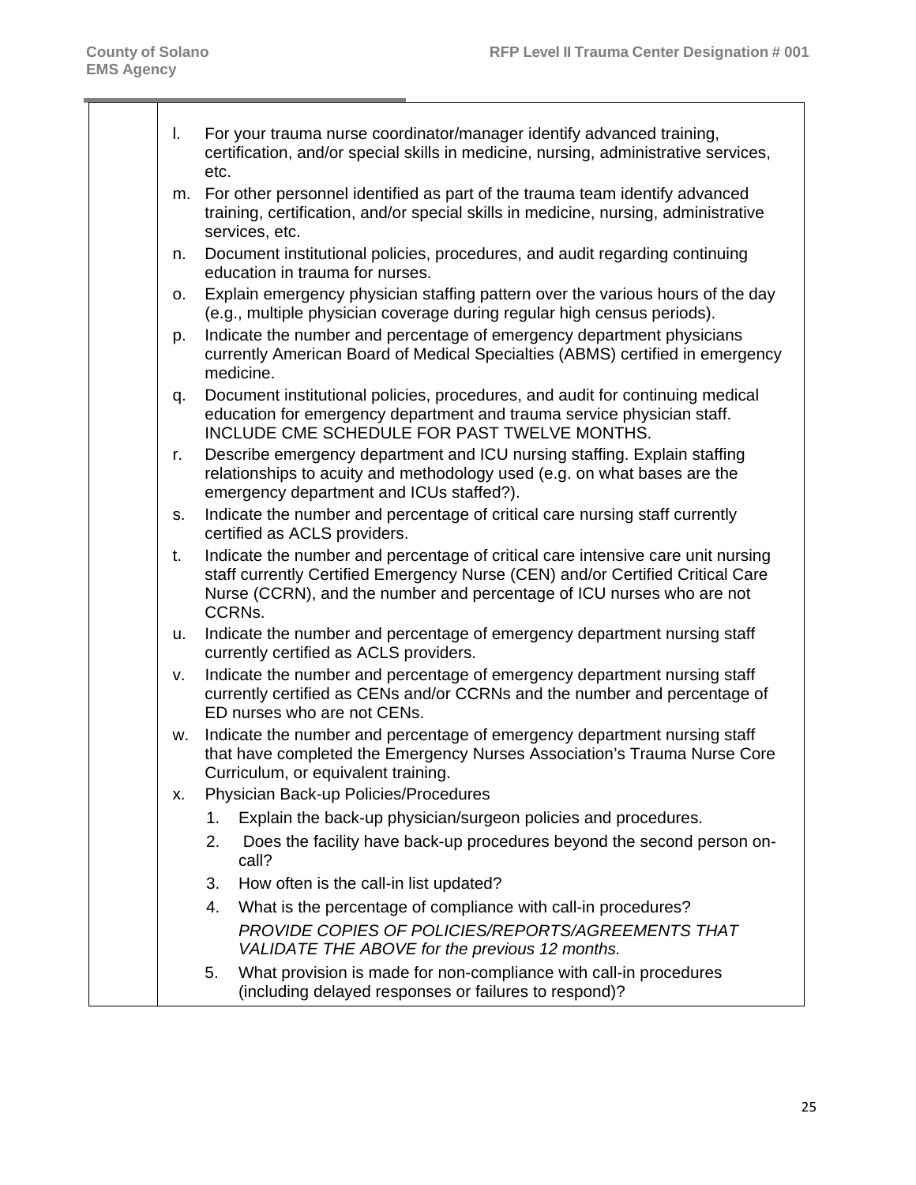l. For your trauma nurse coordinator/manager identify advanced training, certification, and/or special skills in medicine, nursing, administrative services, etc.

m. For other personnel identified as part of the trauma team identify advanced training, certification, and/or special skills in medicine, nursing, administrative services, etc.

n. Document institutional policies, procedures, and audit regarding continuing education in trauma for nurses.

o. Explain emergency physician staffing pattern over the various hours of the day (e.g., multiple physician coverage during regular high census periods).

p. Indicate the number and percentage of emergency department physicians currently American Board of Medical Specialties (ABMS) certified in emergency medicine.

q. Document institutional policies, procedures, and audit for continuing medical education for emergency department and trauma service physician staff. INCLUDE CME SCHEDULE FOR PAST TWELVE MONTHS.

r. Describe emergency department and ICU nursing staffing. Explain staffing relationships to acuity and methodology used (e.g. on what bases are the emergency department and ICUs staffed?).

s. Indicate the number and percentage of critical care nursing staff currently certified as ACLS providers.

t. Indicate the number and percentage of critical care intensive care unit nursing staff currently Certified Emergency Nurse (CEN) and/or Certified Critical Care Nurse (CCRN), and the number and percentage of ICU nurses who are not CCRNs.

u. Indicate the number and percentage of emergency department nursing staff currently certified as ACLS providers.

v. Indicate the number and percentage of emergency department nursing staff currently certified as CENs and/or CCRNs and the number and percentage of ED nurses who are not CENs.

w. Indicate the number and percentage of emergency department nursing staff that have completed the Emergency Nurses Association's Trauma Nurse Core Curriculum, or equivalent training.

x. Physician Back-up Policies/Procedures

   1. Explain the back-up physician/surgeon policies and procedures.
   2. Does the facility have back-up procedures beyond the second person on-call?
   3. How often is the call-in list updated?
   4. What is the percentage of compliance with call-in procedures?

      *PROVIDE COPIES OF POLICIES/REPORTS/AGREEMENTS THAT VALIDATE THE ABOVE for the previous 12 months.*

   5. What provision is made for non-compliance with call-in procedures (including delayed responses or failures to respond)?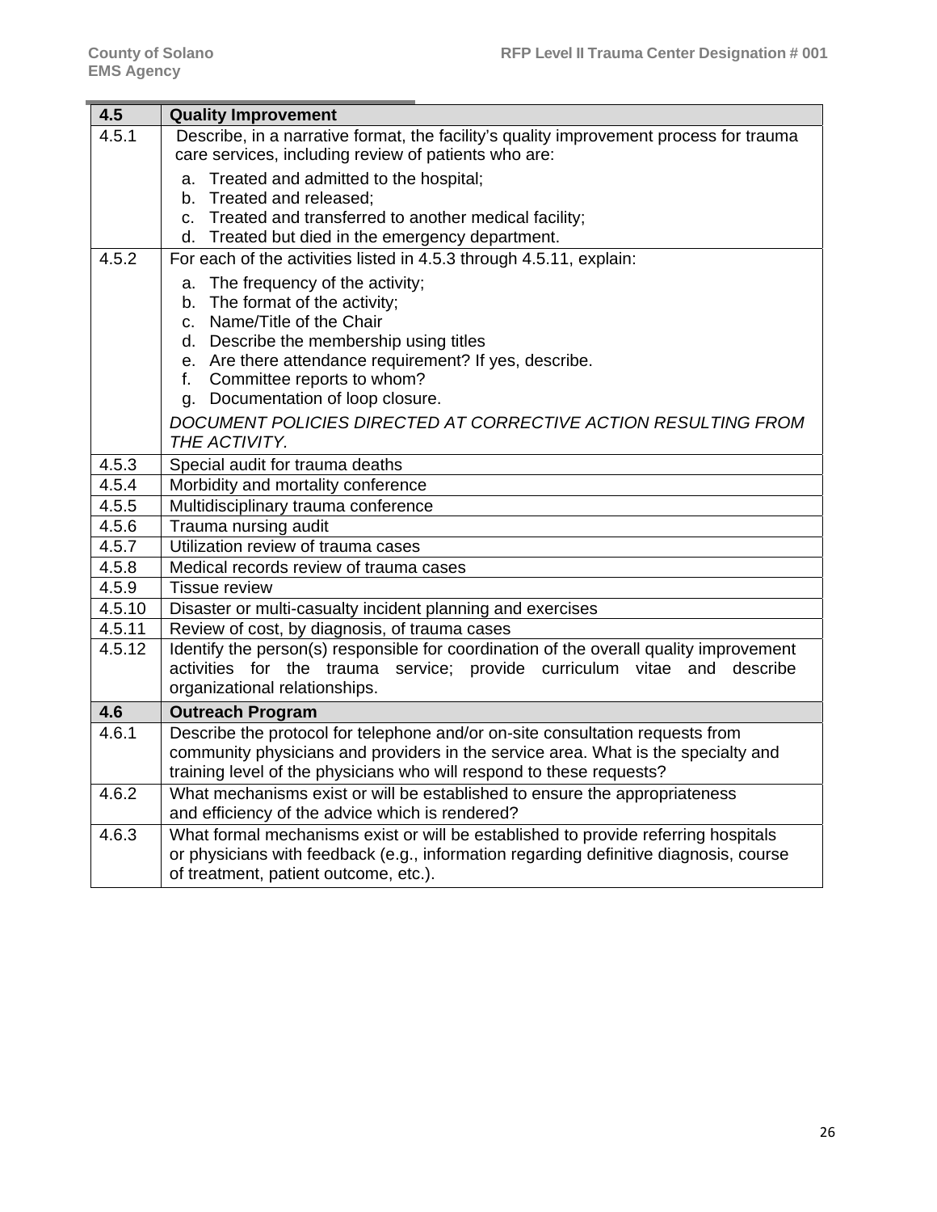| 4.5 | **Quality Improvement** |
|---|---|
| 4.5.1 | Describe, in a narrative format, the facility's quality improvement process for trauma care services, including review of patients who are:<br>a. Treated and admitted to the hospital;<br>b. Treated and released;<br>c. Treated and transferred to another medical facility;<br>d. Treated but died in the emergency department. |
| 4.5.2 | For each of the activities listed in 4.5.3 through 4.5.11, explain:<br>a. The frequency of the activity;<br>b. The format of the activity;<br>c. Name/Title of the Chair<br>d. Describe the membership using titles<br>e. Are there attendance requirement? If yes, describe.<br>f. Committee reports to whom?<br>g. Documentation of loop closure.<br>*DOCUMENT POLICIES DIRECTED AT CORRECTIVE ACTION RESULTING FROM THE ACTIVITY.* |
| 4.5.3 | Special audit for trauma deaths |
| 4.5.4 | Morbidity and mortality conference |
| 4.5.5 | Multidisciplinary trauma conference |
| 4.5.6 | Trauma nursing audit |
| 4.5.7 | Utilization review of trauma cases |
| 4.5.8 | Medical records review of trauma cases |
| 4.5.9 | Tissue review |
| 4.5.10 | Disaster or multi-casualty incident planning and exercises |
| 4.5.11 | Review of cost, by diagnosis, of trauma cases |
| 4.5.12 | Identify the person(s) responsible for coordination of the overall quality improvement activities for the trauma service; provide curriculum vitae and describe organizational relationships. |
| **4.6** | **Outreach Program** |
| 4.6.1 | Describe the protocol for telephone and/or on-site consultation requests from community physicians and providers in the service area. What is the specialty and training level of the physicians who will respond to these requests? |
| 4.6.2 | What mechanisms exist or will be established to ensure the appropriateness and efficiency of the advice which is rendered? |
| 4.6.3 | What formal mechanisms exist or will be established to provide referring hospitals or physicians with feedback (e.g., information regarding definitive diagnosis, course of treatment, patient outcome, etc.). |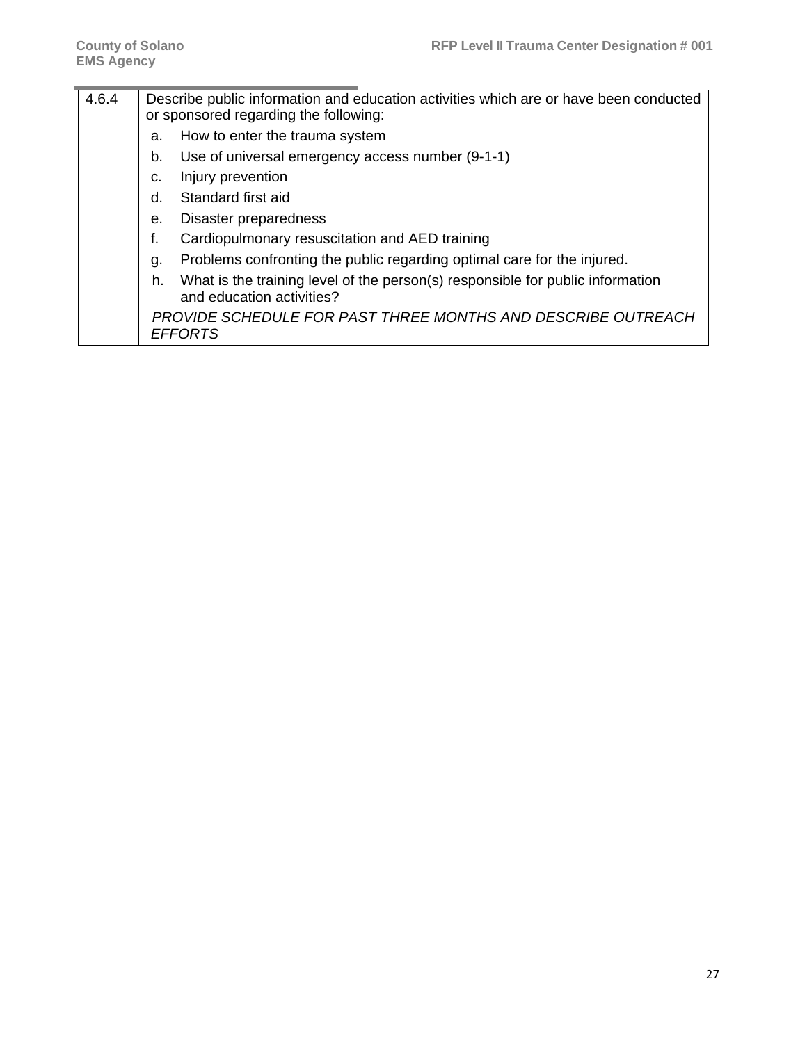| | |
|---|---|
| 4.6.4 | Describe public information and education activities which are or have been conducted or sponsored regarding the following:<br>a. How to enter the trauma system<br>b. Use of universal emergency access number (9-1-1)<br>c. Injury prevention<br>d. Standard first aid<br>e. Disaster preparedness<br>f. Cardiopulmonary resuscitation and AED training<br>g. Problems confronting the public regarding optimal care for the injured.<br>h. What is the training level of the person(s) responsible for public information and education activities?<br>*PROVIDE SCHEDULE FOR PAST THREE MONTHS AND DESCRIBE OUTREACH EFFORTS* |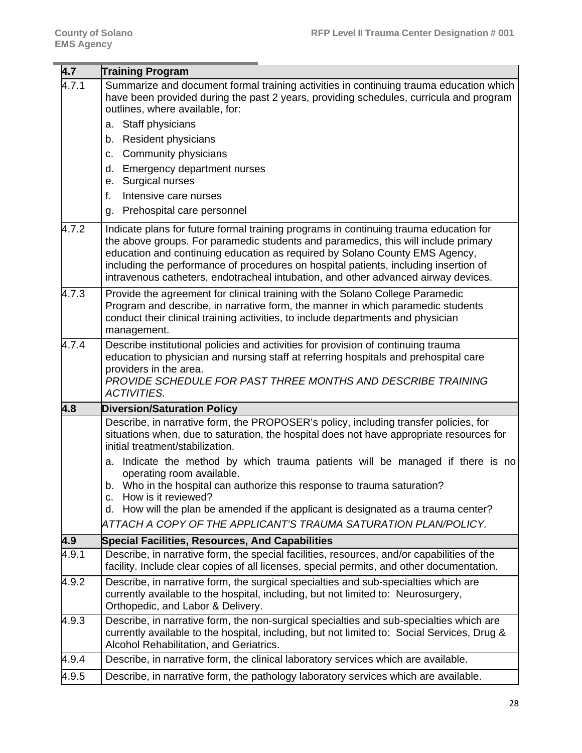| | |
|---|---|
| **4.7** | **Training Program** |
| 4.7.1 | Summarize and document formal training activities in continuing trauma education which have been provided during the past 2 years, providing schedules, curricula and program outlines, where available, for:<br>a. Staff physicians<br>b. Resident physicians<br>c. Community physicians<br>d. Emergency department nurses<br>e. Surgical nurses<br>f. Intensive care nurses<br>g. Prehospital care personnel |
| 4.7.2 | Indicate plans for future formal training programs in continuing trauma education for the above groups. For paramedic students and paramedics, this will include primary education and continuing education as required by Solano County EMS Agency, including the performance of procedures on hospital patients, including insertion of intravenous catheters, endotracheal intubation, and other advanced airway devices. |
| 4.7.3 | Provide the agreement for clinical training with the Solano College Paramedic Program and describe, in narrative form, the manner in which paramedic students conduct their clinical training activities, to include departments and physician management. |
| 4.7.4 | Describe institutional policies and activities for provision of continuing trauma education to physician and nursing staff at referring hospitals and prehospital care providers in the area.<br>*PROVIDE SCHEDULE FOR PAST THREE MONTHS AND DESCRIBE TRAINING ACTIVITIES.* |
| **4.8** | **Diversion/Saturation Policy** |
| | Describe, in narrative form, the PROPOSER's policy, including transfer policies, for situations when, due to saturation, the hospital does not have appropriate resources for initial treatment/stabilization.<br>a. Indicate the method by which trauma patients will be managed if there is no operating room available.<br>b. Who in the hospital can authorize this response to trauma saturation?<br>c. How is it reviewed?<br>d. How will the plan be amended if the applicant is designated as a trauma center?<br>*ATTACH A COPY OF THE APPLICANT'S TRAUMA SATURATION PLAN/POLICY.* |
| **4.9** | **Special Facilities, Resources, And Capabilities** |
| 4.9.1 | Describe, in narrative form, the special facilities, resources, and/or capabilities of the facility. Include clear copies of all licenses, special permits, and other documentation. |
| 4.9.2 | Describe, in narrative form, the surgical specialties and sub-specialties which are currently available to the hospital, including, but not limited to: Neurosurgery, Orthopedic, and Labor & Delivery. |
| 4.9.3 | Describe, in narrative form, the non-surgical specialties and sub-specialties which are currently available to the hospital, including, but not limited to: Social Services, Drug & Alcohol Rehabilitation, and Geriatrics. |
| 4.9.4 | Describe, in narrative form, the clinical laboratory services which are available. |
| 4.9.5 | Describe, in narrative form, the pathology laboratory services which are available. |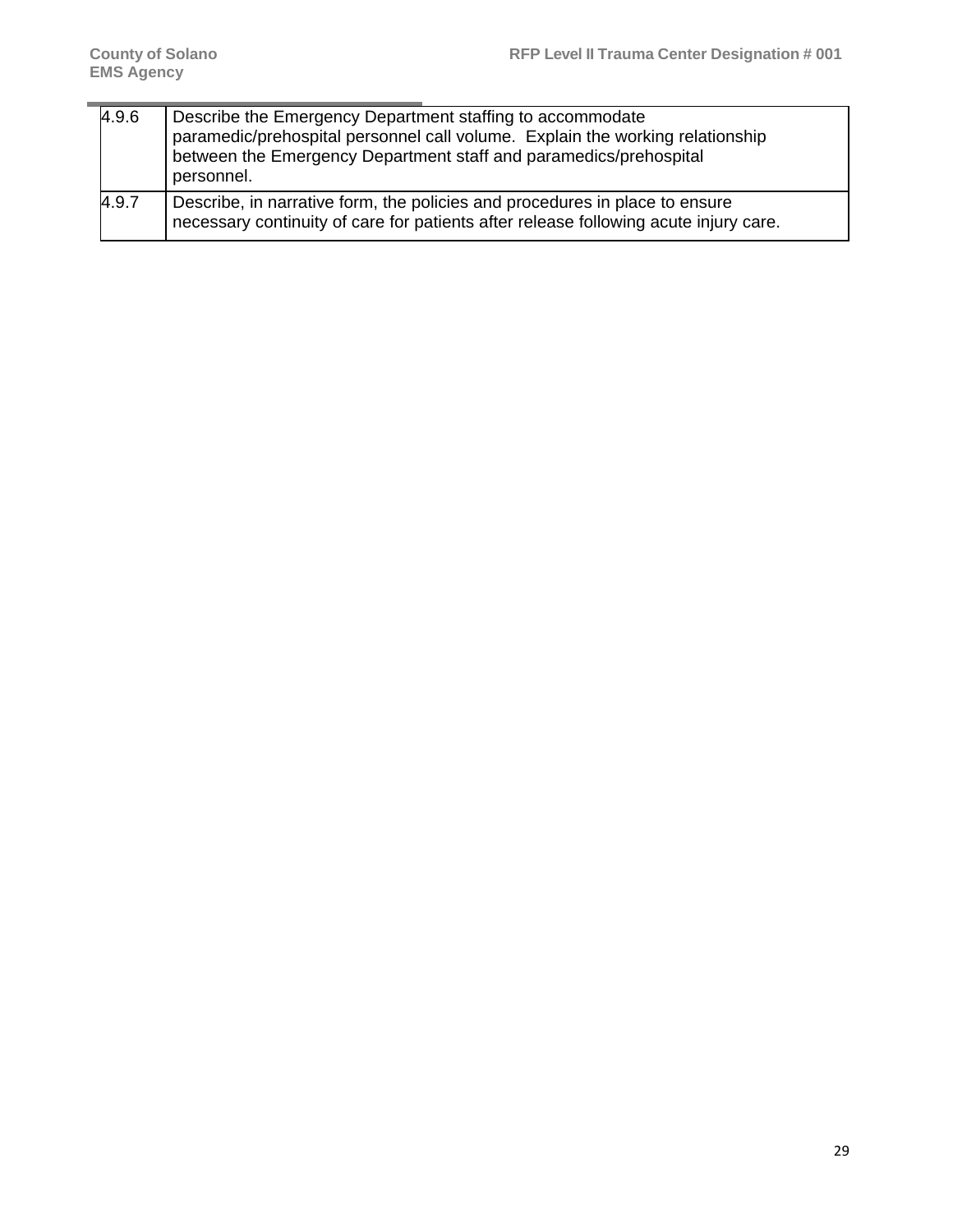| | |
|---|---|
| 4.9.6 | Describe the Emergency Department staffing to accommodate paramedic/prehospital personnel call volume. Explain the working relationship between the Emergency Department staff and paramedics/prehospital personnel. |
| 4.9.7 | Describe, in narrative form, the policies and procedures in place to ensure necessary continuity of care for patients after release following acute injury care. |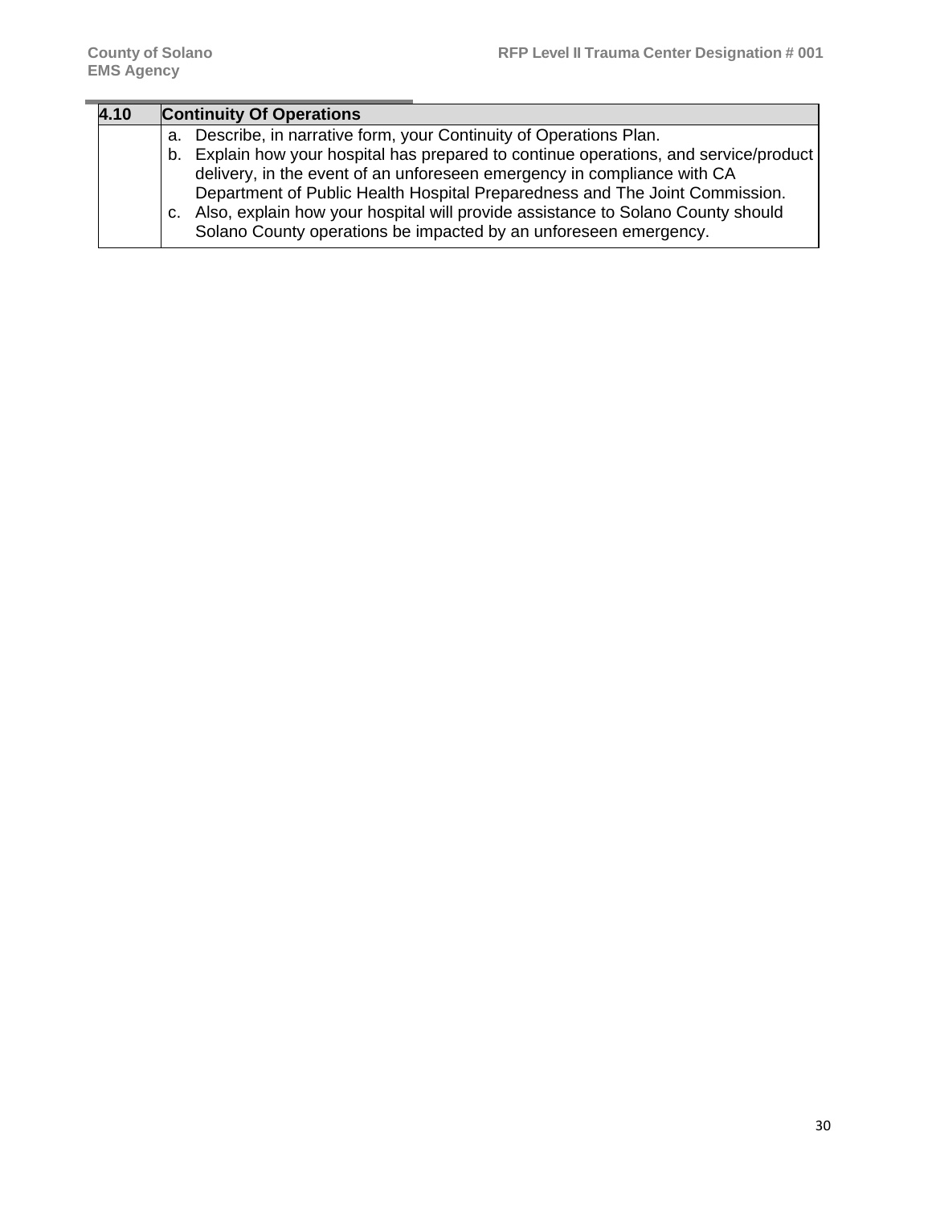| 4.10 | Continuity Of Operations |
| --- | --- |
| | a. Describe, in narrative form, your Continuity of Operations Plan.<br>b. Explain how your hospital has prepared to continue operations, and service/product delivery, in the event of an unforeseen emergency in compliance with CA Department of Public Health Hospital Preparedness and The Joint Commission.<br>c. Also, explain how your hospital will provide assistance to Solano County should Solano County operations be impacted by an unforeseen emergency. |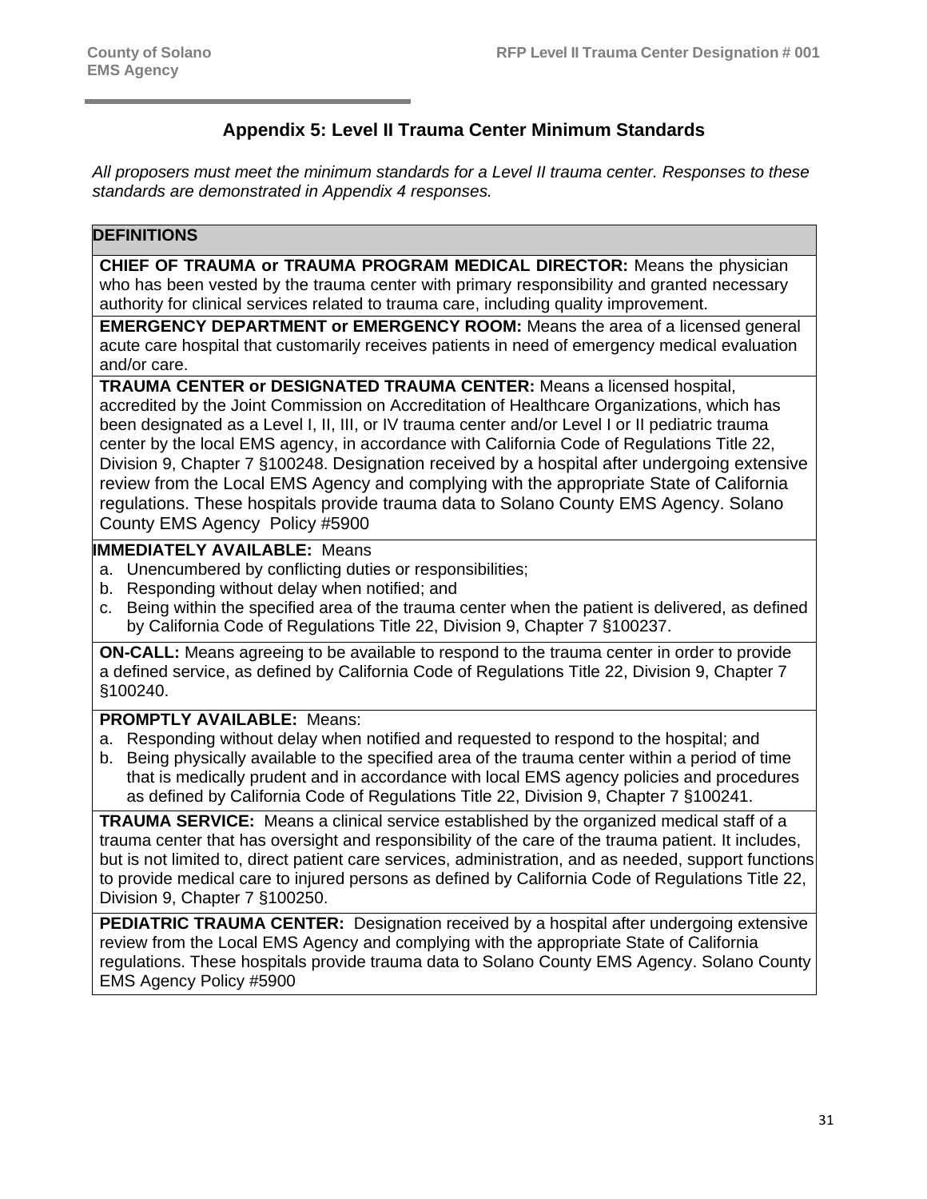## Appendix 5: Level II Trauma Center Minimum Standards

*All proposers must meet the minimum standards for a Level II trauma center. Responses to these standards are demonstrated in Appendix 4 responses.*

| **DEFINITIONS** |
|---|
| **CHIEF OF TRAUMA or TRAUMA PROGRAM MEDICAL DIRECTOR:** Means the physician who has been vested by the trauma center with primary responsibility and granted necessary authority for clinical services related to trauma care, including quality improvement. |
| **EMERGENCY DEPARTMENT or EMERGENCY ROOM:** Means the area of a licensed general acute care hospital that customarily receives patients in need of emergency medical evaluation and/or care. |
| **TRAUMA CENTER or DESIGNATED TRAUMA CENTER:** Means a licensed hospital, accredited by the Joint Commission on Accreditation of Healthcare Organizations, which has been designated as a Level I, II, III, or IV trauma center and/or Level I or II pediatric trauma center by the local EMS agency, in accordance with California Code of Regulations Title 22, Division 9, Chapter 7 §100248. Designation received by a hospital after undergoing extensive review from the Local EMS Agency and complying with the appropriate State of California regulations. These hospitals provide trauma data to Solano County EMS Agency. Solano County EMS Agency Policy #5900 |
| **IMMEDIATELY AVAILABLE:** Means<br>a. Unencumbered by conflicting duties or responsibilities;<br>b. Responding without delay when notified; and<br>c. Being within the specified area of the trauma center when the patient is delivered, as defined by California Code of Regulations Title 22, Division 9, Chapter 7 §100237. |
| **ON-CALL:** Means agreeing to be available to respond to the trauma center in order to provide a defined service, as defined by California Code of Regulations Title 22, Division 9, Chapter 7 §100240. |
| **PROMPTLY AVAILABLE:** Means:<br>a. Responding without delay when notified and requested to respond to the hospital; and<br>b. Being physically available to the specified area of the trauma center within a period of time that is medically prudent and in accordance with local EMS agency policies and procedures as defined by California Code of Regulations Title 22, Division 9, Chapter 7 §100241. |
| **TRAUMA SERVICE:** Means a clinical service established by the organized medical staff of a trauma center that has oversight and responsibility of the care of the trauma patient. It includes, but is not limited to, direct patient care services, administration, and as needed, support functions to provide medical care to injured persons as defined by California Code of Regulations Title 22, Division 9, Chapter 7 §100250. |
| **PEDIATRIC TRAUMA CENTER:** Designation received by a hospital after undergoing extensive review from the Local EMS Agency and complying with the appropriate State of California regulations. These hospitals provide trauma data to Solano County EMS Agency. Solano County EMS Agency Policy #5900 |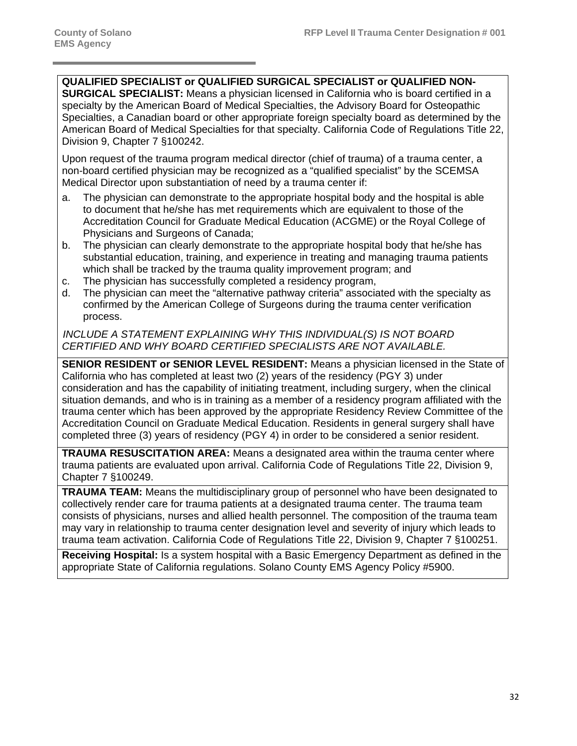**QUALIFIED SPECIALIST or QUALIFIED SURGICAL SPECIALIST or QUALIFIED NON-SURGICAL SPECIALIST:** Means a physician licensed in California who is board certified in a specialty by the American Board of Medical Specialties, the Advisory Board for Osteopathic Specialties, a Canadian board or other appropriate foreign specialty board as determined by the American Board of Medical Specialties for that specialty. California Code of Regulations Title 22, Division 9, Chapter 7 §100242.

Upon request of the trauma program medical director (chief of trauma) of a trauma center, a non-board certified physician may be recognized as a "qualified specialist" by the SCEMSA Medical Director upon substantiation of need by a trauma center if:

a. The physician can demonstrate to the appropriate hospital body and the hospital is able to document that he/she has met requirements which are equivalent to those of the Accreditation Council for Graduate Medical Education (ACGME) or the Royal College of Physicians and Surgeons of Canada;
b. The physician can clearly demonstrate to the appropriate hospital body that he/she has substantial education, training, and experience in treating and managing trauma patients which shall be tracked by the trauma quality improvement program; and
c. The physician has successfully completed a residency program,
d. The physician can meet the "alternative pathway criteria" associated with the specialty as confirmed by the American College of Surgeons during the trauma center verification process.

*INCLUDE A STATEMENT EXPLAINING WHY THIS INDIVIDUAL(S) IS NOT BOARD CERTIFIED AND WHY BOARD CERTIFIED SPECIALISTS ARE NOT AVAILABLE.*

**SENIOR RESIDENT or SENIOR LEVEL RESIDENT:** Means a physician licensed in the State of California who has completed at least two (2) years of the residency (PGY 3) under consideration and has the capability of initiating treatment, including surgery, when the clinical situation demands, and who is in training as a member of a residency program affiliated with the trauma center which has been approved by the appropriate Residency Review Committee of the Accreditation Council on Graduate Medical Education. Residents in general surgery shall have completed three (3) years of residency (PGY 4) in order to be considered a senior resident.

**TRAUMA RESUSCITATION AREA:** Means a designated area within the trauma center where trauma patients are evaluated upon arrival. California Code of Regulations Title 22, Division 9, Chapter 7 §100249.

**TRAUMA TEAM:** Means the multidisciplinary group of personnel who have been designated to collectively render care for trauma patients at a designated trauma center. The trauma team consists of physicians, nurses and allied health personnel. The composition of the trauma team may vary in relationship to trauma center designation level and severity of injury which leads to trauma team activation. California Code of Regulations Title 22, Division 9, Chapter 7 §100251.

**Receiving Hospital:** Is a system hospital with a Basic Emergency Department as defined in the appropriate State of California regulations. Solano County EMS Agency Policy #5900.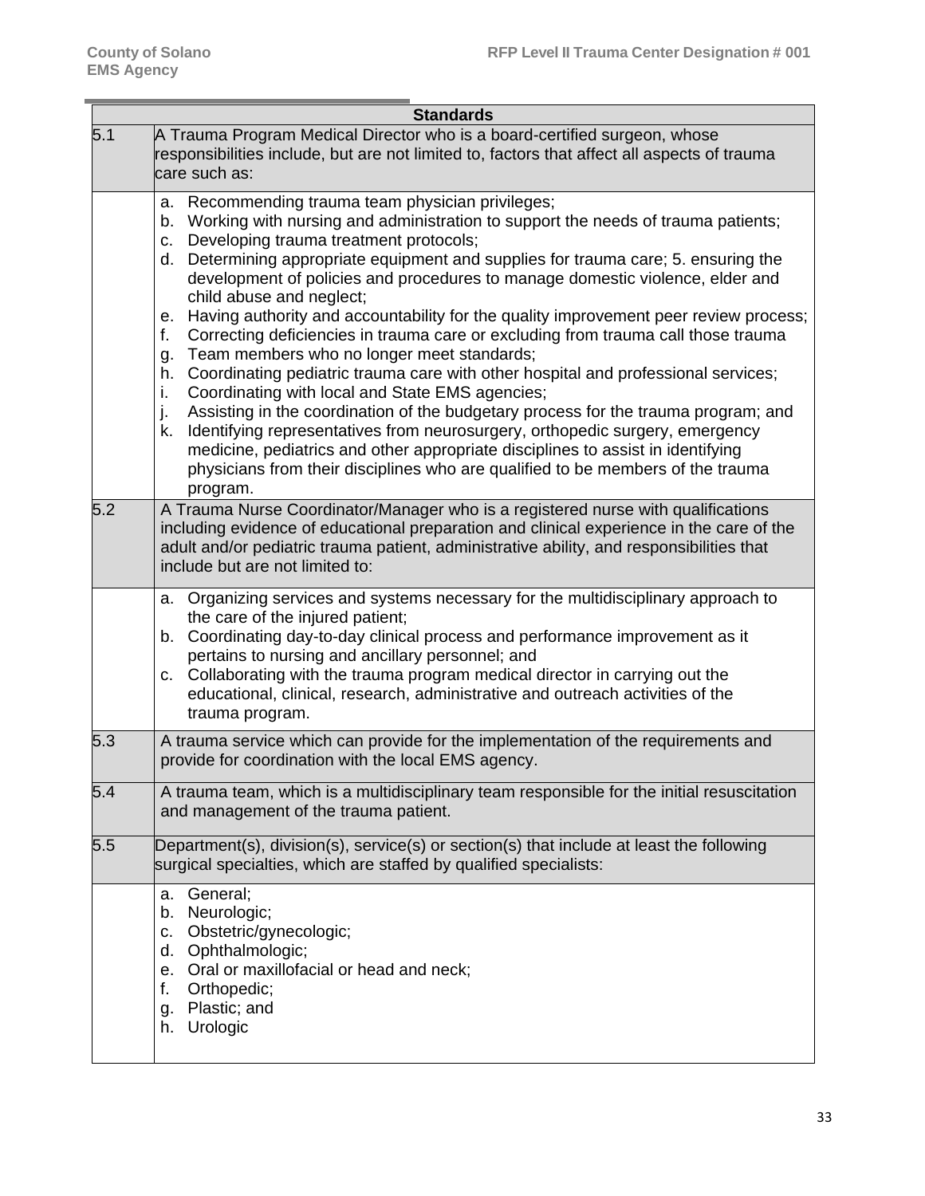| Standards | |
|---|---|
| 5.1 | A Trauma Program Medical Director who is a board-certified surgeon, whose responsibilities include, but are not limited to, factors that affect all aspects of trauma care such as: |
| | a. Recommending trauma team physician privileges;<br>b. Working with nursing and administration to support the needs of trauma patients;<br>c. Developing trauma treatment protocols;<br>d. Determining appropriate equipment and supplies for trauma care; 5. ensuring the development of policies and procedures to manage domestic violence, elder and child abuse and neglect;<br>e. Having authority and accountability for the quality improvement peer review process;<br>f. Correcting deficiencies in trauma care or excluding from trauma call those trauma<br>g. Team members who no longer meet standards;<br>h. Coordinating pediatric trauma care with other hospital and professional services;<br>i. Coordinating with local and State EMS agencies;<br>j. Assisting in the coordination of the budgetary process for the trauma program; and<br>k. Identifying representatives from neurosurgery, orthopedic surgery, emergency medicine, pediatrics and other appropriate disciplines to assist in identifying physicians from their disciplines who are qualified to be members of the trauma program. |
| 5.2 | A Trauma Nurse Coordinator/Manager who is a registered nurse with qualifications including evidence of educational preparation and clinical experience in the care of the adult and/or pediatric trauma patient, administrative ability, and responsibilities that include but are not limited to: |
| | a. Organizing services and systems necessary for the multidisciplinary approach to the care of the injured patient;<br>b. Coordinating day-to-day clinical process and performance improvement as it pertains to nursing and ancillary personnel; and<br>c. Collaborating with the trauma program medical director in carrying out the educational, clinical, research, administrative and outreach activities of the trauma program. |
| 5.3 | A trauma service which can provide for the implementation of the requirements and provide for coordination with the local EMS agency. |
| 5.4 | A trauma team, which is a multidisciplinary team responsible for the initial resuscitation and management of the trauma patient. |
| 5.5 | Department(s), division(s), service(s) or section(s) that include at least the following surgical specialties, which are staffed by qualified specialists: |
| | a. General;<br>b. Neurologic;<br>c. Obstetric/gynecologic;<br>d. Ophthalmologic;<br>e. Oral or maxillofacial or head and neck;<br>f. Orthopedic;<br>g. Plastic; and<br>h. Urologic |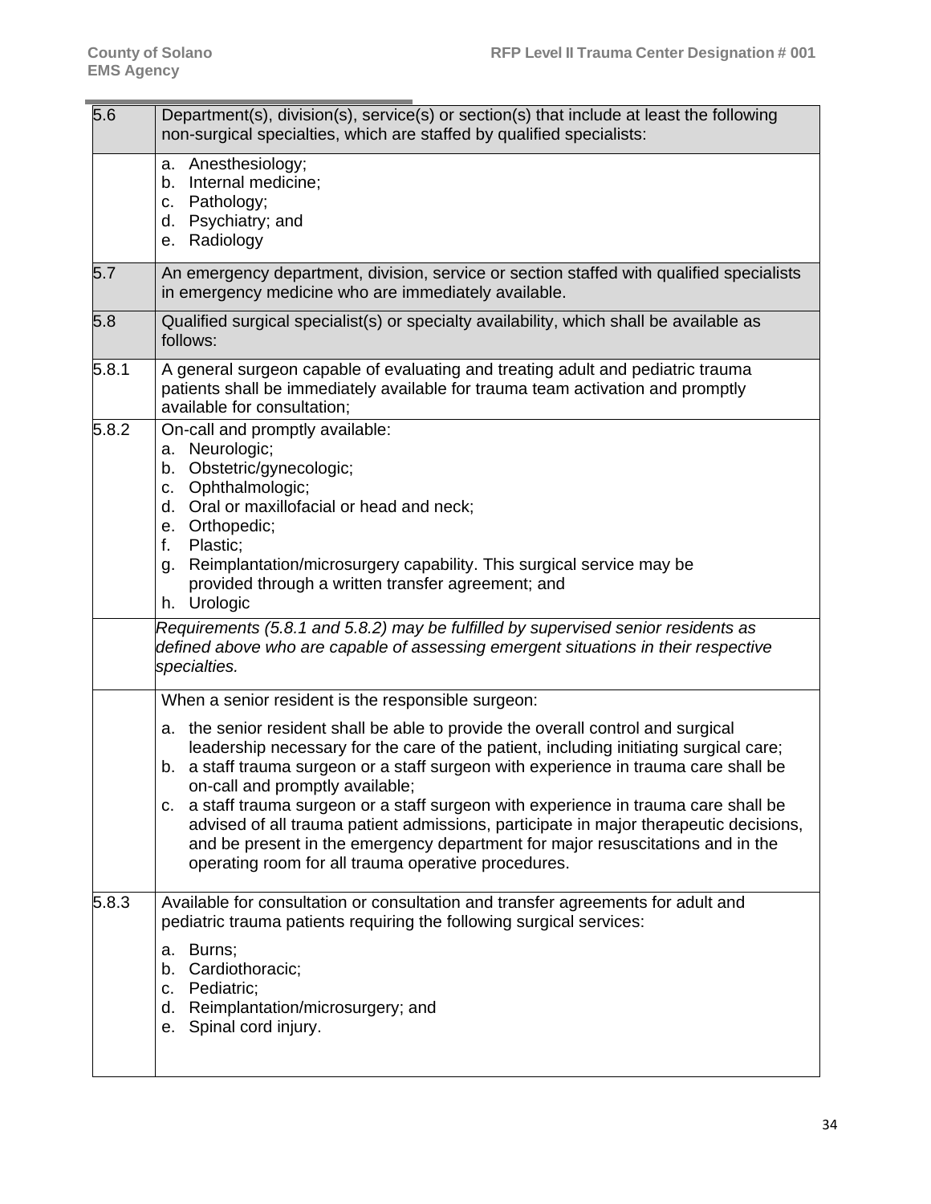| | |
|---|---|
| 5.6 | Department(s), division(s), service(s) or section(s) that include at least the following non-surgical specialties, which are staffed by qualified specialists: |
| | a. Anesthesiology;<br>b. Internal medicine;<br>c. Pathology;<br>d. Psychiatry; and<br>e. Radiology |
| 5.7 | An emergency department, division, service or section staffed with qualified specialists in emergency medicine who are immediately available. |
| 5.8 | Qualified surgical specialist(s) or specialty availability, which shall be available as follows: |
| 5.8.1 | A general surgeon capable of evaluating and treating adult and pediatric trauma patients shall be immediately available for trauma team activation and promptly available for consultation; |
| 5.8.2 | On-call and promptly available:<br>a. Neurologic;<br>b. Obstetric/gynecologic;<br>c. Ophthalmologic;<br>d. Oral or maxillofacial or head and neck;<br>e. Orthopedic;<br>f. Plastic;<br>g. Reimplantation/microsurgery capability. This surgical service may be provided through a written transfer agreement; and<br>h. Urologic |
| | *Requirements (5.8.1 and 5.8.2) may be fulfilled by supervised senior residents as defined above who are capable of assessing emergent situations in their respective specialties.* |
| | When a senior resident is the responsible surgeon:<br>a. the senior resident shall be able to provide the overall control and surgical leadership necessary for the care of the patient, including initiating surgical care;<br>b. a staff trauma surgeon or a staff surgeon with experience in trauma care shall be on-call and promptly available;<br>c. a staff trauma surgeon or a staff surgeon with experience in trauma care shall be advised of all trauma patient admissions, participate in major therapeutic decisions, and be present in the emergency department for major resuscitations and in the operating room for all trauma operative procedures. |
| 5.8.3 | Available for consultation or consultation and transfer agreements for adult and pediatric trauma patients requiring the following surgical services:<br>a. Burns;<br>b. Cardiothoracic;<br>c. Pediatric;<br>d. Reimplantation/microsurgery; and<br>e. Spinal cord injury. |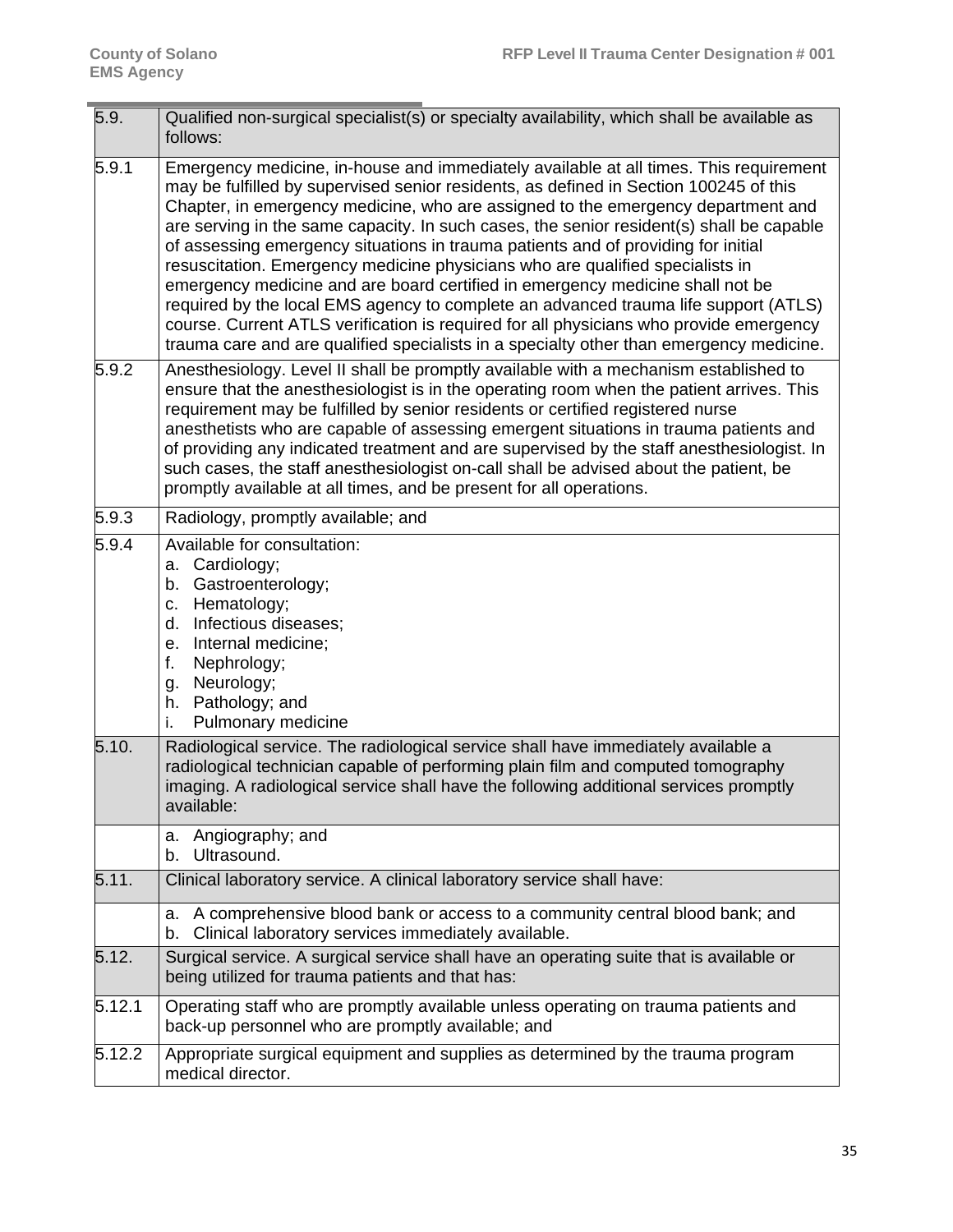| | |
|---|---|
| 5.9. | Qualified non-surgical specialist(s) or specialty availability, which shall be available as follows: |
| 5.9.1 | Emergency medicine, in-house and immediately available at all times. This requirement may be fulfilled by supervised senior residents, as defined in Section 100245 of this Chapter, in emergency medicine, who are assigned to the emergency department and are serving in the same capacity. In such cases, the senior resident(s) shall be capable of assessing emergency situations in trauma patients and of providing for initial resuscitation. Emergency medicine physicians who are qualified specialists in emergency medicine and are board certified in emergency medicine shall not be required by the local EMS agency to complete an advanced trauma life support (ATLS) course. Current ATLS verification is required for all physicians who provide emergency trauma care and are qualified specialists in a specialty other than emergency medicine. |
| 5.9.2 | Anesthesiology. Level II shall be promptly available with a mechanism established to ensure that the anesthesiologist is in the operating room when the patient arrives. This requirement may be fulfilled by senior residents or certified registered nurse anesthetists who are capable of assessing emergent situations in trauma patients and of providing any indicated treatment and are supervised by the staff anesthesiologist. In such cases, the staff anesthesiologist on-call shall be advised about the patient, be promptly available at all times, and be present for all operations. |
| 5.9.3 | Radiology, promptly available; and |
| 5.9.4 | Available for consultation:<br>a. Cardiology;<br>b. Gastroenterology;<br>c. Hematology;<br>d. Infectious diseases;<br>e. Internal medicine;<br>f. Nephrology;<br>g. Neurology;<br>h. Pathology; and<br>i. Pulmonary medicine |
| 5.10. | Radiological service. The radiological service shall have immediately available a radiological technician capable of performing plain film and computed tomography imaging. A radiological service shall have the following additional services promptly available: |
| | a. Angiography; and<br>b. Ultrasound. |
| 5.11. | Clinical laboratory service. A clinical laboratory service shall have: |
| | a. A comprehensive blood bank or access to a community central blood bank; and<br>b. Clinical laboratory services immediately available. |
| 5.12. | Surgical service. A surgical service shall have an operating suite that is available or being utilized for trauma patients and that has: |
| 5.12.1 | Operating staff who are promptly available unless operating on trauma patients and back-up personnel who are promptly available; and |
| 5.12.2 | Appropriate surgical equipment and supplies as determined by the trauma program medical director. |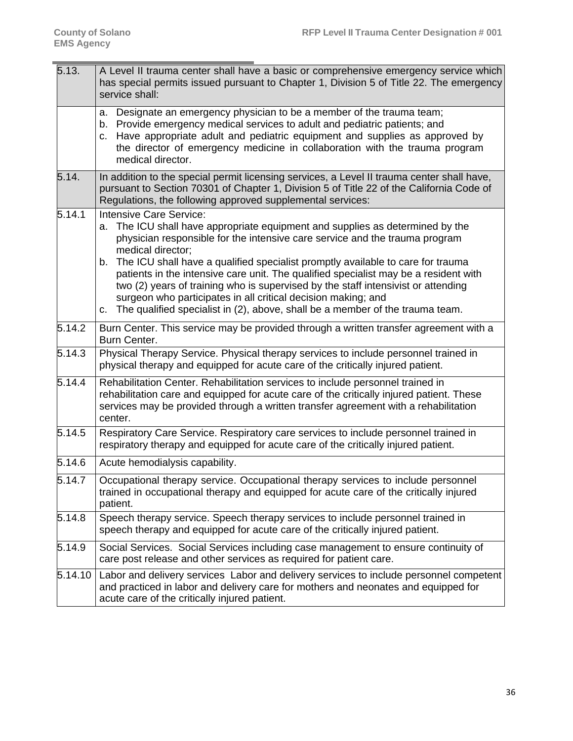| | |
|---|---|
| 5.13. | A Level II trauma center shall have a basic or comprehensive emergency service which has special permits issued pursuant to Chapter 1, Division 5 of Title 22. The emergency service shall: |
| | a. Designate an emergency physician to be a member of the trauma team;<br>b. Provide emergency medical services to adult and pediatric patients; and<br>c. Have appropriate adult and pediatric equipment and supplies as approved by the director of emergency medicine in collaboration with the trauma program medical director. |
| 5.14. | In addition to the special permit licensing services, a Level II trauma center shall have, pursuant to Section 70301 of Chapter 1, Division 5 of Title 22 of the California Code of Regulations, the following approved supplemental services: |
| 5.14.1 | Intensive Care Service:<br>a. The ICU shall have appropriate equipment and supplies as determined by the physician responsible for the intensive care service and the trauma program medical director;<br>b. The ICU shall have a qualified specialist promptly available to care for trauma patients in the intensive care unit. The qualified specialist may be a resident with two (2) years of training who is supervised by the staff intensivist or attending surgeon who participates in all critical decision making; and<br>c. The qualified specialist in (2), above, shall be a member of the trauma team. |
| 5.14.2 | Burn Center. This service may be provided through a written transfer agreement with a Burn Center. |
| 5.14.3 | Physical Therapy Service. Physical therapy services to include personnel trained in physical therapy and equipped for acute care of the critically injured patient. |
| 5.14.4 | Rehabilitation Center. Rehabilitation services to include personnel trained in rehabilitation care and equipped for acute care of the critically injured patient. These services may be provided through a written transfer agreement with a rehabilitation center. |
| 5.14.5 | Respiratory Care Service. Respiratory care services to include personnel trained in respiratory therapy and equipped for acute care of the critically injured patient. |
| 5.14.6 | Acute hemodialysis capability. |
| 5.14.7 | Occupational therapy service. Occupational therapy services to include personnel trained in occupational therapy and equipped for acute care of the critically injured patient. |
| 5.14.8 | Speech therapy service. Speech therapy services to include personnel trained in speech therapy and equipped for acute care of the critically injured patient. |
| 5.14.9 | Social Services. Social Services including case management to ensure continuity of care post release and other services as required for patient care. |
| 5.14.10 | Labor and delivery services Labor and delivery services to include personnel competent and practiced in labor and delivery care for mothers and neonates and equipped for acute care of the critically injured patient. |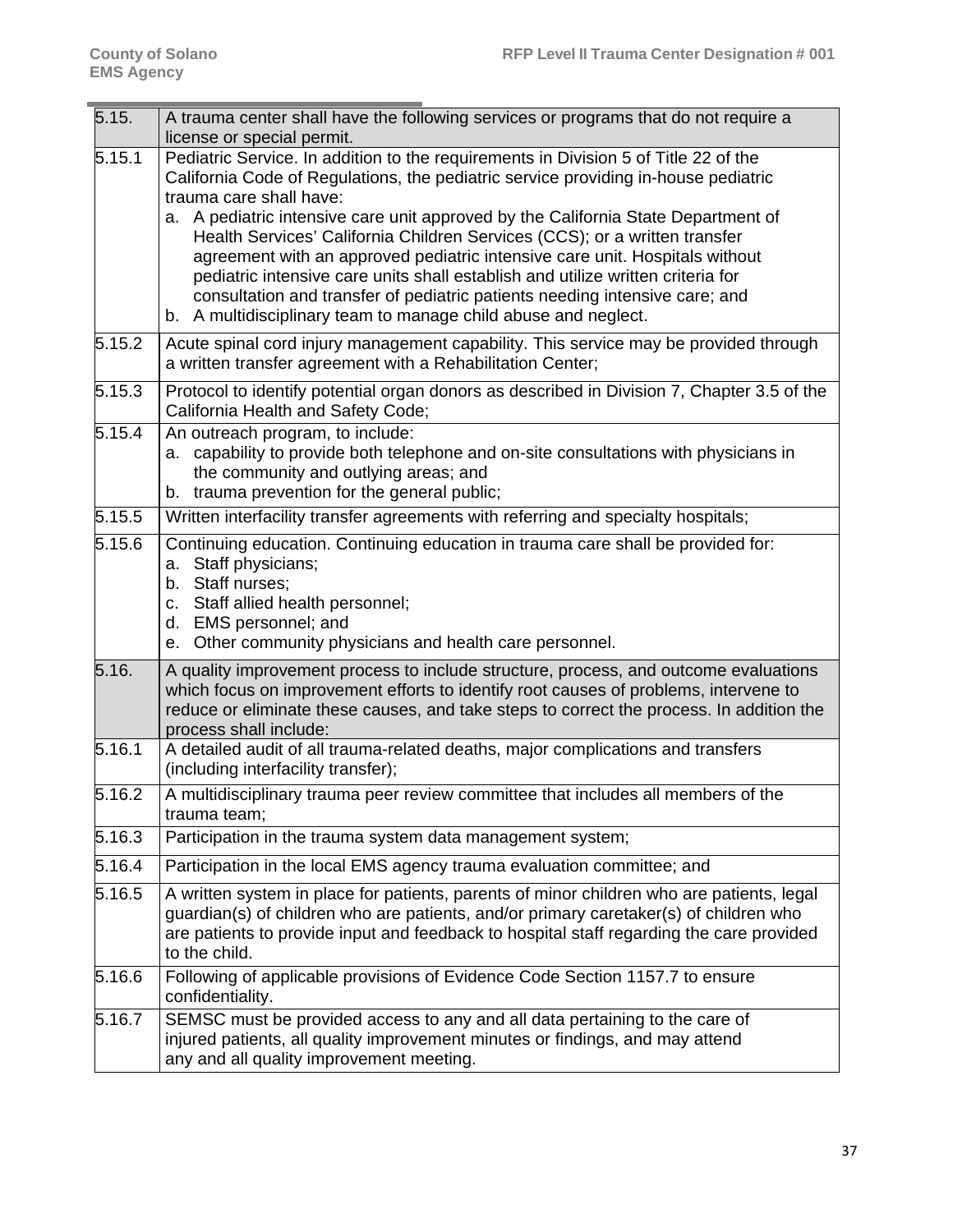| | |
|---|---|
| 5.15. | A trauma center shall have the following services or programs that do not require a license or special permit. |
| 5.15.1 | Pediatric Service. In addition to the requirements in Division 5 of Title 22 of the California Code of Regulations, the pediatric service providing in-house pediatric trauma care shall have:<br>a. A pediatric intensive care unit approved by the California State Department of Health Services' California Children Services (CCS); or a written transfer agreement with an approved pediatric intensive care unit. Hospitals without pediatric intensive care units shall establish and utilize written criteria for consultation and transfer of pediatric patients needing intensive care; and<br>b. A multidisciplinary team to manage child abuse and neglect. |
| 5.15.2 | Acute spinal cord injury management capability. This service may be provided through a written transfer agreement with a Rehabilitation Center; |
| 5.15.3 | Protocol to identify potential organ donors as described in Division 7, Chapter 3.5 of the California Health and Safety Code; |
| 5.15.4 | An outreach program, to include:<br>a. capability to provide both telephone and on-site consultations with physicians in the community and outlying areas; and<br>b. trauma prevention for the general public; |
| 5.15.5 | Written interfacility transfer agreements with referring and specialty hospitals; |
| 5.15.6 | Continuing education. Continuing education in trauma care shall be provided for:<br>a. Staff physicians;<br>b. Staff nurses;<br>c. Staff allied health personnel;<br>d. EMS personnel; and<br>e. Other community physicians and health care personnel. |
| 5.16. | A quality improvement process to include structure, process, and outcome evaluations which focus on improvement efforts to identify root causes of problems, intervene to reduce or eliminate these causes, and take steps to correct the process. In addition the process shall include: |
| 5.16.1 | A detailed audit of all trauma-related deaths, major complications and transfers (including interfacility transfer); |
| 5.16.2 | A multidisciplinary trauma peer review committee that includes all members of the trauma team; |
| 5.16.3 | Participation in the trauma system data management system; |
| 5.16.4 | Participation in the local EMS agency trauma evaluation committee; and |
| 5.16.5 | A written system in place for patients, parents of minor children who are patients, legal guardian(s) of children who are patients, and/or primary caretaker(s) of children who are patients to provide input and feedback to hospital staff regarding the care provided to the child. |
| 5.16.6 | Following of applicable provisions of Evidence Code Section 1157.7 to ensure confidentiality. |
| 5.16.7 | SEMSC must be provided access to any and all data pertaining to the care of injured patients, all quality improvement minutes or findings, and may attend any and all quality improvement meeting. |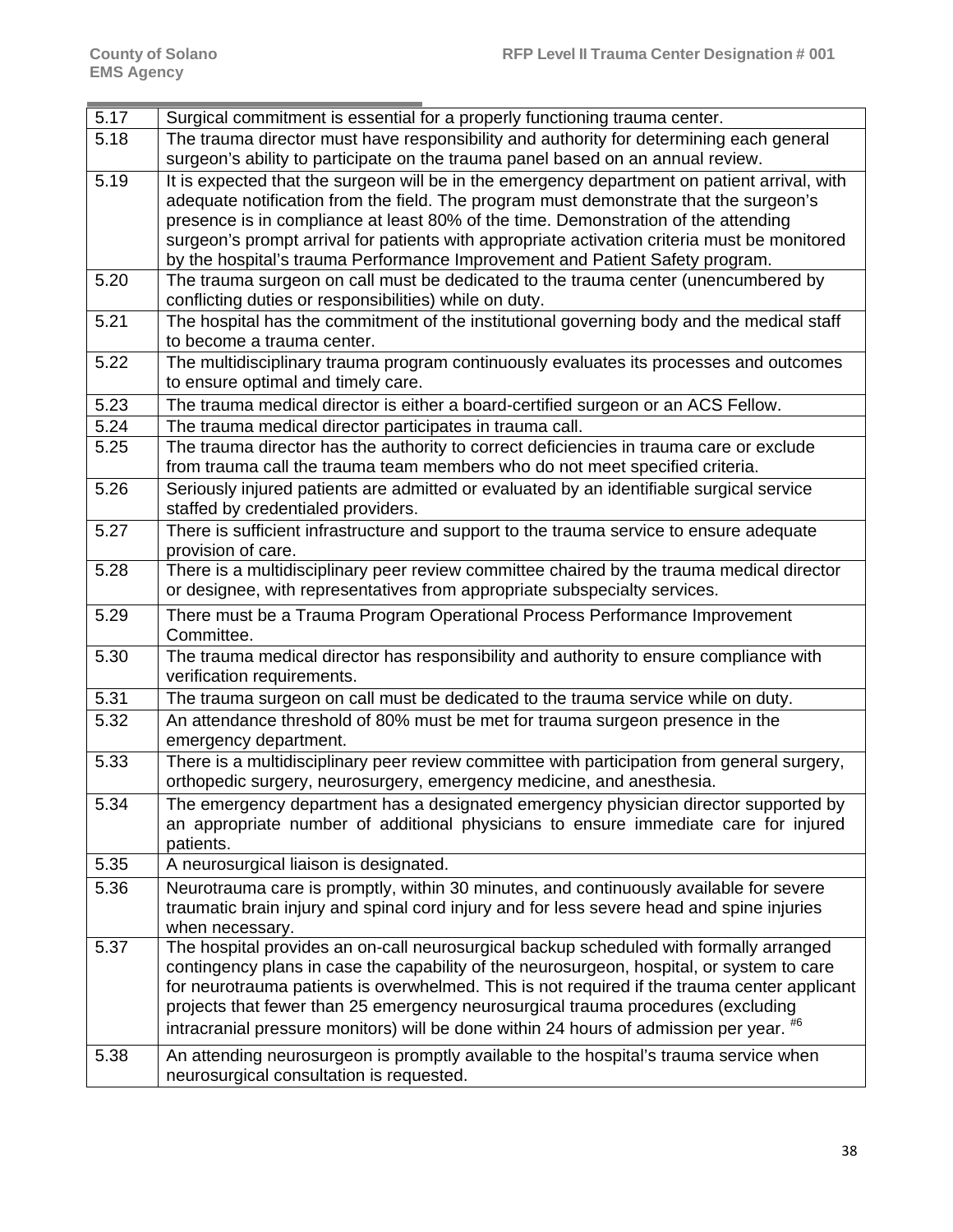| | |
|---|---|
| 5.17 | Surgical commitment is essential for a properly functioning trauma center. |
| 5.18 | The trauma director must have responsibility and authority for determining each general surgeon's ability to participate on the trauma panel based on an annual review. |
| 5.19 | It is expected that the surgeon will be in the emergency department on patient arrival, with adequate notification from the field. The program must demonstrate that the surgeon's presence is in compliance at least 80% of the time. Demonstration of the attending surgeon's prompt arrival for patients with appropriate activation criteria must be monitored by the hospital's trauma Performance Improvement and Patient Safety program. |
| 5.20 | The trauma surgeon on call must be dedicated to the trauma center (unencumbered by conflicting duties or responsibilities) while on duty. |
| 5.21 | The hospital has the commitment of the institutional governing body and the medical staff to become a trauma center. |
| 5.22 | The multidisciplinary trauma program continuously evaluates its processes and outcomes to ensure optimal and timely care. |
| 5.23 | The trauma medical director is either a board-certified surgeon or an ACS Fellow. |
| 5.24 | The trauma medical director participates in trauma call. |
| 5.25 | The trauma director has the authority to correct deficiencies in trauma care or exclude from trauma call the trauma team members who do not meet specified criteria. |
| 5.26 | Seriously injured patients are admitted or evaluated by an identifiable surgical service staffed by credentialed providers. |
| 5.27 | There is sufficient infrastructure and support to the trauma service to ensure adequate provision of care. |
| 5.28 | There is a multidisciplinary peer review committee chaired by the trauma medical director or designee, with representatives from appropriate subspecialty services. |
| 5.29 | There must be a Trauma Program Operational Process Performance Improvement Committee. |
| 5.30 | The trauma medical director has responsibility and authority to ensure compliance with verification requirements. |
| 5.31 | The trauma surgeon on call must be dedicated to the trauma service while on duty. |
| 5.32 | An attendance threshold of 80% must be met for trauma surgeon presence in the emergency department. |
| 5.33 | There is a multidisciplinary peer review committee with participation from general surgery, orthopedic surgery, neurosurgery, emergency medicine, and anesthesia. |
| 5.34 | The emergency department has a designated emergency physician director supported by an appropriate number of additional physicians to ensure immediate care for injured patients. |
| 5.35 | A neurosurgical liaison is designated. |
| 5.36 | Neurotrauma care is promptly, within 30 minutes, and continuously available for severe traumatic brain injury and spinal cord injury and for less severe head and spine injuries when necessary. |
| 5.37 | The hospital provides an on-call neurosurgical backup scheduled with formally arranged contingency plans in case the capability of the neurosurgeon, hospital, or system to care for neurotrauma patients is overwhelmed. This is not required if the trauma center applicant projects that fewer than 25 emergency neurosurgical trauma procedures (excluding intracranial pressure monitors) will be done within 24 hours of admission per year. [#6] |
| 5.38 | An attending neurosurgeon is promptly available to the hospital's trauma service when neurosurgical consultation is requested. |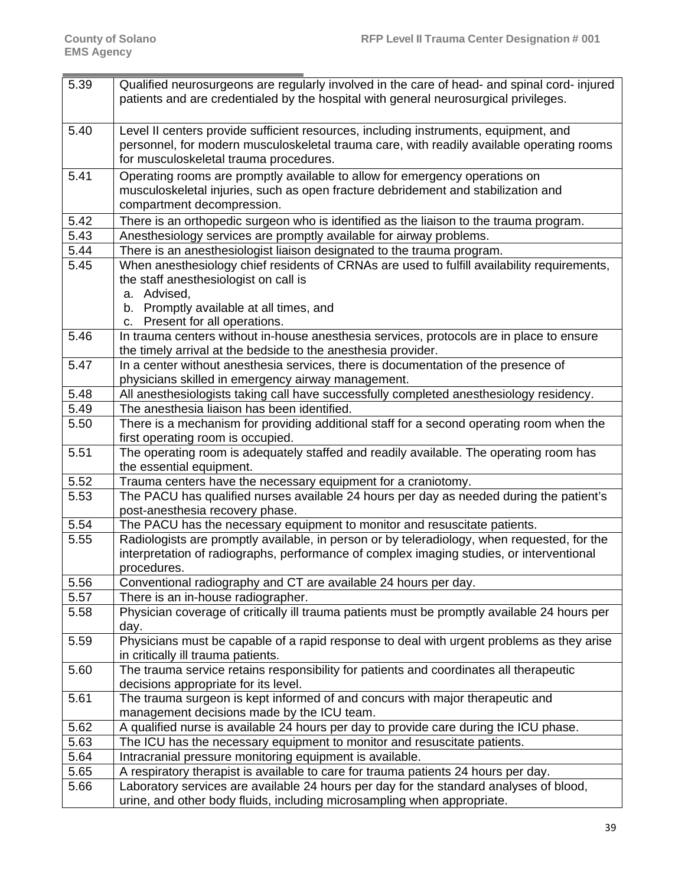| | |
|---|---|
| 5.39 | Qualified neurosurgeons are regularly involved in the care of head- and spinal cord- injured patients and are credentialed by the hospital with general neurosurgical privileges. |
| 5.40 | Level II centers provide sufficient resources, including instruments, equipment, and personnel, for modern musculoskeletal trauma care, with readily available operating rooms for musculoskeletal trauma procedures. |
| 5.41 | Operating rooms are promptly available to allow for emergency operations on musculoskeletal injuries, such as open fracture debridement and stabilization and compartment decompression. |
| 5.42 | There is an orthopedic surgeon who is identified as the liaison to the trauma program. |
| 5.43 | Anesthesiology services are promptly available for airway problems. |
| 5.44 | There is an anesthesiologist liaison designated to the trauma program. |
| 5.45 | When anesthesiology chief residents of CRNAs are used to fulfill availability requirements, the staff anesthesiologist on call is<br>a. Advised,<br>b. Promptly available at all times, and<br>c. Present for all operations. |
| 5.46 | In trauma centers without in-house anesthesia services, protocols are in place to ensure the timely arrival at the bedside to the anesthesia provider. |
| 5.47 | In a center without anesthesia services, there is documentation of the presence of physicians skilled in emergency airway management. |
| 5.48 | All anesthesiologists taking call have successfully completed anesthesiology residency. |
| 5.49 | The anesthesia liaison has been identified. |
| 5.50 | There is a mechanism for providing additional staff for a second operating room when the first operating room is occupied. |
| 5.51 | The operating room is adequately staffed and readily available. The operating room has the essential equipment. |
| 5.52 | Trauma centers have the necessary equipment for a craniotomy. |
| 5.53 | The PACU has qualified nurses available 24 hours per day as needed during the patient's post-anesthesia recovery phase. |
| 5.54 | The PACU has the necessary equipment to monitor and resuscitate patients. |
| 5.55 | Radiologists are promptly available, in person or by teleradiology, when requested, for the interpretation of radiographs, performance of complex imaging studies, or interventional procedures. |
| 5.56 | Conventional radiography and CT are available 24 hours per day. |
| 5.57 | There is an in-house radiographer. |
| 5.58 | Physician coverage of critically ill trauma patients must be promptly available 24 hours per day. |
| 5.59 | Physicians must be capable of a rapid response to deal with urgent problems as they arise in critically ill trauma patients. |
| 5.60 | The trauma service retains responsibility for patients and coordinates all therapeutic decisions appropriate for its level. |
| 5.61 | The trauma surgeon is kept informed of and concurs with major therapeutic and management decisions made by the ICU team. |
| 5.62 | A qualified nurse is available 24 hours per day to provide care during the ICU phase. |
| 5.63 | The ICU has the necessary equipment to monitor and resuscitate patients. |
| 5.64 | Intracranial pressure monitoring equipment is available. |
| 5.65 | A respiratory therapist is available to care for trauma patients 24 hours per day. |
| 5.66 | Laboratory services are available 24 hours per day for the standard analyses of blood, urine, and other body fluids, including microsampling when appropriate. |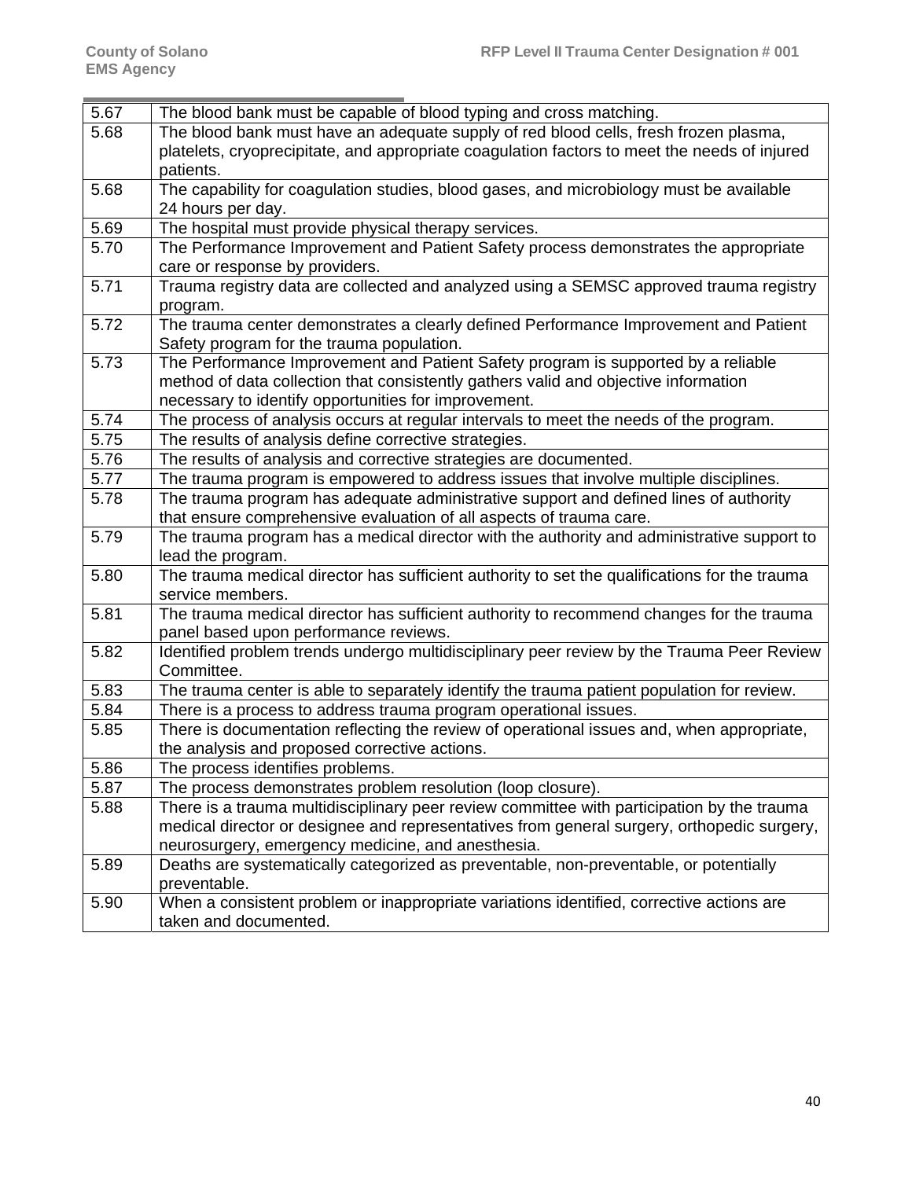| | |
|---|---|
| 5.67 | The blood bank must be capable of blood typing and cross matching. |
| 5.68 | The blood bank must have an adequate supply of red blood cells, fresh frozen plasma, platelets, cryoprecipitate, and appropriate coagulation factors to meet the needs of injured patients. |
| 5.68 | The capability for coagulation studies, blood gases, and microbiology must be available 24 hours per day. |
| 5.69 | The hospital must provide physical therapy services. |
| 5.70 | The Performance Improvement and Patient Safety process demonstrates the appropriate care or response by providers. |
| 5.71 | Trauma registry data are collected and analyzed using a SEMSC approved trauma registry program. |
| 5.72 | The trauma center demonstrates a clearly defined Performance Improvement and Patient Safety program for the trauma population. |
| 5.73 | The Performance Improvement and Patient Safety program is supported by a reliable method of data collection that consistently gathers valid and objective information necessary to identify opportunities for improvement. |
| 5.74 | The process of analysis occurs at regular intervals to meet the needs of the program. |
| 5.75 | The results of analysis define corrective strategies. |
| 5.76 | The results of analysis and corrective strategies are documented. |
| 5.77 | The trauma program is empowered to address issues that involve multiple disciplines. |
| 5.78 | The trauma program has adequate administrative support and defined lines of authority that ensure comprehensive evaluation of all aspects of trauma care. |
| 5.79 | The trauma program has a medical director with the authority and administrative support to lead the program. |
| 5.80 | The trauma medical director has sufficient authority to set the qualifications for the trauma service members. |
| 5.81 | The trauma medical director has sufficient authority to recommend changes for the trauma panel based upon performance reviews. |
| 5.82 | Identified problem trends undergo multidisciplinary peer review by the Trauma Peer Review Committee. |
| 5.83 | The trauma center is able to separately identify the trauma patient population for review. |
| 5.84 | There is a process to address trauma program operational issues. |
| 5.85 | There is documentation reflecting the review of operational issues and, when appropriate, the analysis and proposed corrective actions. |
| 5.86 | The process identifies problems. |
| 5.87 | The process demonstrates problem resolution (loop closure). |
| 5.88 | There is a trauma multidisciplinary peer review committee with participation by the trauma medical director or designee and representatives from general surgery, orthopedic surgery, neurosurgery, emergency medicine, and anesthesia. |
| 5.89 | Deaths are systematically categorized as preventable, non-preventable, or potentially preventable. |
| 5.90 | When a consistent problem or inappropriate variations identified, corrective actions are taken and documented. |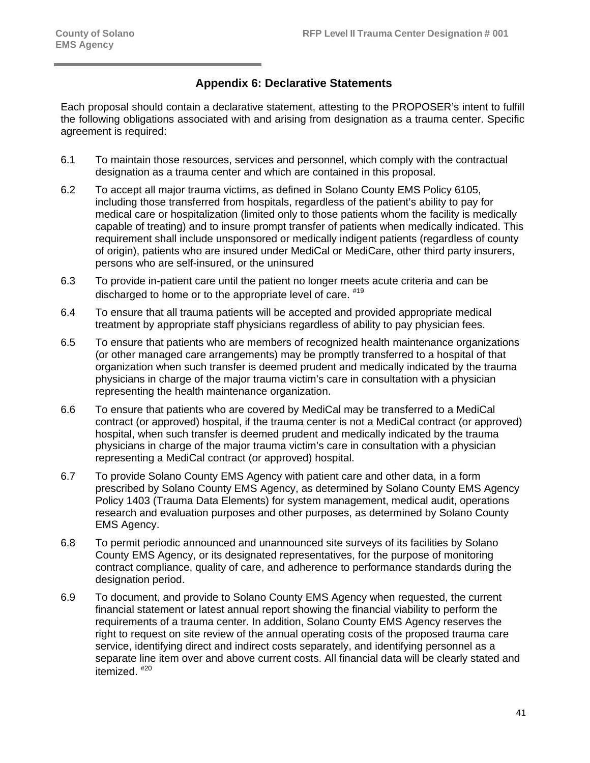## Appendix 6: Declarative Statements

Each proposal should contain a declarative statement, attesting to the PROPOSER's intent to fulfill the following obligations associated with and arising from designation as a trauma center. Specific agreement is required:

6.1 To maintain those resources, services and personnel, which comply with the contractual designation as a trauma center and which are contained in this proposal.

6.2 To accept all major trauma victims, as defined in Solano County EMS Policy 6105, including those transferred from hospitals, regardless of the patient's ability to pay for medical care or hospitalization (limited only to those patients whom the facility is medically capable of treating) and to insure prompt transfer of patients when medically indicated. This requirement shall include unsponsored or medically indigent patients (regardless of county of origin), patients who are insured under MediCal or MediCare, other third party insurers, persons who are self-insured, or the uninsured

6.3 To provide in-patient care until the patient no longer meets acute criteria and can be discharged to home or to the appropriate level of care. [#19]

6.4 To ensure that all trauma patients will be accepted and provided appropriate medical treatment by appropriate staff physicians regardless of ability to pay physician fees.

6.5 To ensure that patients who are members of recognized health maintenance organizations (or other managed care arrangements) may be promptly transferred to a hospital of that organization when such transfer is deemed prudent and medically indicated by the trauma physicians in charge of the major trauma victim's care in consultation with a physician representing the health maintenance organization.

6.6 To ensure that patients who are covered by MediCal may be transferred to a MediCal contract (or approved) hospital, if the trauma center is not a MediCal contract (or approved) hospital, when such transfer is deemed prudent and medically indicated by the trauma physicians in charge of the major trauma victim's care in consultation with a physician representing a MediCal contract (or approved) hospital.

6.7 To provide Solano County EMS Agency with patient care and other data, in a form prescribed by Solano County EMS Agency, as determined by Solano County EMS Agency Policy 1403 (Trauma Data Elements) for system management, medical audit, operations research and evaluation purposes and other purposes, as determined by Solano County EMS Agency.

6.8 To permit periodic announced and unannounced site surveys of its facilities by Solano County EMS Agency, or its designated representatives, for the purpose of monitoring contract compliance, quality of care, and adherence to performance standards during the designation period.

6.9 To document, and provide to Solano County EMS Agency when requested, the current financial statement or latest annual report showing the financial viability to perform the requirements of a trauma center. In addition, Solano County EMS Agency reserves the right to request on site review of the annual operating costs of the proposed trauma care service, identifying direct and indirect costs separately, and identifying personnel as a separate line item over and above current costs. All financial data will be clearly stated and itemized. [#20]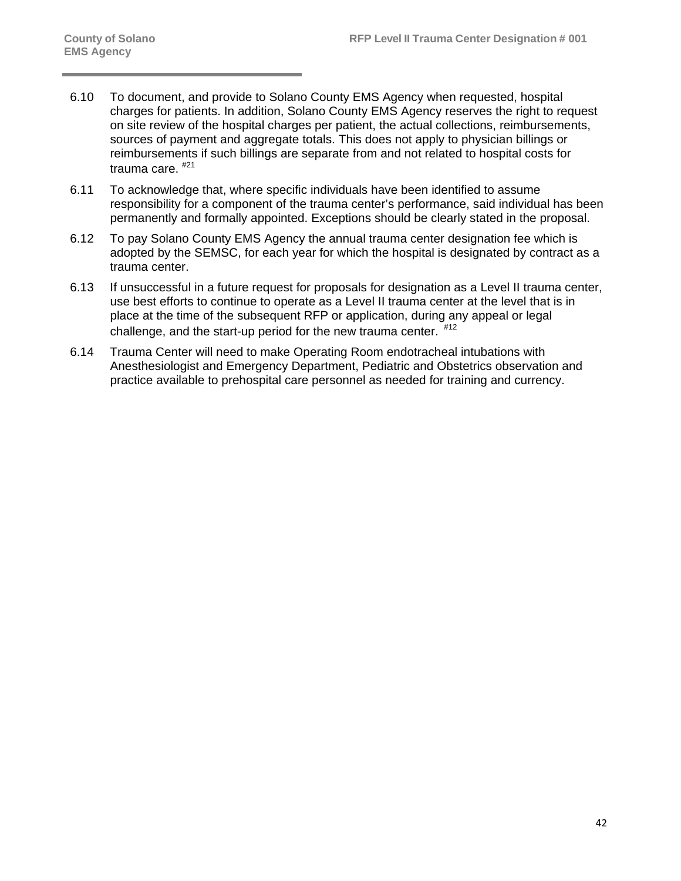6.10 To document, and provide to Solano County EMS Agency when requested, hospital charges for patients. In addition, Solano County EMS Agency reserves the right to request on site review of the hospital charges per patient, the actual collections, reimbursements, sources of payment and aggregate totals. This does not apply to physician billings or reimbursements if such billings are separate from and not related to hospital costs for trauma care. [#21]

6.11 To acknowledge that, where specific individuals have been identified to assume responsibility for a component of the trauma center's performance, said individual has been permanently and formally appointed. Exceptions should be clearly stated in the proposal.

6.12 To pay Solano County EMS Agency the annual trauma center designation fee which is adopted by the SEMSC, for each year for which the hospital is designated by contract as a trauma center.

6.13 If unsuccessful in a future request for proposals for designation as a Level II trauma center, use best efforts to continue to operate as a Level II trauma center at the level that is in place at the time of the subsequent RFP or application, during any appeal or legal challenge, and the start-up period for the new trauma center. [#12]

6.14 Trauma Center will need to make Operating Room endotracheal intubations with Anesthesiologist and Emergency Department, Pediatric and Obstetrics observation and practice available to prehospital care personnel as needed for training and currency.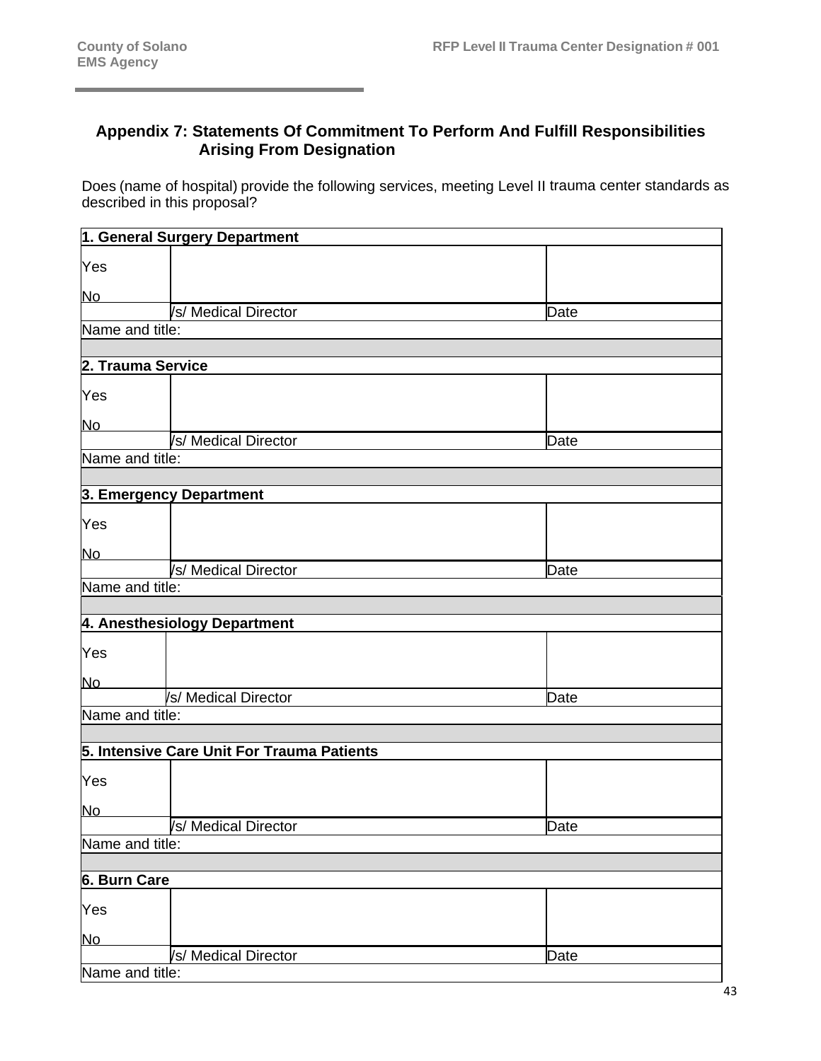## Appendix 7: Statements Of Commitment To Perform And Fulfill Responsibilities Arising From Designation

Does (name of hospital) provide the following services, meeting Level II trauma center standards as described in this proposal?

| **1. General Surgery Department** | | |
|---|---|---|
| Yes<br><br>No | | |
| | /s/ Medical Director | Date |
| Name and title: | | |

| **2. Trauma Service** | | |
|---|---|---|
| Yes<br><br>No | | |
| | /s/ Medical Director | Date |
| Name and title: | | |

| **3. Emergency Department** | | |
|---|---|---|
| Yes<br><br>No | | |
| | /s/ Medical Director | Date |
| Name and title: | | |

| **4. Anesthesiology Department** | | |
|---|---|---|
| Yes<br><br>No | | |
| | /s/ Medical Director | Date |
| Name and title: | | |

| **5. Intensive Care Unit For Trauma Patients** | | |
|---|---|---|
| Yes<br><br>No | | |
| | /s/ Medical Director | Date |
| Name and title: | | |

| **6. Burn Care** | | |
|---|---|---|
| Yes<br><br>No | | |
| | /s/ Medical Director | Date |
| Name and title: | | |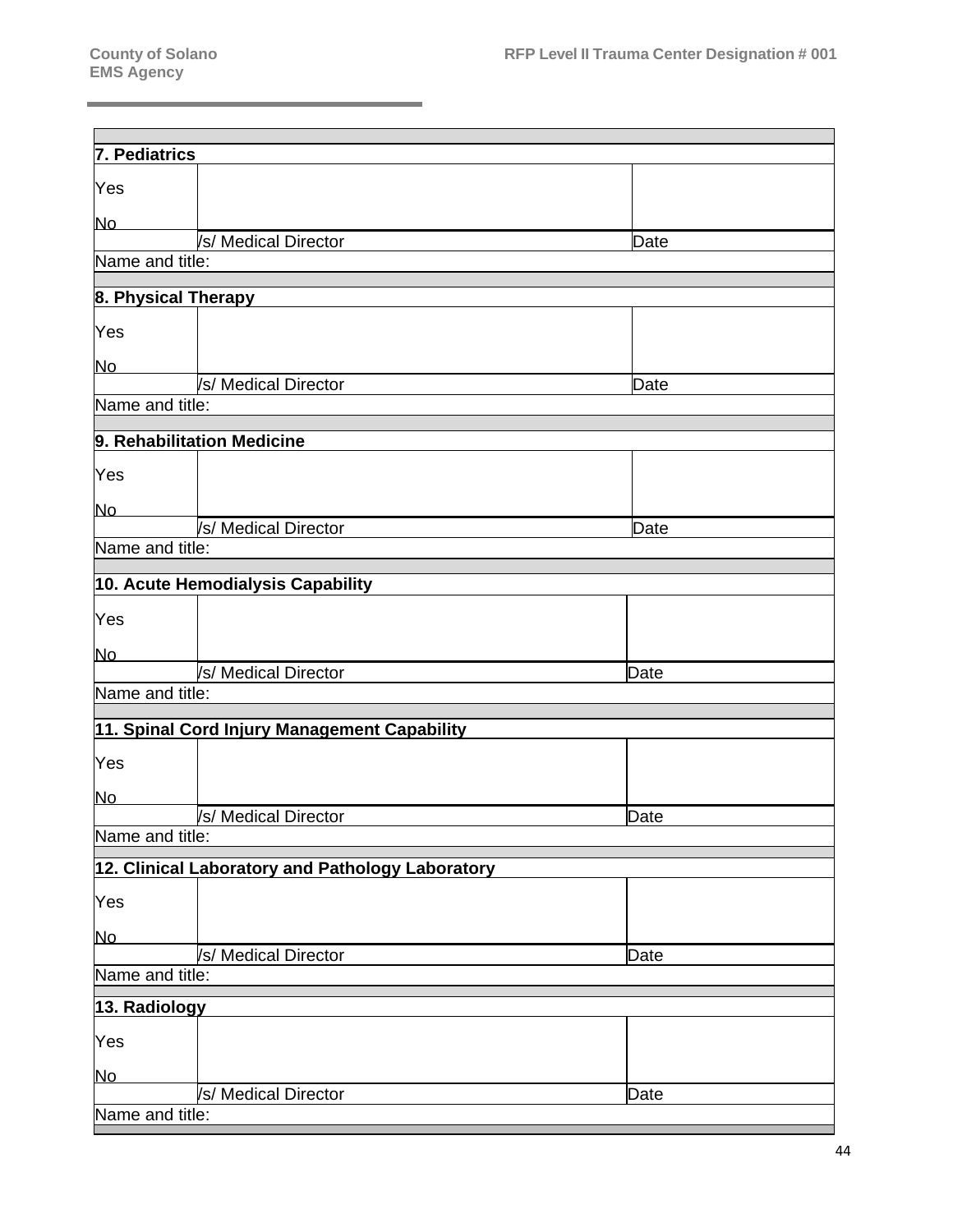| | | |
|---|---|---|
| **7. Pediatrics** | | |
| Yes<br><br>No | | |
| | /s/ Medical Director | Date |
| Name and title: | | |
| **8. Physical Therapy** | | |
| Yes<br><br>No | | |
| | /s/ Medical Director | Date |
| Name and title: | | |
| **9. Rehabilitation Medicine** | | |
| Yes<br><br>No | | |
| | /s/ Medical Director | Date |
| Name and title: | | |
| **10. Acute Hemodialysis Capability** | | |
| Yes<br><br>No | | |
| | /s/ Medical Director | Date |
| Name and title: | | |
| **11. Spinal Cord Injury Management Capability** | | |
| Yes<br><br>No | | |
| | /s/ Medical Director | Date |
| Name and title: | | |
| **12. Clinical Laboratory and Pathology Laboratory** | | |
| Yes<br><br>No | | |
| | /s/ Medical Director | Date |
| Name and title: | | |
| **13. Radiology** | | |
| Yes<br><br>No | | |
| | /s/ Medical Director | Date |
| Name and title: | | |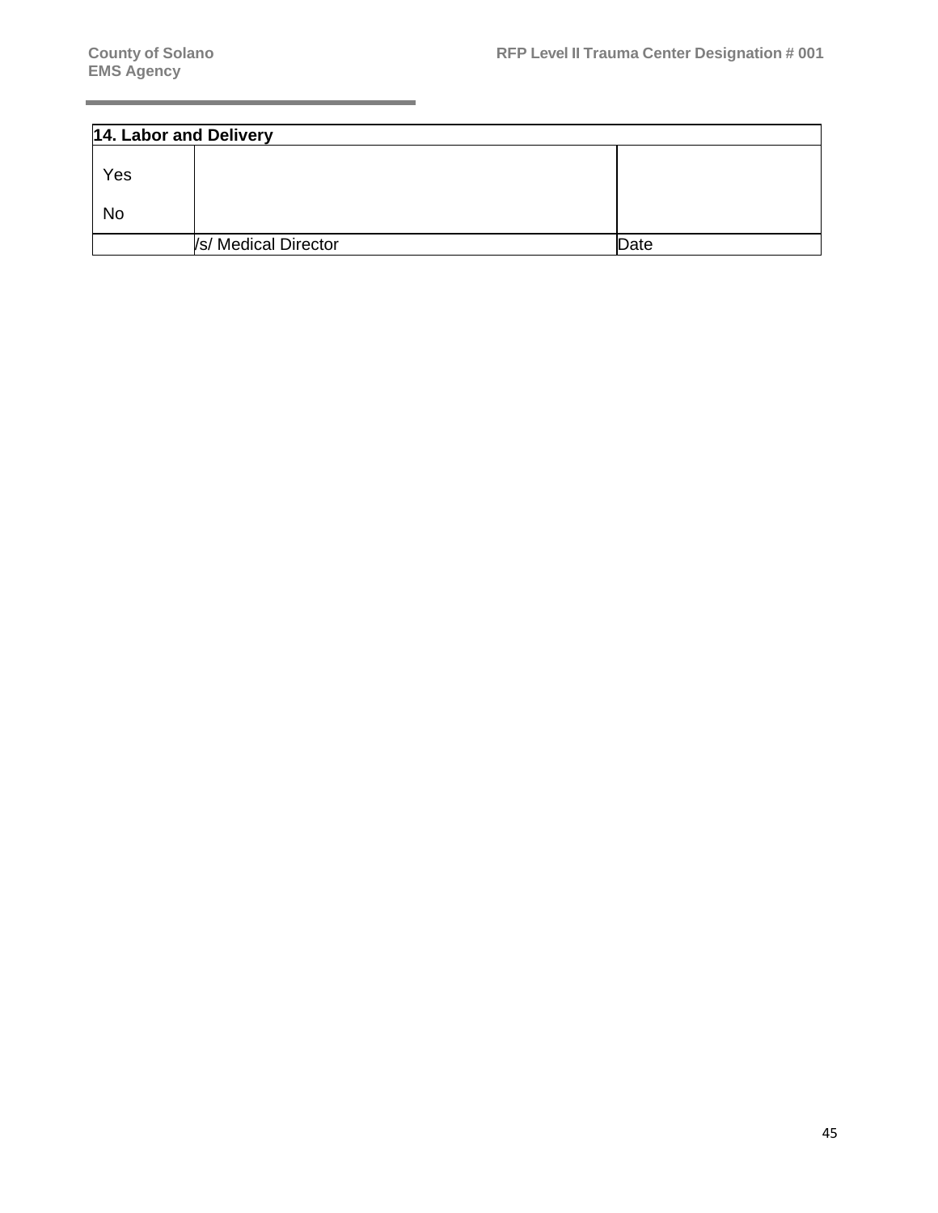| 14. Labor and Delivery | | |
|---|---|---|
| Yes<br><br>No | | |
| | /s/ Medical Director | Date |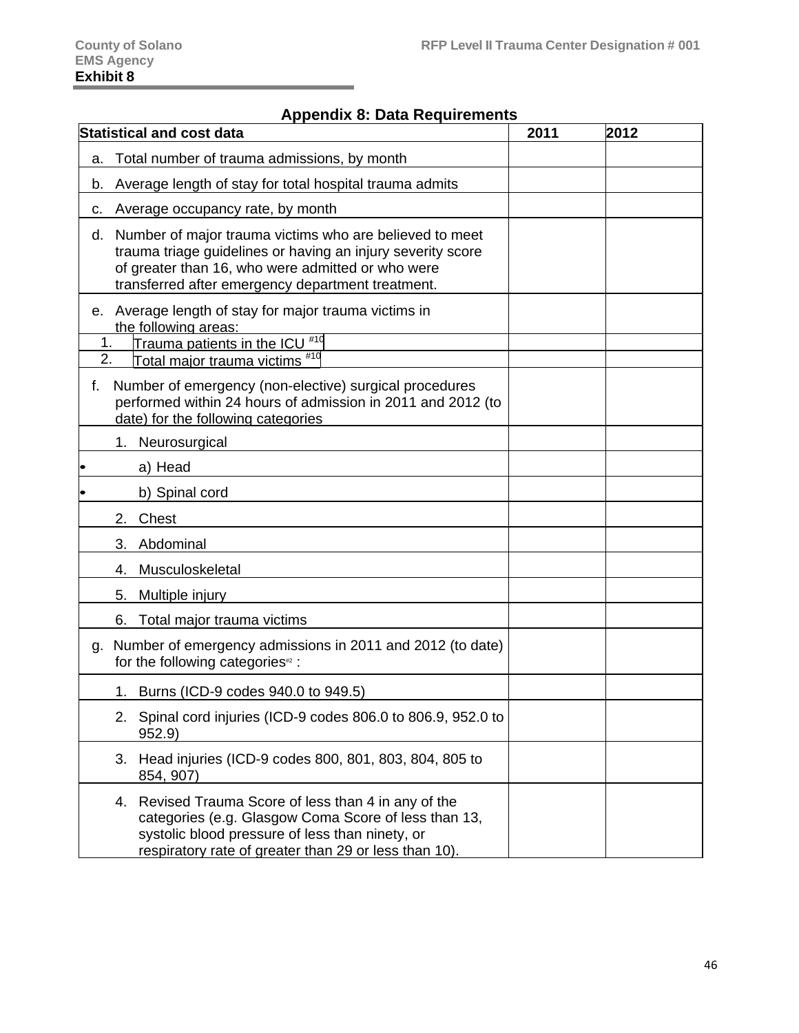County of Solano
EMS Agency
**Exhibit 8**

## Appendix 8: Data Requirements

| Statistical and cost data | 2011 | 2012 |
|---|---|---|
| a. Total number of trauma admissions, by month | | |
| b. Average length of stay for total hospital trauma admits | | |
| c. Average occupancy rate, by month | | |
| d. Number of major trauma victims who are believed to meet trauma triage guidelines or having an injury severity score of greater than 16, who were admitted or who were transferred after emergency department treatment. | | |
| e. Average length of stay for major trauma victims in the following areas: | | |
| 1. Trauma patients in the ICU [#10] | | |
| 2. Total major trauma victims [#10] | | |
| f. Number of emergency (non-elective) surgical procedures performed within 24 hours of admission in 2011 and 2012 (to date) for the following categories | | |
| 1. Neurosurgical | | |
| • a) Head | | |
| • b) Spinal cord | | |
| 2. Chest | | |
| 3. Abdominal | | |
| 4. Musculoskeletal | | |
| 5. Multiple injury | | |
| 6. Total major trauma victims | | |
| g. Number of emergency admissions in 2011 and 2012 (to date) for the following categories[#2] : | | |
| 1. Burns (ICD-9 codes 940.0 to 949.5) | | |
| 2. Spinal cord injuries (ICD-9 codes 806.0 to 806.9, 952.0 to 952.9) | | |
| 3. Head injuries (ICD-9 codes 800, 801, 803, 804, 805 to 854, 907) | | |
| 4. Revised Trauma Score of less than 4 in any of the categories (e.g. Glasgow Coma Score of less than 13, systolic blood pressure of less than ninety, or respiratory rate of greater than 29 or less than 10). | | |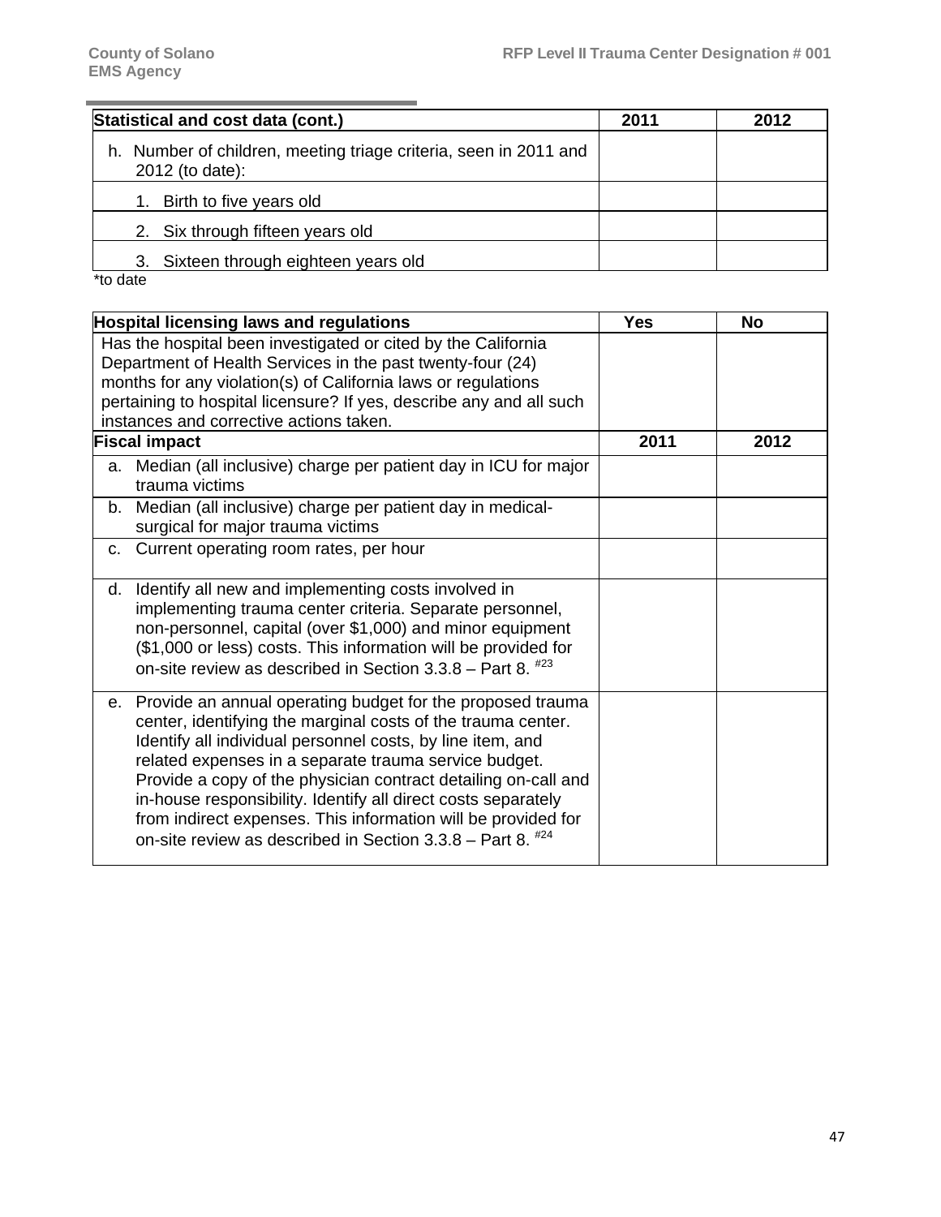| Statistical and cost data (cont.) | 2011 | 2012 |
|---|---|---|
| h. Number of children, meeting triage criteria, seen in 2011 and 2012 (to date): | | |
| 1. Birth to five years old | | |
| 2. Six through fifteen years old | | |
| 3. Sixteen through eighteen years old | | |

*to date

| Hospital licensing laws and regulations | Yes | No |
|---|---|---|
| Has the hospital been investigated or cited by the California Department of Health Services in the past twenty-four (24) months for any violation(s) of California laws or regulations pertaining to hospital licensure? If yes, describe any and all such instances and corrective actions taken. | | |
| **Fiscal impact** | **2011** | **2012** |
| a. Median (all inclusive) charge per patient day in ICU for major trauma victims | | |
| b. Median (all inclusive) charge per patient day in medical-surgical for major trauma victims | | |
| c. Current operating room rates, per hour | | |
| d. Identify all new and implementing costs involved in implementing trauma center criteria. Separate personnel, non-personnel, capital (over $1,000) and minor equipment ($1,000 or less) costs. This information will be provided for on-site review as described in Section 3.3.8 – Part 8. [#23] | | |
| e. Provide an annual operating budget for the proposed trauma center, identifying the marginal costs of the trauma center. Identify all individual personnel costs, by line item, and related expenses in a separate trauma service budget. Provide a copy of the physician contract detailing on-call and in-house responsibility. Identify all direct costs separately from indirect expenses. This information will be provided for on-site review as described in Section 3.3.8 – Part 8. [#24] | | |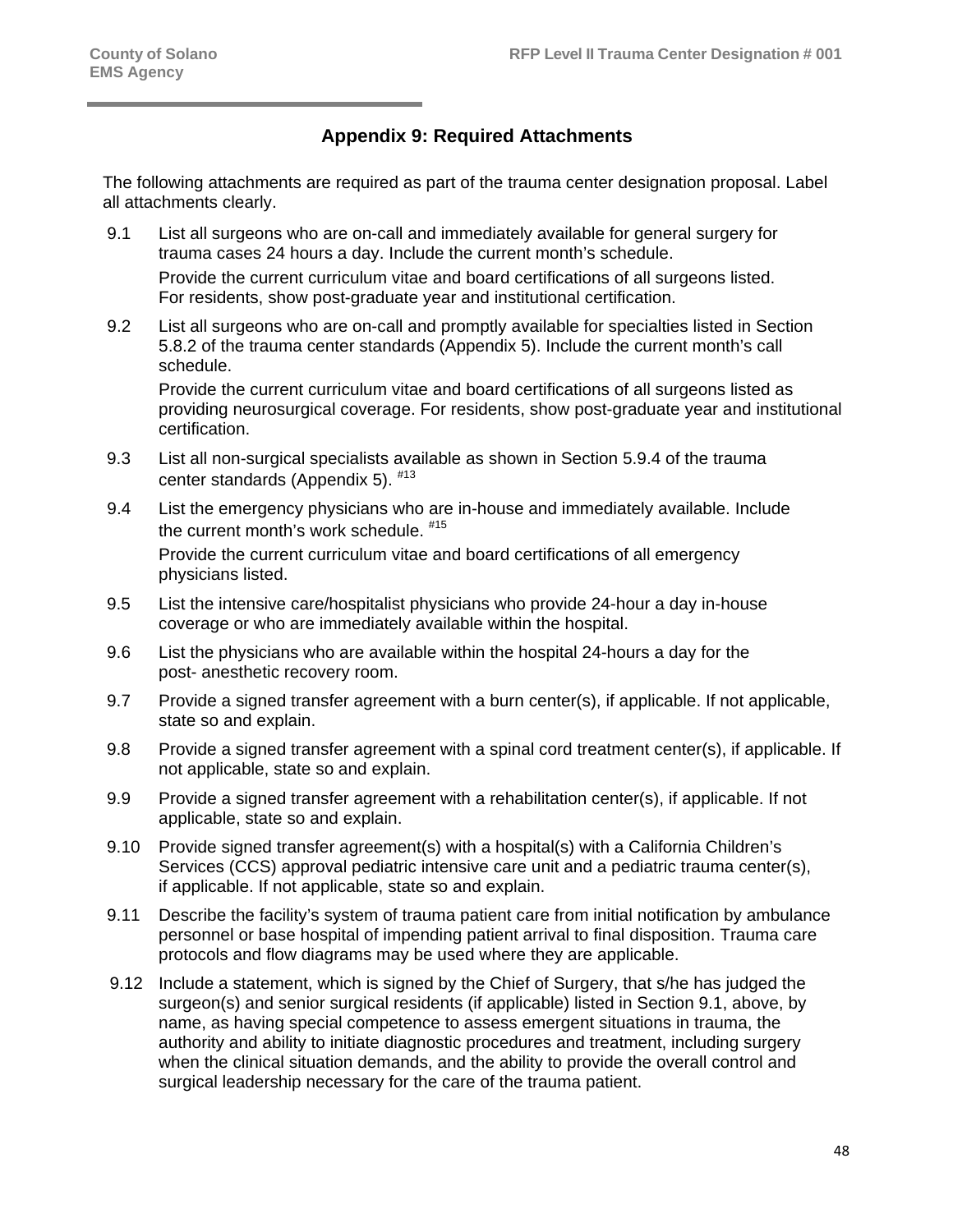## Appendix 9: Required Attachments

The following attachments are required as part of the trauma center designation proposal. Label all attachments clearly.

9.1 List all surgeons who are on-call and immediately available for general surgery for trauma cases 24 hours a day. Include the current month's schedule.

Provide the current curriculum vitae and board certifications of all surgeons listed. For residents, show post-graduate year and institutional certification.

9.2 List all surgeons who are on-call and promptly available for specialties listed in Section 5.8.2 of the trauma center standards (Appendix 5). Include the current month's call schedule.

Provide the current curriculum vitae and board certifications of all surgeons listed as providing neurosurgical coverage. For residents, show post-graduate year and institutional certification.

9.3 List all non-surgical specialists available as shown in Section 5.9.4 of the trauma center standards (Appendix 5). [#13]

9.4 List the emergency physicians who are in-house and immediately available. Include the current month's work schedule. [#15]

Provide the current curriculum vitae and board certifications of all emergency physicians listed.

9.5 List the intensive care/hospitalist physicians who provide 24-hour a day in-house coverage or who are immediately available within the hospital.

9.6 List the physicians who are available within the hospital 24-hours a day for the post- anesthetic recovery room.

9.7 Provide a signed transfer agreement with a burn center(s), if applicable. If not applicable, state so and explain.

9.8 Provide a signed transfer agreement with a spinal cord treatment center(s), if applicable. If not applicable, state so and explain.

9.9 Provide a signed transfer agreement with a rehabilitation center(s), if applicable. If not applicable, state so and explain.

9.10 Provide signed transfer agreement(s) with a hospital(s) with a California Children's Services (CCS) approval pediatric intensive care unit and a pediatric trauma center(s), if applicable. If not applicable, state so and explain.

9.11 Describe the facility's system of trauma patient care from initial notification by ambulance personnel or base hospital of impending patient arrival to final disposition. Trauma care protocols and flow diagrams may be used where they are applicable.

9.12 Include a statement, which is signed by the Chief of Surgery, that s/he has judged the surgeon(s) and senior surgical residents (if applicable) listed in Section 9.1, above, by name, as having special competence to assess emergent situations in trauma, the authority and ability to initiate diagnostic procedures and treatment, including surgery when the clinical situation demands, and the ability to provide the overall control and surgical leadership necessary for the care of the trauma patient.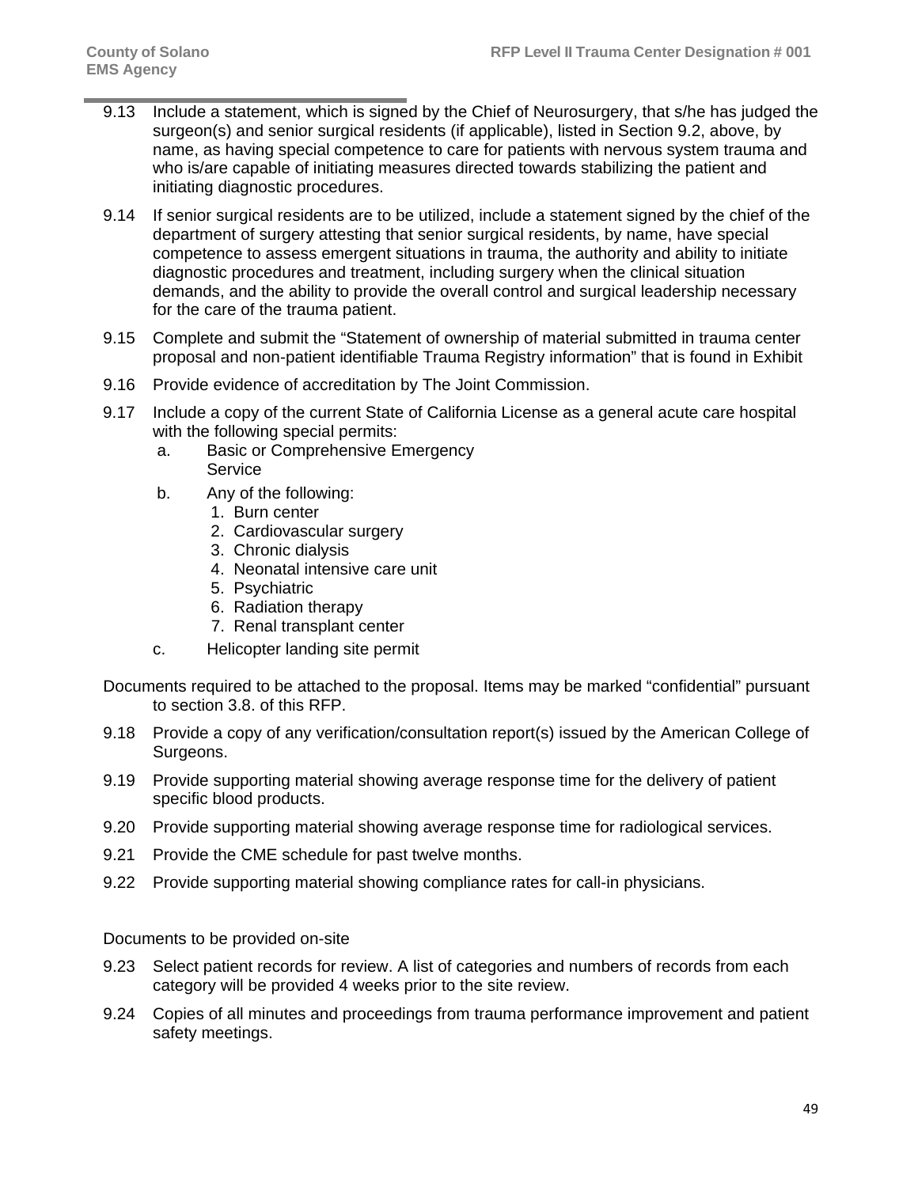9.13 Include a statement, which is signed by the Chief of Neurosurgery, that s/he has judged the surgeon(s) and senior surgical residents (if applicable), listed in Section 9.2, above, by name, as having special competence to care for patients with nervous system trauma and who is/are capable of initiating measures directed towards stabilizing the patient and initiating diagnostic procedures.

9.14 If senior surgical residents are to be utilized, include a statement signed by the chief of the department of surgery attesting that senior surgical residents, by name, have special competence to assess emergent situations in trauma, the authority and ability to initiate diagnostic procedures and treatment, including surgery when the clinical situation demands, and the ability to provide the overall control and surgical leadership necessary for the care of the trauma patient.

9.15 Complete and submit the "Statement of ownership of material submitted in trauma center proposal and non-patient identifiable Trauma Registry information" that is found in Exhibit

9.16 Provide evidence of accreditation by The Joint Commission.

9.17 Include a copy of the current State of California License as a general acute care hospital with the following special permits:

- a. Basic or Comprehensive Emergency Service
- b. Any of the following:
  1. Burn center
  2. Cardiovascular surgery
  3. Chronic dialysis
  4. Neonatal intensive care unit
  5. Psychiatric
  6. Radiation therapy
  7. Renal transplant center
- c. Helicopter landing site permit

Documents required to be attached to the proposal. Items may be marked "confidential" pursuant to section 3.8. of this RFP.

9.18 Provide a copy of any verification/consultation report(s) issued by the American College of Surgeons.

9.19 Provide supporting material showing average response time for the delivery of patient specific blood products.

9.20 Provide supporting material showing average response time for radiological services.

9.21 Provide the CME schedule for past twelve months.

9.22 Provide supporting material showing compliance rates for call-in physicians.

Documents to be provided on-site

9.23 Select patient records for review. A list of categories and numbers of records from each category will be provided 4 weeks prior to the site review.

9.24 Copies of all minutes and proceedings from trauma performance improvement and patient safety meetings.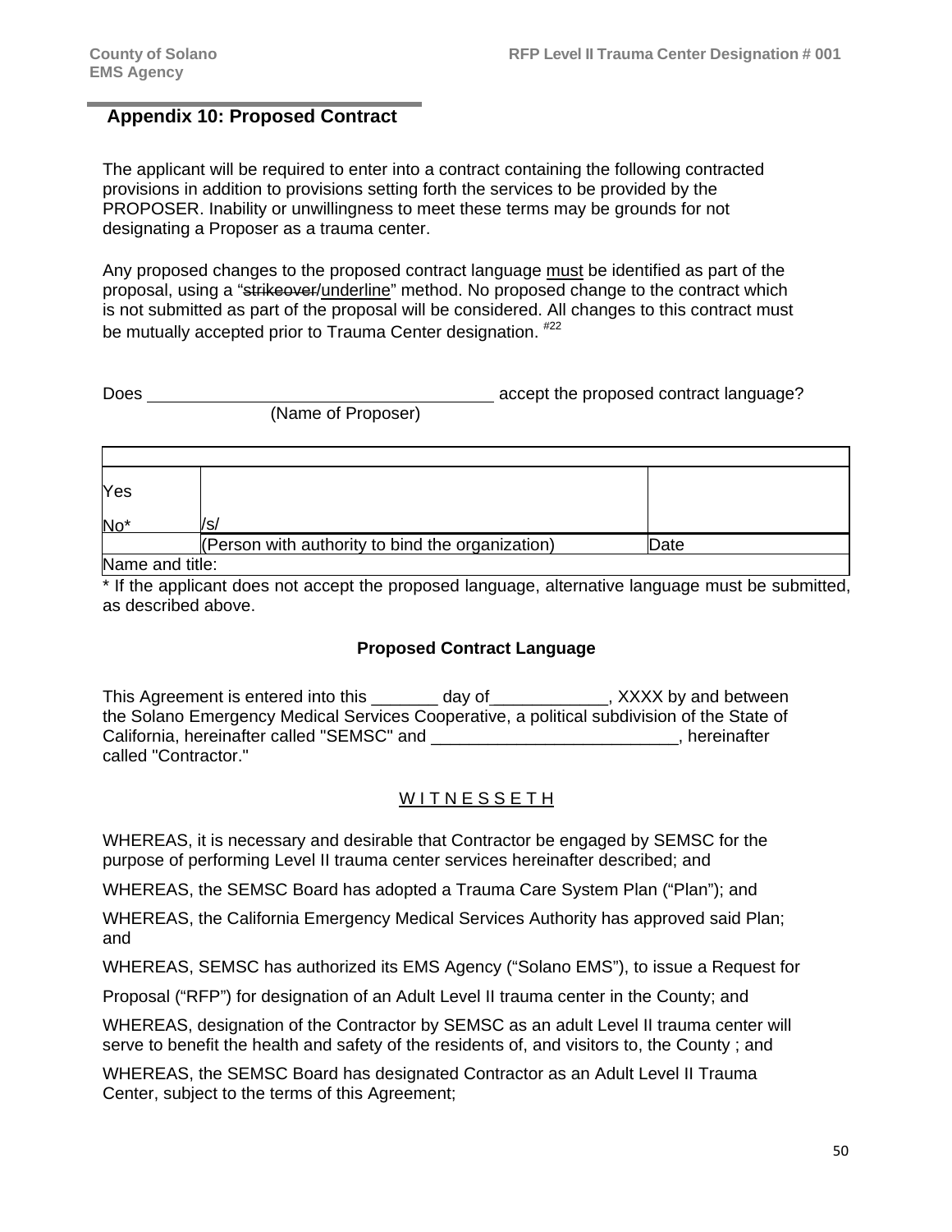## Appendix 10: Proposed Contract

The applicant will be required to enter into a contract containing the following contracted provisions in addition to provisions setting forth the services to be provided by the PROPOSER. Inability or unwillingness to meet these terms may be grounds for not designating a Proposer as a trauma center.

Any proposed changes to the proposed contract language <u>must</u> be identified as part of the proposal, using a "~~strikeover~~/<u>underline</u>" method. No proposed change to the contract which is not submitted as part of the proposal will be considered. All changes to this contract must be mutually accepted prior to Trauma Center designation. [#22]

Does ____________________________________ accept the proposed contract language?
(Name of Proposer)

| | | |
|---|---|---|
| Yes<br>No* | /s/ | |
| | (Person with authority to bind the organization) | Date |
| Name and title: | | |

\* If the applicant does not accept the proposed language, alternative language must be submitted, as described above.

**Proposed Contract Language**

This Agreement is entered into this _______ day of____________, XXXX by and between the Solano Emergency Medical Services Cooperative, a political subdivision of the State of California, hereinafter called "SEMSC" and __________________________, hereinafter called "Contractor."

<u>W I T N E S S E T H</u>

WHEREAS, it is necessary and desirable that Contractor be engaged by SEMSC for the purpose of performing Level II trauma center services hereinafter described; and

WHEREAS, the SEMSC Board has adopted a Trauma Care System Plan ("Plan"); and

WHEREAS, the California Emergency Medical Services Authority has approved said Plan; and

WHEREAS, SEMSC has authorized its EMS Agency ("Solano EMS"), to issue a Request for Proposal ("RFP") for designation of an Adult Level II trauma center in the County; and

WHEREAS, designation of the Contractor by SEMSC as an adult Level II trauma center will serve to benefit the health and safety of the residents of, and visitors to, the County ; and

WHEREAS, the SEMSC Board has designated Contractor as an Adult Level II Trauma Center, subject to the terms of this Agreement;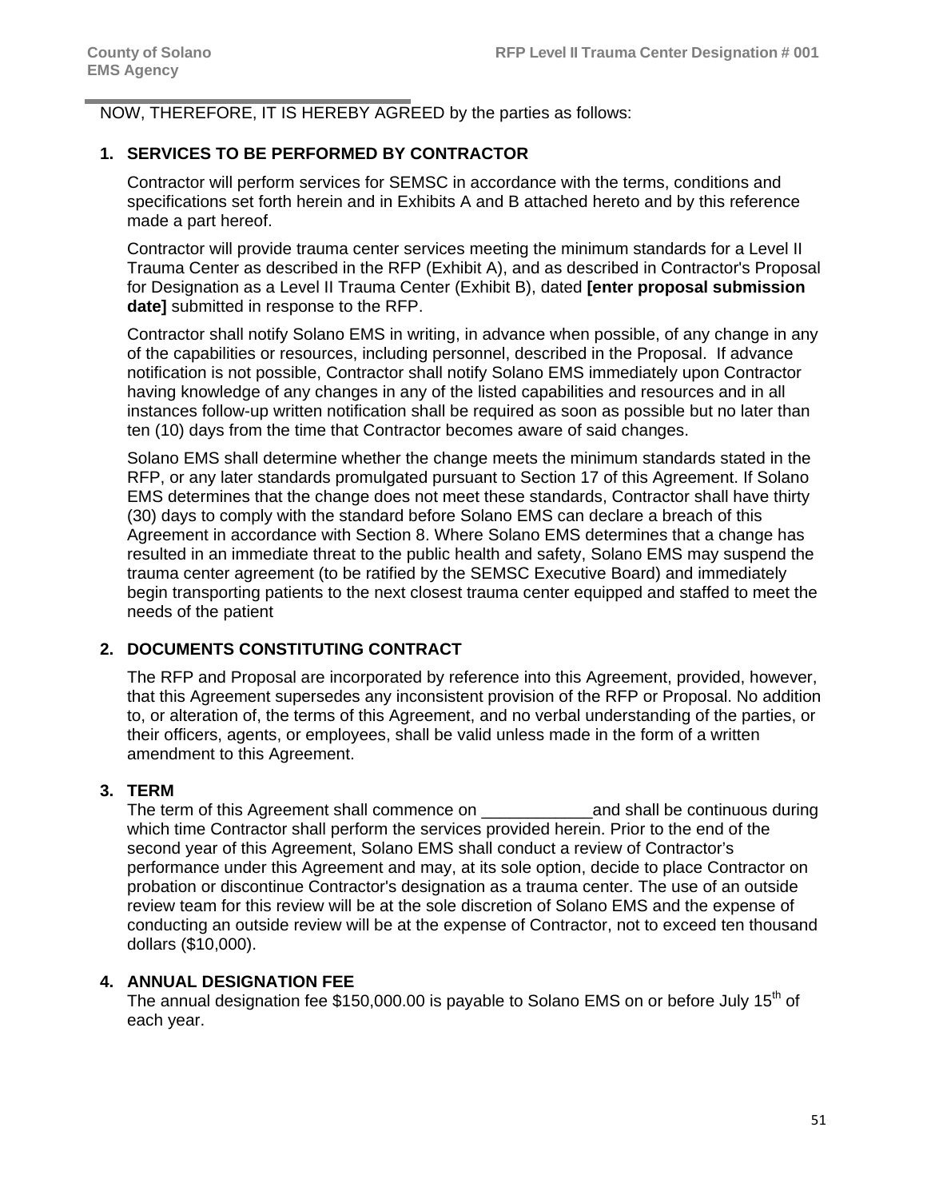NOW, THEREFORE, IT IS HEREBY AGREED by the parties as follows:

## 1. SERVICES TO BE PERFORMED BY CONTRACTOR

Contractor will perform services for SEMSC in accordance with the terms, conditions and specifications set forth herein and in Exhibits A and B attached hereto and by this reference made a part hereof.

Contractor will provide trauma center services meeting the minimum standards for a Level II Trauma Center as described in the RFP (Exhibit A), and as described in Contractor's Proposal for Designation as a Level II Trauma Center (Exhibit B), dated **[enter proposal submission date]** submitted in response to the RFP.

Contractor shall notify Solano EMS in writing, in advance when possible, of any change in any of the capabilities or resources, including personnel, described in the Proposal. If advance notification is not possible, Contractor shall notify Solano EMS immediately upon Contractor having knowledge of any changes in any of the listed capabilities and resources and in all instances follow-up written notification shall be required as soon as possible but no later than ten (10) days from the time that Contractor becomes aware of said changes.

Solano EMS shall determine whether the change meets the minimum standards stated in the RFP, or any later standards promulgated pursuant to Section 17 of this Agreement. If Solano EMS determines that the change does not meet these standards, Contractor shall have thirty (30) days to comply with the standard before Solano EMS can declare a breach of this Agreement in accordance with Section 8. Where Solano EMS determines that a change has resulted in an immediate threat to the public health and safety, Solano EMS may suspend the trauma center agreement (to be ratified by the SEMSC Executive Board) and immediately begin transporting patients to the next closest trauma center equipped and staffed to meet the needs of the patient

## 2. DOCUMENTS CONSTITUTING CONTRACT

The RFP and Proposal are incorporated by reference into this Agreement, provided, however, that this Agreement supersedes any inconsistent provision of the RFP or Proposal. No addition to, or alteration of, the terms of this Agreement, and no verbal understanding of the parties, or their officers, agents, or employees, shall be valid unless made in the form of a written amendment to this Agreement.

## 3. TERM

The term of this Agreement shall commence on ____________and shall be continuous during which time Contractor shall perform the services provided herein. Prior to the end of the second year of this Agreement, Solano EMS shall conduct a review of Contractor's performance under this Agreement and may, at its sole option, decide to place Contractor on probation or discontinue Contractor's designation as a trauma center. The use of an outside review team for this review will be at the sole discretion of Solano EMS and the expense of conducting an outside review will be at the expense of Contractor, not to exceed ten thousand dollars ($10,000).

## 4. ANNUAL DESIGNATION FEE

The annual designation fee $150,000.00 is payable to Solano EMS on or before July 15th of each year.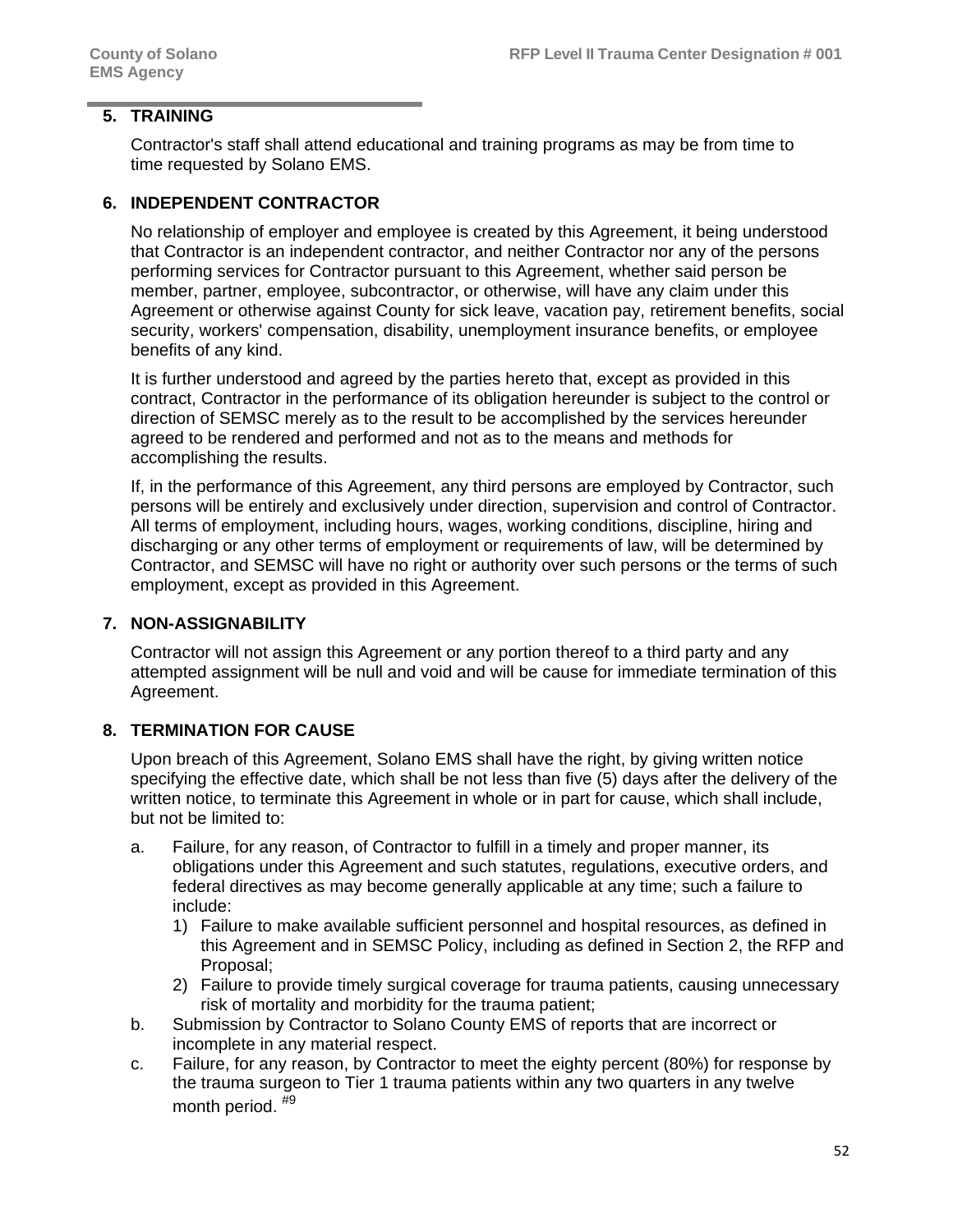## 5. TRAINING

Contractor's staff shall attend educational and training programs as may be from time to time requested by Solano EMS.

## 6. INDEPENDENT CONTRACTOR

No relationship of employer and employee is created by this Agreement, it being understood that Contractor is an independent contractor, and neither Contractor nor any of the persons performing services for Contractor pursuant to this Agreement, whether said person be member, partner, employee, subcontractor, or otherwise, will have any claim under this Agreement or otherwise against County for sick leave, vacation pay, retirement benefits, social security, workers' compensation, disability, unemployment insurance benefits, or employee benefits of any kind.

It is further understood and agreed by the parties hereto that, except as provided in this contract, Contractor in the performance of its obligation hereunder is subject to the control or direction of SEMSC merely as to the result to be accomplished by the services hereunder agreed to be rendered and performed and not as to the means and methods for accomplishing the results.

If, in the performance of this Agreement, any third persons are employed by Contractor, such persons will be entirely and exclusively under direction, supervision and control of Contractor. All terms of employment, including hours, wages, working conditions, discipline, hiring and discharging or any other terms of employment or requirements of law, will be determined by Contractor, and SEMSC will have no right or authority over such persons or the terms of such employment, except as provided in this Agreement.

## 7. NON-ASSIGNABILITY

Contractor will not assign this Agreement or any portion thereof to a third party and any attempted assignment will be null and void and will be cause for immediate termination of this Agreement.

## 8. TERMINATION FOR CAUSE

Upon breach of this Agreement, Solano EMS shall have the right, by giving written notice specifying the effective date, which shall be not less than five (5) days after the delivery of the written notice, to terminate this Agreement in whole or in part for cause, which shall include, but not be limited to:

a. Failure, for any reason, of Contractor to fulfill in a timely and proper manner, its obligations under this Agreement and such statutes, regulations, executive orders, and federal directives as may become generally applicable at any time; such a failure to include:
   1) Failure to make available sufficient personnel and hospital resources, as defined in this Agreement and in SEMSC Policy, including as defined in Section 2, the RFP and Proposal;
   2) Failure to provide timely surgical coverage for trauma patients, causing unnecessary risk of mortality and morbidity for the trauma patient;

b. Submission by Contractor to Solano County EMS of reports that are incorrect or incomplete in any material respect.

c. Failure, for any reason, by Contractor to meet the eighty percent (80%) for response by the trauma surgeon to Tier 1 trauma patients within any two quarters in any twelve month period. [#9]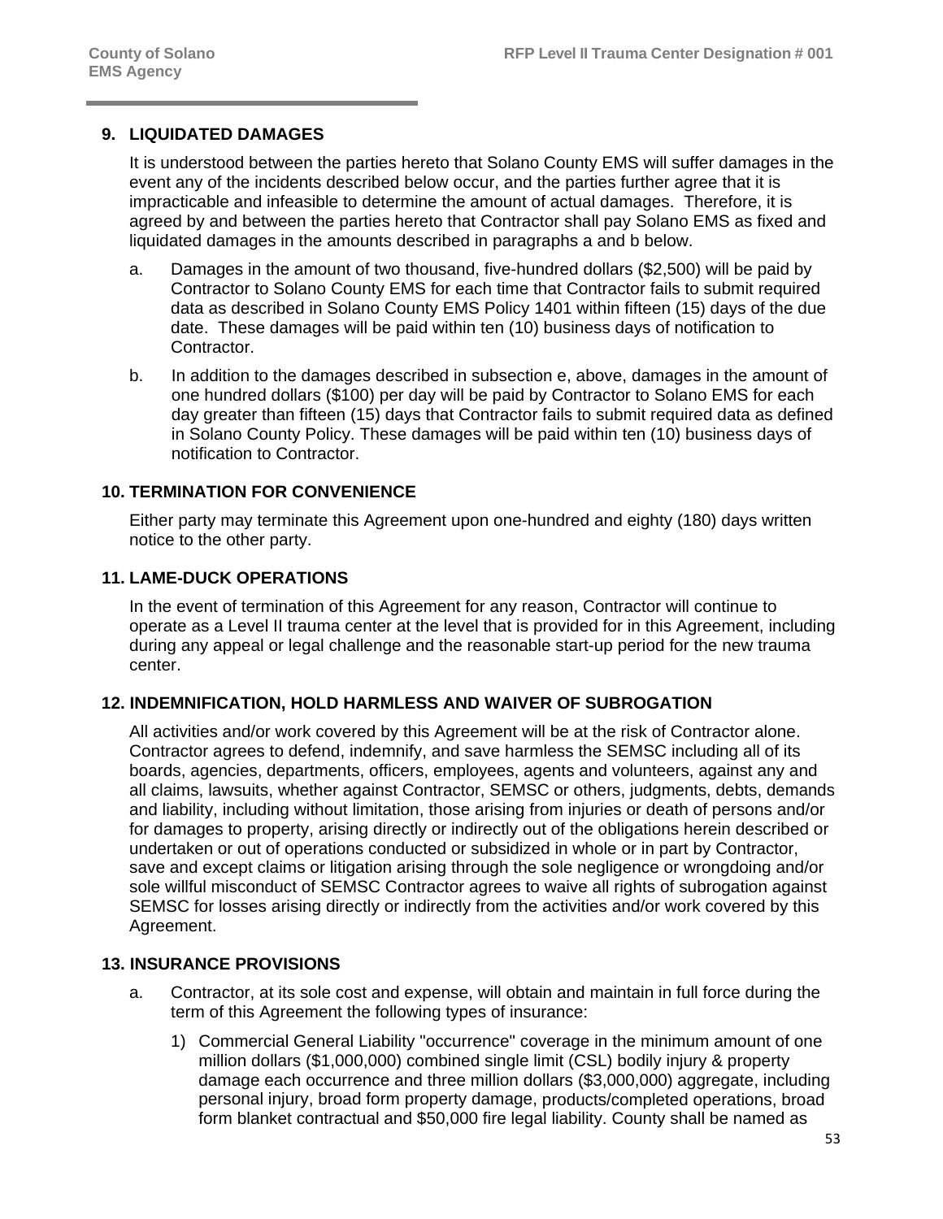## 9. LIQUIDATED DAMAGES

It is understood between the parties hereto that Solano County EMS will suffer damages in the event any of the incidents described below occur, and the parties further agree that it is impracticable and infeasible to determine the amount of actual damages. Therefore, it is agreed by and between the parties hereto that Contractor shall pay Solano EMS as fixed and liquidated damages in the amounts described in paragraphs a and b below.

a. Damages in the amount of two thousand, five-hundred dollars ($2,500) will be paid by Contractor to Solano County EMS for each time that Contractor fails to submit required data as described in Solano County EMS Policy 1401 within fifteen (15) days of the due date. These damages will be paid within ten (10) business days of notification to Contractor.

b. In addition to the damages described in subsection e, above, damages in the amount of one hundred dollars ($100) per day will be paid by Contractor to Solano EMS for each day greater than fifteen (15) days that Contractor fails to submit required data as defined in Solano County Policy. These damages will be paid within ten (10) business days of notification to Contractor.

## 10. TERMINATION FOR CONVENIENCE

Either party may terminate this Agreement upon one-hundred and eighty (180) days written notice to the other party.

## 11. LAME-DUCK OPERATIONS

In the event of termination of this Agreement for any reason, Contractor will continue to operate as a Level II trauma center at the level that is provided for in this Agreement, including during any appeal or legal challenge and the reasonable start-up period for the new trauma center.

## 12. INDEMNIFICATION, HOLD HARMLESS AND WAIVER OF SUBROGATION

All activities and/or work covered by this Agreement will be at the risk of Contractor alone. Contractor agrees to defend, indemnify, and save harmless the SEMSC including all of its boards, agencies, departments, officers, employees, agents and volunteers, against any and all claims, lawsuits, whether against Contractor, SEMSC or others, judgments, debts, demands and liability, including without limitation, those arising from injuries or death of persons and/or for damages to property, arising directly or indirectly out of the obligations herein described or undertaken or out of operations conducted or subsidized in whole or in part by Contractor, save and except claims or litigation arising through the sole negligence or wrongdoing and/or sole willful misconduct of SEMSC Contractor agrees to waive all rights of subrogation against SEMSC for losses arising directly or indirectly from the activities and/or work covered by this Agreement.

## 13. INSURANCE PROVISIONS

a. Contractor, at its sole cost and expense, will obtain and maintain in full force during the term of this Agreement the following types of insurance:

1) Commercial General Liability "occurrence" coverage in the minimum amount of one million dollars ($1,000,000) combined single limit (CSL) bodily injury & property damage each occurrence and three million dollars ($3,000,000) aggregate, including personal injury, broad form property damage, products/completed operations, broad form blanket contractual and $50,000 fire legal liability. County shall be named as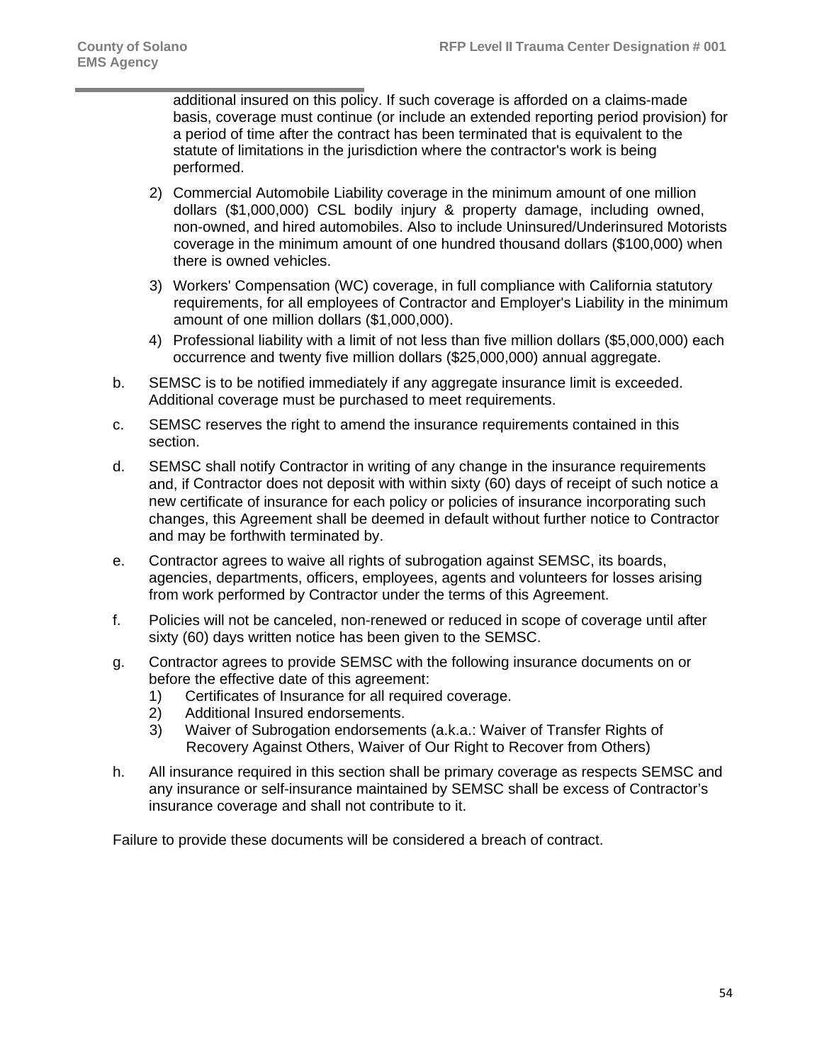additional insured on this policy. If such coverage is afforded on a claims-made basis, coverage must continue (or include an extended reporting period provision) for a period of time after the contract has been terminated that is equivalent to the statute of limitations in the jurisdiction where the contractor's work is being performed.

2) Commercial Automobile Liability coverage in the minimum amount of one million dollars ($1,000,000) CSL bodily injury & property damage, including owned, non-owned, and hired automobiles. Also to include Uninsured/Underinsured Motorists coverage in the minimum amount of one hundred thousand dollars ($100,000) when there is owned vehicles.

3) Workers' Compensation (WC) coverage, in full compliance with California statutory requirements, for all employees of Contractor and Employer's Liability in the minimum amount of one million dollars ($1,000,000).

4) Professional liability with a limit of not less than five million dollars ($5,000,000) each occurrence and twenty five million dollars ($25,000,000) annual aggregate.

b. SEMSC is to be notified immediately if any aggregate insurance limit is exceeded. Additional coverage must be purchased to meet requirements.

c. SEMSC reserves the right to amend the insurance requirements contained in this section.

d. SEMSC shall notify Contractor in writing of any change in the insurance requirements and, if Contractor does not deposit with within sixty (60) days of receipt of such notice a new certificate of insurance for each policy or policies of insurance incorporating such changes, this Agreement shall be deemed in default without further notice to Contractor and may be forthwith terminated by.

e. Contractor agrees to waive all rights of subrogation against SEMSC, its boards, agencies, departments, officers, employees, agents and volunteers for losses arising from work performed by Contractor under the terms of this Agreement.

f. Policies will not be canceled, non-renewed or reduced in scope of coverage until after sixty (60) days written notice has been given to the SEMSC.

g. Contractor agrees to provide SEMSC with the following insurance documents on or before the effective date of this agreement:
   1) Certificates of Insurance for all required coverage.
   2) Additional Insured endorsements.
   3) Waiver of Subrogation endorsements (a.k.a.: Waiver of Transfer Rights of Recovery Against Others, Waiver of Our Right to Recover from Others)

h. All insurance required in this section shall be primary coverage as respects SEMSC and any insurance or self-insurance maintained by SEMSC shall be excess of Contractor's insurance coverage and shall not contribute to it.

Failure to provide these documents will be considered a breach of contract.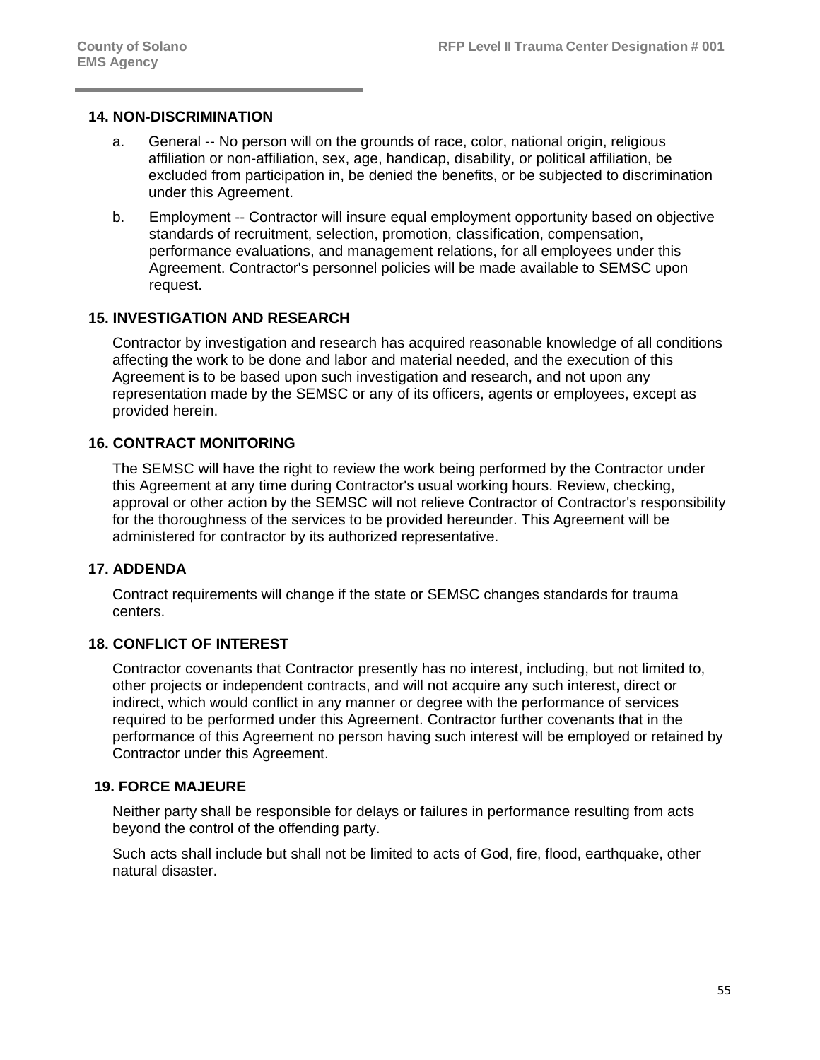### 14. NON-DISCRIMINATION

a. General -- No person will on the grounds of race, color, national origin, religious affiliation or non-affiliation, sex, age, handicap, disability, or political affiliation, be excluded from participation in, be denied the benefits, or be subjected to discrimination under this Agreement.

b. Employment -- Contractor will insure equal employment opportunity based on objective standards of recruitment, selection, promotion, classification, compensation, performance evaluations, and management relations, for all employees under this Agreement. Contractor's personnel policies will be made available to SEMSC upon request.

### 15. INVESTIGATION AND RESEARCH

Contractor by investigation and research has acquired reasonable knowledge of all conditions affecting the work to be done and labor and material needed, and the execution of this Agreement is to be based upon such investigation and research, and not upon any representation made by the SEMSC or any of its officers, agents or employees, except as provided herein.

### 16. CONTRACT MONITORING

The SEMSC will have the right to review the work being performed by the Contractor under this Agreement at any time during Contractor's usual working hours. Review, checking, approval or other action by the SEMSC will not relieve Contractor of Contractor's responsibility for the thoroughness of the services to be provided hereunder. This Agreement will be administered for contractor by its authorized representative.

### 17. ADDENDA

Contract requirements will change if the state or SEMSC changes standards for trauma centers.

### 18. CONFLICT OF INTEREST

Contractor covenants that Contractor presently has no interest, including, but not limited to, other projects or independent contracts, and will not acquire any such interest, direct or indirect, which would conflict in any manner or degree with the performance of services required to be performed under this Agreement. Contractor further covenants that in the performance of this Agreement no person having such interest will be employed or retained by Contractor under this Agreement.

### 19. FORCE MAJEURE

Neither party shall be responsible for delays or failures in performance resulting from acts beyond the control of the offending party.

Such acts shall include but shall not be limited to acts of God, fire, flood, earthquake, other natural disaster.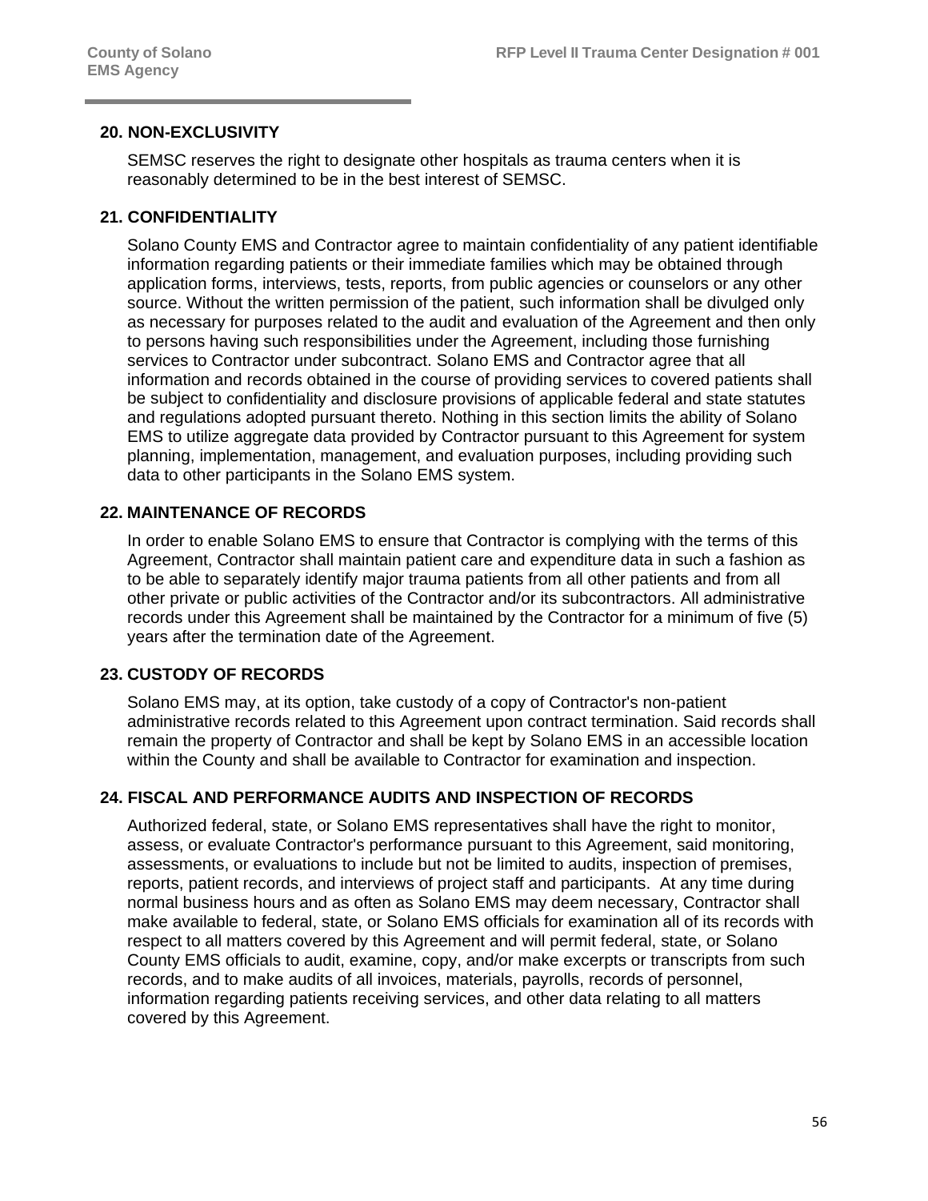## 20. NON-EXCLUSIVITY

SEMSC reserves the right to designate other hospitals as trauma centers when it is reasonably determined to be in the best interest of SEMSC.

## 21. CONFIDENTIALITY

Solano County EMS and Contractor agree to maintain confidentiality of any patient identifiable information regarding patients or their immediate families which may be obtained through application forms, interviews, tests, reports, from public agencies or counselors or any other source. Without the written permission of the patient, such information shall be divulged only as necessary for purposes related to the audit and evaluation of the Agreement and then only to persons having such responsibilities under the Agreement, including those furnishing services to Contractor under subcontract. Solano EMS and Contractor agree that all information and records obtained in the course of providing services to covered patients shall be subject to confidentiality and disclosure provisions of applicable federal and state statutes and regulations adopted pursuant thereto. Nothing in this section limits the ability of Solano EMS to utilize aggregate data provided by Contractor pursuant to this Agreement for system planning, implementation, management, and evaluation purposes, including providing such data to other participants in the Solano EMS system.

## 22. MAINTENANCE OF RECORDS

In order to enable Solano EMS to ensure that Contractor is complying with the terms of this Agreement, Contractor shall maintain patient care and expenditure data in such a fashion as to be able to separately identify major trauma patients from all other patients and from all other private or public activities of the Contractor and/or its subcontractors. All administrative records under this Agreement shall be maintained by the Contractor for a minimum of five (5) years after the termination date of the Agreement.

## 23. CUSTODY OF RECORDS

Solano EMS may, at its option, take custody of a copy of Contractor's non-patient administrative records related to this Agreement upon contract termination. Said records shall remain the property of Contractor and shall be kept by Solano EMS in an accessible location within the County and shall be available to Contractor for examination and inspection.

## 24. FISCAL AND PERFORMANCE AUDITS AND INSPECTION OF RECORDS

Authorized federal, state, or Solano EMS representatives shall have the right to monitor, assess, or evaluate Contractor's performance pursuant to this Agreement, said monitoring, assessments, or evaluations to include but not be limited to audits, inspection of premises, reports, patient records, and interviews of project staff and participants. At any time during normal business hours and as often as Solano EMS may deem necessary, Contractor shall make available to federal, state, or Solano EMS officials for examination all of its records with respect to all matters covered by this Agreement and will permit federal, state, or Solano County EMS officials to audit, examine, copy, and/or make excerpts or transcripts from such records, and to make audits of all invoices, materials, payrolls, records of personnel, information regarding patients receiving services, and other data relating to all matters covered by this Agreement.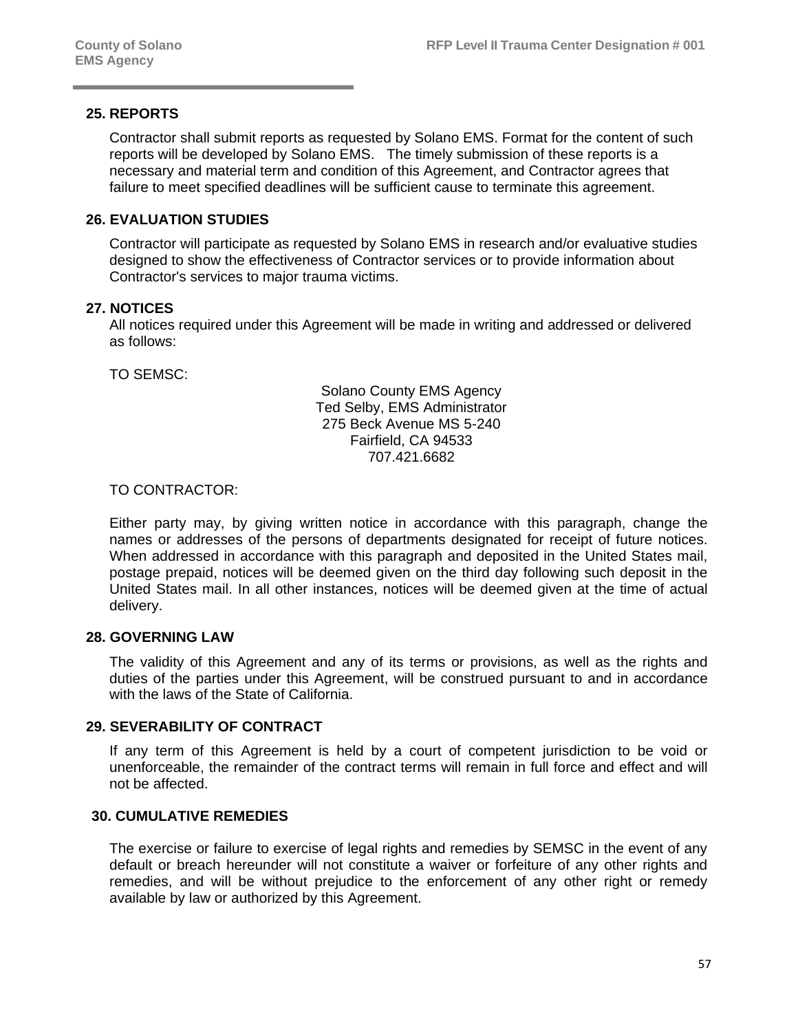### 25. REPORTS

Contractor shall submit reports as requested by Solano EMS. Format for the content of such reports will be developed by Solano EMS. The timely submission of these reports is a necessary and material term and condition of this Agreement, and Contractor agrees that failure to meet specified deadlines will be sufficient cause to terminate this agreement.

### 26. EVALUATION STUDIES

Contractor will participate as requested by Solano EMS in research and/or evaluative studies designed to show the effectiveness of Contractor services or to provide information about Contractor's services to major trauma victims.

### 27. NOTICES

All notices required under this Agreement will be made in writing and addressed or delivered as follows:

TO SEMSC:

Solano County EMS Agency
Ted Selby, EMS Administrator
275 Beck Avenue MS 5-240
Fairfield, CA 94533
707.421.6682

TO CONTRACTOR:

Either party may, by giving written notice in accordance with this paragraph, change the names or addresses of the persons of departments designated for receipt of future notices. When addressed in accordance with this paragraph and deposited in the United States mail, postage prepaid, notices will be deemed given on the third day following such deposit in the United States mail. In all other instances, notices will be deemed given at the time of actual delivery.

### 28. GOVERNING LAW

The validity of this Agreement and any of its terms or provisions, as well as the rights and duties of the parties under this Agreement, will be construed pursuant to and in accordance with the laws of the State of California.

### 29. SEVERABILITY OF CONTRACT

If any term of this Agreement is held by a court of competent jurisdiction to be void or unenforceable, the remainder of the contract terms will remain in full force and effect and will not be affected.

### 30. CUMULATIVE REMEDIES

The exercise or failure to exercise of legal rights and remedies by SEMSC in the event of any default or breach hereunder will not constitute a waiver or forfeiture of any other rights and remedies, and will be without prejudice to the enforcement of any other right or remedy available by law or authorized by this Agreement.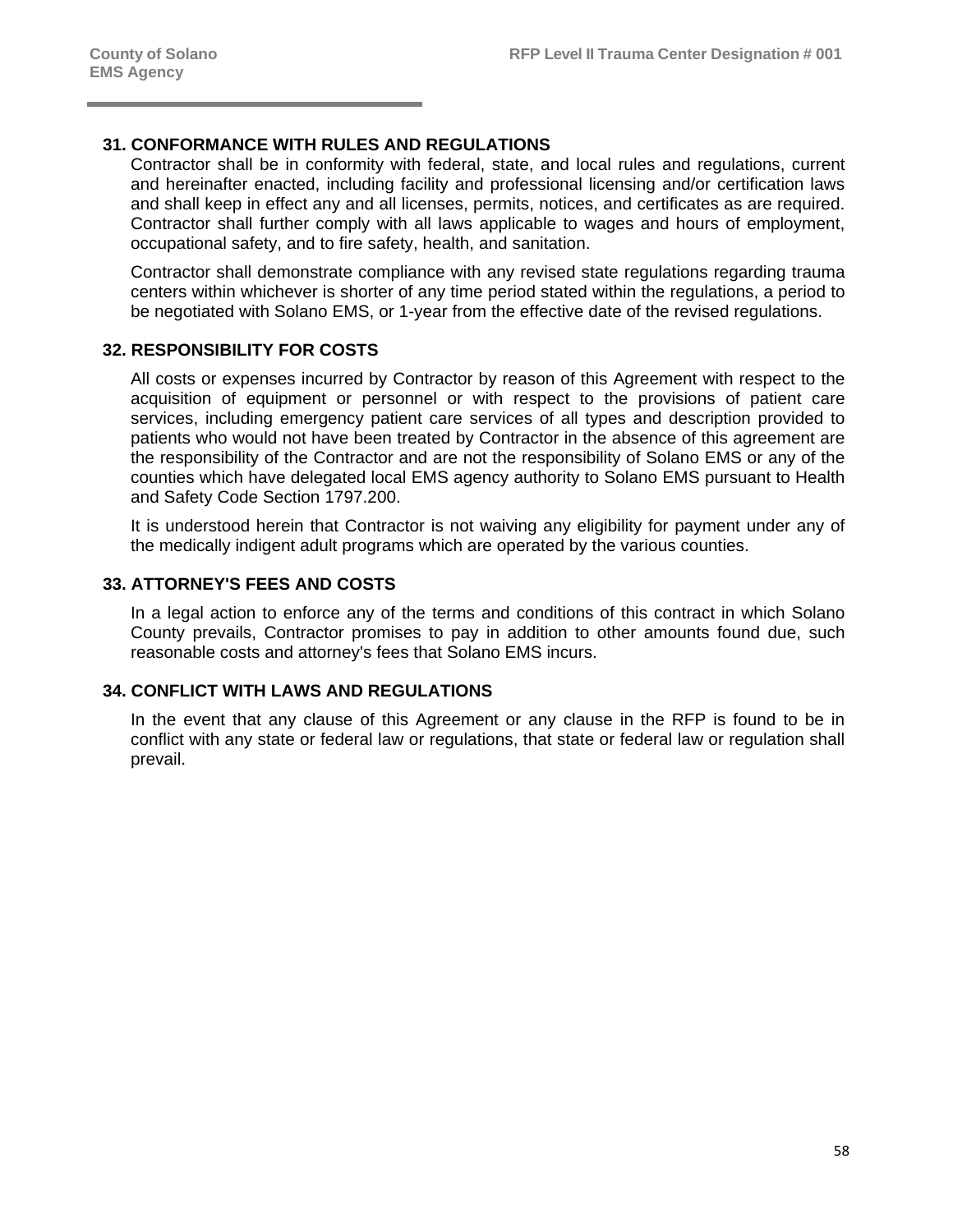### 31. CONFORMANCE WITH RULES AND REGULATIONS

Contractor shall be in conformity with federal, state, and local rules and regulations, current and hereinafter enacted, including facility and professional licensing and/or certification laws and shall keep in effect any and all licenses, permits, notices, and certificates as are required. Contractor shall further comply with all laws applicable to wages and hours of employment, occupational safety, and to fire safety, health, and sanitation.

Contractor shall demonstrate compliance with any revised state regulations regarding trauma centers within whichever is shorter of any time period stated within the regulations, a period to be negotiated with Solano EMS, or 1-year from the effective date of the revised regulations.

### 32. RESPONSIBILITY FOR COSTS

All costs or expenses incurred by Contractor by reason of this Agreement with respect to the acquisition of equipment or personnel or with respect to the provisions of patient care services, including emergency patient care services of all types and description provided to patients who would not have been treated by Contractor in the absence of this agreement are the responsibility of the Contractor and are not the responsibility of Solano EMS or any of the counties which have delegated local EMS agency authority to Solano EMS pursuant to Health and Safety Code Section 1797.200.

It is understood herein that Contractor is not waiving any eligibility for payment under any of the medically indigent adult programs which are operated by the various counties.

### 33. ATTORNEY'S FEES AND COSTS

In a legal action to enforce any of the terms and conditions of this contract in which Solano County prevails, Contractor promises to pay in addition to other amounts found due, such reasonable costs and attorney's fees that Solano EMS incurs.

### 34. CONFLICT WITH LAWS AND REGULATIONS

In the event that any clause of this Agreement or any clause in the RFP is found to be in conflict with any state or federal law or regulations, that state or federal law or regulation shall prevail.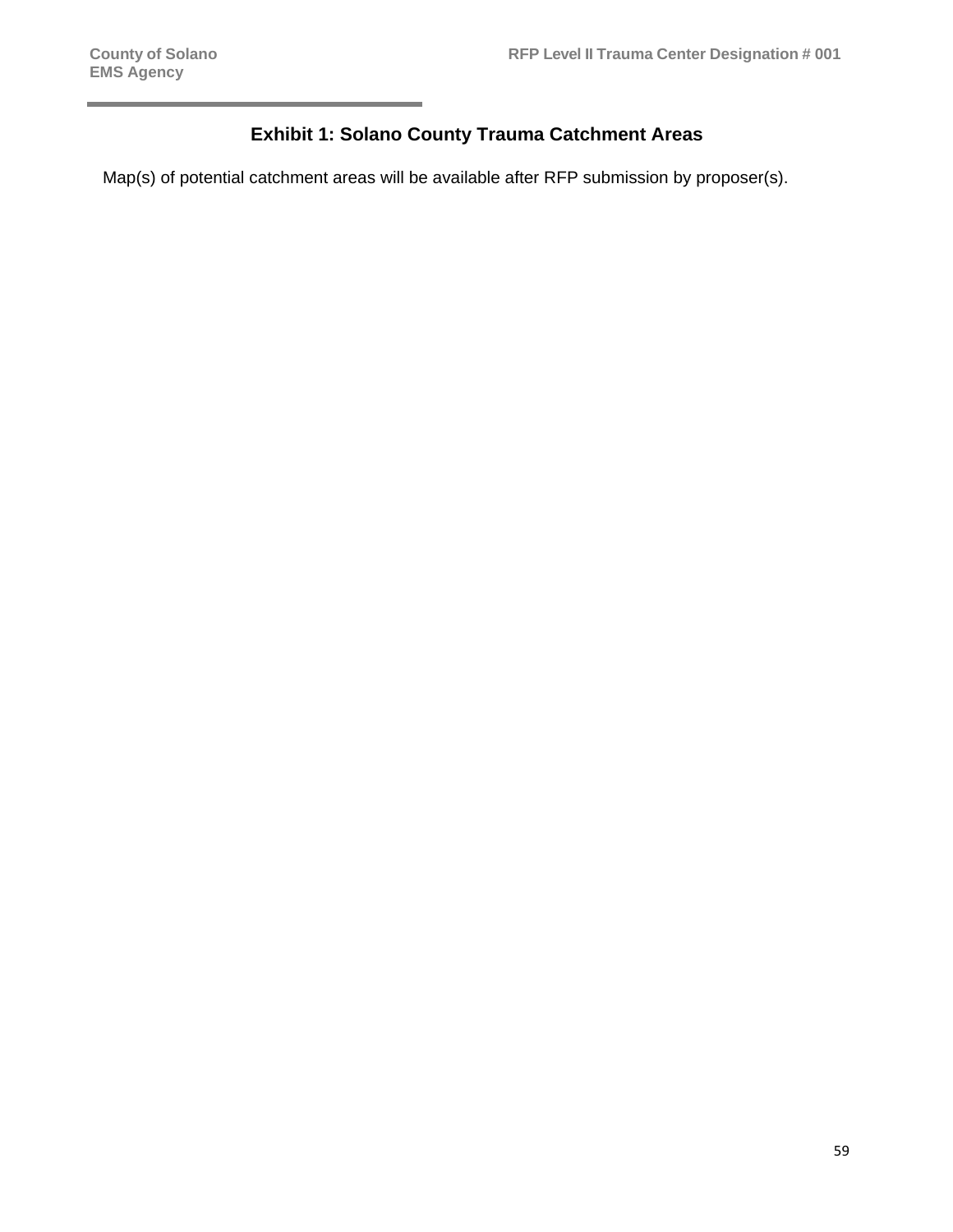## Exhibit 1: Solano County Trauma Catchment Areas

Map(s) of potential catchment areas will be available after RFP submission by proposer(s).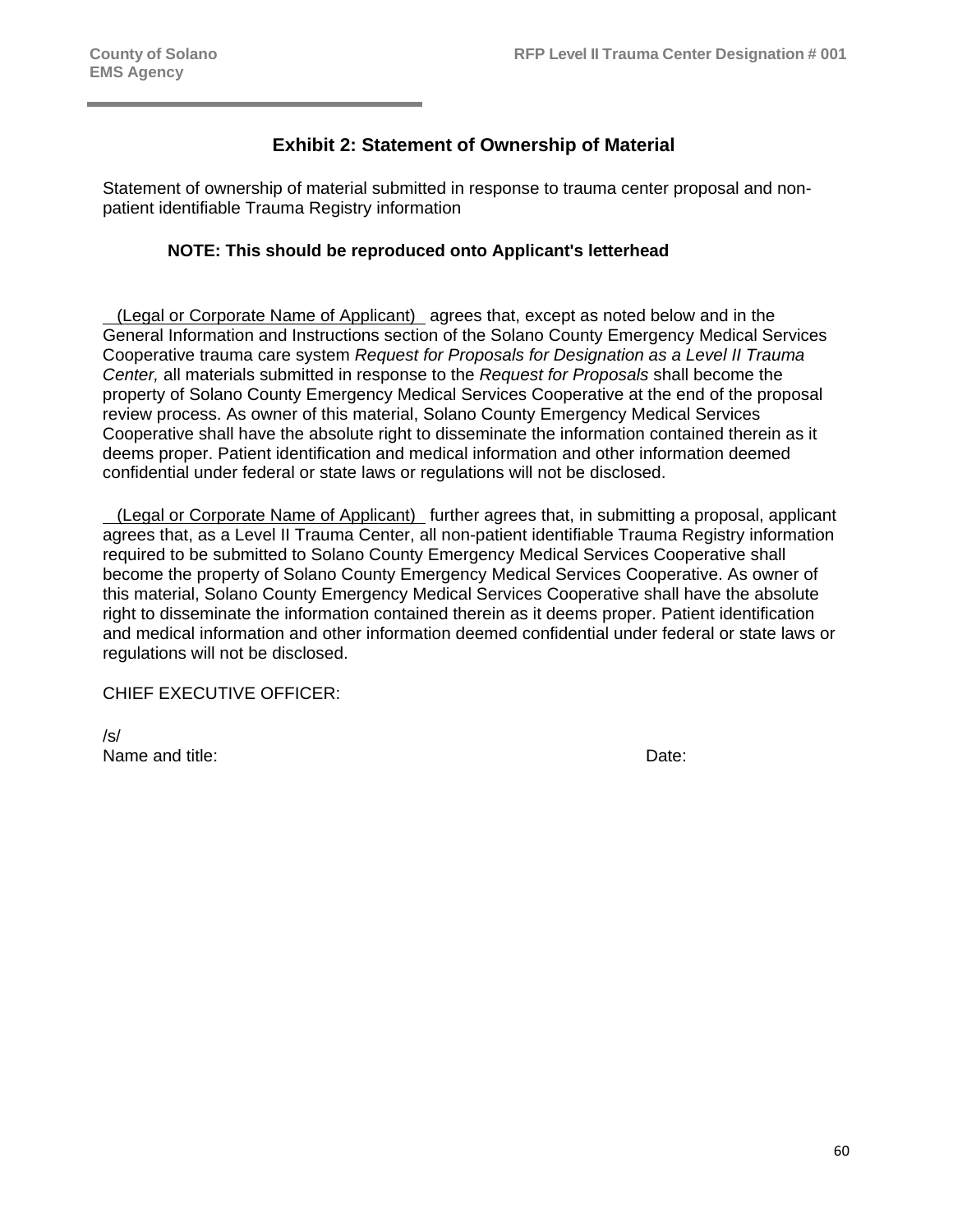## Exhibit 2: Statement of Ownership of Material

Statement of ownership of material submitted in response to trauma center proposal and non-patient identifiable Trauma Registry information

**NOTE: This should be reproduced onto Applicant's letterhead**

(Legal or Corporate Name of Applicant) agrees that, except as noted below and in the General Information and Instructions section of the Solano County Emergency Medical Services Cooperative trauma care system *Request for Proposals for Designation as a Level II Trauma Center,* all materials submitted in response to the *Request for Proposals* shall become the property of Solano County Emergency Medical Services Cooperative at the end of the proposal review process. As owner of this material, Solano County Emergency Medical Services Cooperative shall have the absolute right to disseminate the information contained therein as it deems proper. Patient identification and medical information and other information deemed confidential under federal or state laws or regulations will not be disclosed.

(Legal or Corporate Name of Applicant) further agrees that, in submitting a proposal, applicant agrees that, as a Level II Trauma Center, all non-patient identifiable Trauma Registry information required to be submitted to Solano County Emergency Medical Services Cooperative shall become the property of Solano County Emergency Medical Services Cooperative. As owner of this material, Solano County Emergency Medical Services Cooperative shall have the absolute right to disseminate the information contained therein as it deems proper. Patient identification and medical information and other information deemed confidential under federal or state laws or regulations will not be disclosed.

CHIEF EXECUTIVE OFFICER:

/s/
Name and title: Date: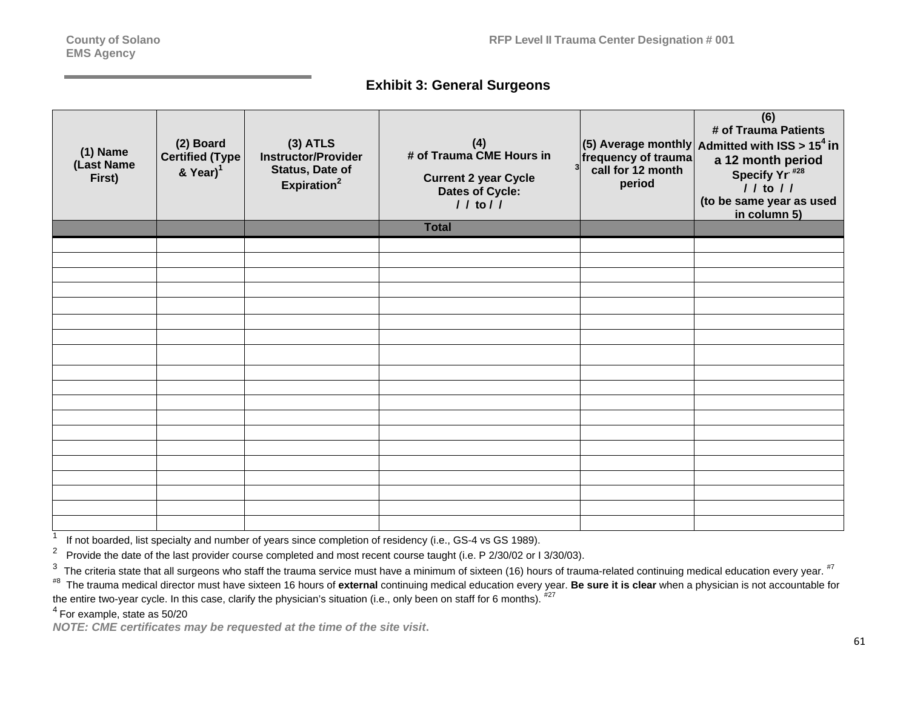County of Solano
EMS Agency

RFP Level II Trauma Center Designation # 001

## Exhibit 3: General Surgeons

| (1) Name (Last Name First) | (2) Board Certified (Type & Year)[1] | (3) ATLS Instructor/Provider Status, Date of Expiration[2] | (4) # of Trauma CME Hours in[3] Current 2 year Cycle Dates of Cycle: / / to / / | (5) Average monthly frequency of trauma call for 12 month period | (6) # of Trauma Patients Admitted with ISS > 15[4] in a 12 month period Specify Yr. #28 / / to / / (to be same year as used in column 5) |
|---|---|---|---|---|---|
| | | | Total | | |
| | | | | | |
| | | | | | |
| | | | | | |
| | | | | | |
| | | | | | |
| | | | | | |
| | | | | | |
| | | | | | |
| | | | | | |
| | | | | | |
| | | | | | |
| | | | | | |
| | | | | | |
| | | | | | |
| | | | | | |
| | | | | | |
| | | | | | |
| | | | | | |
| | | | | | |

[1] If not boarded, list specialty and number of years since completion of residency (i.e., GS-4 vs GS 1989).

[2] Provide the date of the last provider course completed and most recent course taught (i.e. P 2/30/02 or I 3/30/03).

[3] The criteria state that all surgeons who staff the trauma service must have a minimum of sixteen (16) hours of trauma-related continuing medical education every year. #7

#8 The trauma medical director must have sixteen 16 hours of **external** continuing medical education every year. **Be sure it is clear** when a physician is not accountable for the entire two-year cycle. In this case, clarify the physician's situation (i.e., only been on staff for 6 months). #27

[4] For example, state as 50/20

***NOTE: CME certificates may be requested at the time of the site visit.***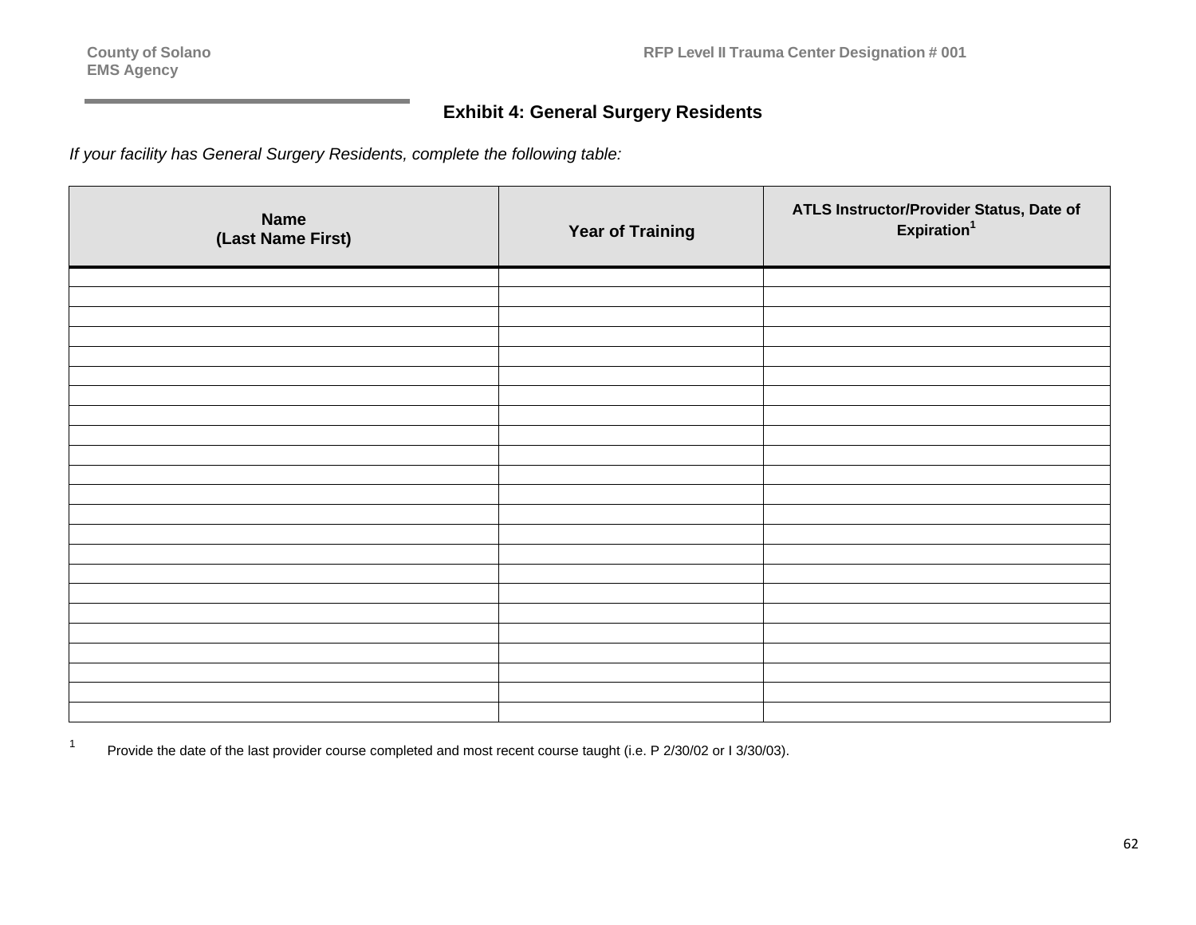## Exhibit 4: General Surgery Residents

*If your facility has General Surgery Residents, complete the following table:*

| Name (Last Name First) | Year of Training | ATLS Instructor/Provider Status, Date of Expiration[1] |
|---|---|---|
| | | |
| | | |
| | | |
| | | |
| | | |
| | | |
| | | |
| | | |
| | | |
| | | |
| | | |
| | | |
| | | |
| | | |
| | | |
| | | |
| | | |
| | | |
| | | |
| | | |
| | | |
| | | |
| | | |

[1] Provide the date of the last provider course completed and most recent course taught (i.e. P 2/30/02 or I 3/30/03).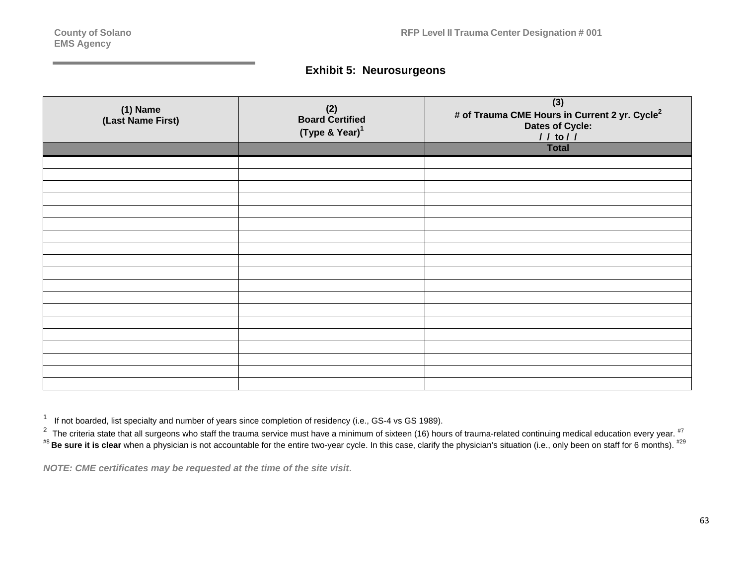## Exhibit 5: Neurosurgeons

| (1) Name (Last Name First) | (2) Board Certified (Type & Year)[1] | (3) # of Trauma CME Hours in Current 2 yr. Cycle[2] Dates of Cycle: / / to / / |
|---|---|---|
| | | Total |
| | | |
| | | |
| | | |
| | | |
| | | |
| | | |
| | | |
| | | |
| | | |
| | | |
| | | |
| | | |
| | | |
| | | |
| | | |
| | | |
| | | |
| | | |
| | | |

[1] If not boarded, list specialty and number of years since completion of residency (i.e., GS-4 vs GS 1989).

[2] The criteria state that all surgeons who staff the trauma service must have a minimum of sixteen (16) hours of trauma-related continuing medical education every year. [#7]

[#8] **Be sure it is clear** when a physician is not accountable for the entire two-year cycle. In this case, clarify the physician's situation (i.e., only been on staff for 6 months). [#29]

***NOTE: CME certificates may be requested at the time of the site visit.***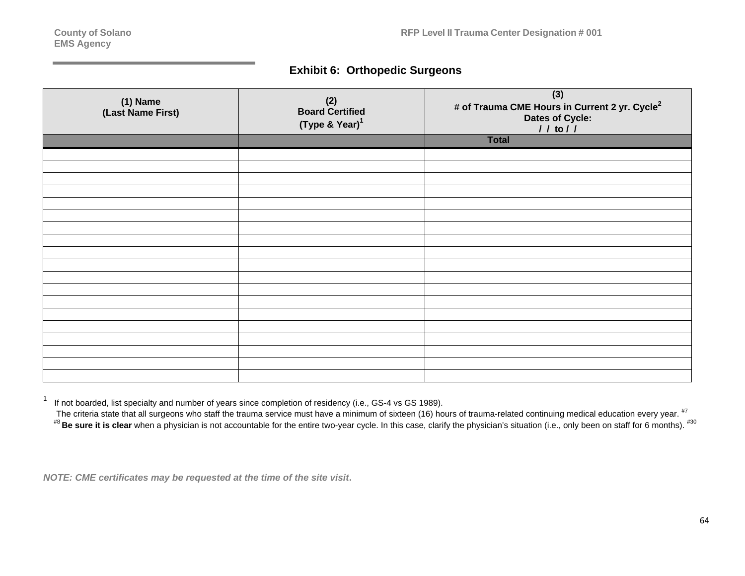## Exhibit 6: Orthopedic Surgeons

| (1) Name (Last Name First) | (2) Board Certified (Type & Year)[1] | (3) # of Trauma CME Hours in Current 2 yr. Cycle[2] Dates of Cycle: / / to / / |
|---|---|---|
| | | Total |
| | | |
| | | |
| | | |
| | | |
| | | |
| | | |
| | | |
| | | |
| | | |
| | | |
| | | |
| | | |
| | | |
| | | |
| | | |
| | | |
| | | |
| | | |
| | | |

[1] If not boarded, list specialty and number of years since completion of residency (i.e., GS-4 vs GS 1989).
The criteria state that all surgeons who staff the trauma service must have a minimum of sixteen (16) hours of trauma-related continuing medical education every year. [#7]
[#8] **Be sure it is clear** when a physician is not accountable for the entire two-year cycle. In this case, clarify the physician's situation (i.e., only been on staff for 6 months). [#30]

***NOTE: CME certificates may be requested at the time of the site visit.***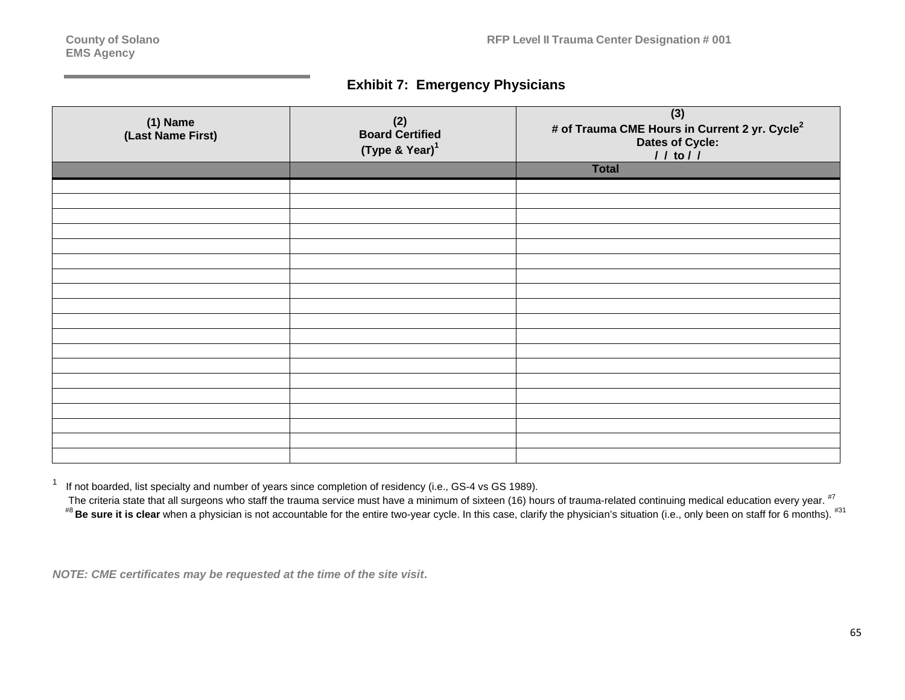## Exhibit 7: Emergency Physicians

| (1) Name (Last Name First) | (2) Board Certified (Type & Year)[1] | (3) # of Trauma CME Hours in Current 2 yr. Cycle[2] Dates of Cycle: / / to / / |
|---|---|---|
| | | **Total** |
| | | |
| | | |
| | | |
| | | |
| | | |
| | | |
| | | |
| | | |
| | | |
| | | |
| | | |
| | | |
| | | |
| | | |
| | | |
| | | |
| | | |
| | | |
| | | |

[1] If not boarded, list specialty and number of years since completion of residency (i.e., GS-4 vs GS 1989).
The criteria state that all surgeons who staff the trauma service must have a minimum of sixteen (16) hours of trauma-related continuing medical education every year. [#7]
[#8] **Be sure it is clear** when a physician is not accountable for the entire two-year cycle. In this case, clarify the physician's situation (i.e., only been on staff for 6 months). [#31]

***NOTE: CME certificates may be requested at the time of the site visit*.**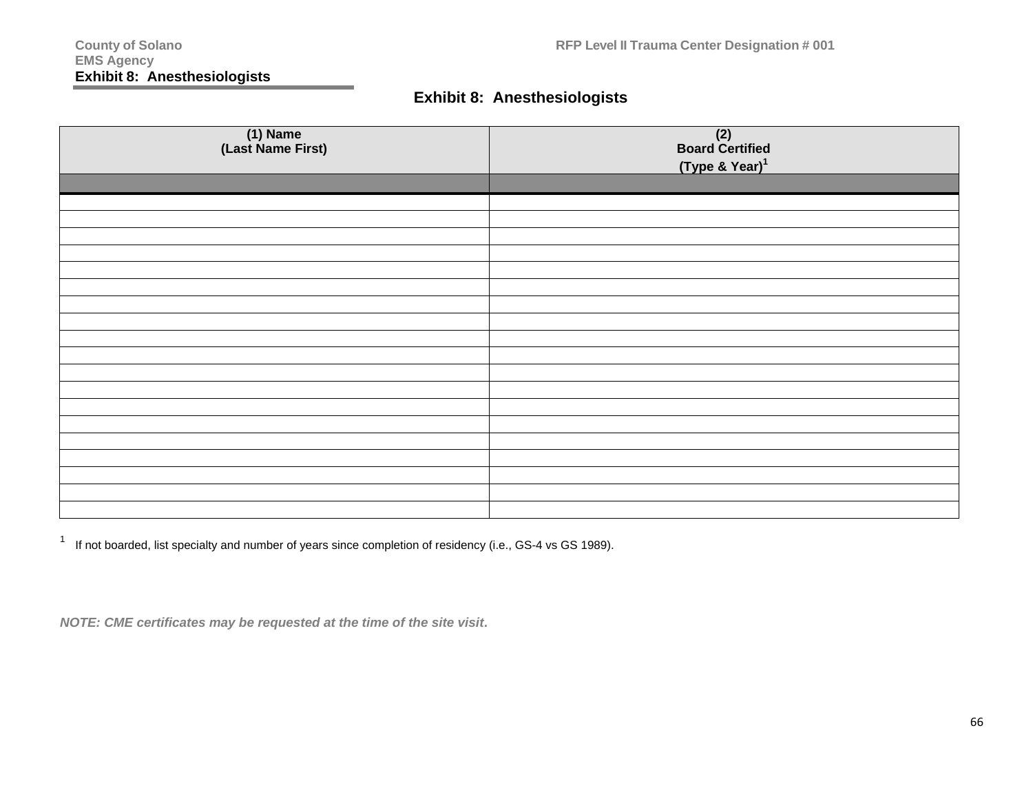# Exhibit 8: Anesthesiologists

| (1) Name<br>(Last Name First) | (2)<br>Board Certified<br>(Type & Year)[1] |
|---|---|
| | |
| | |
| | |
| | |
| | |
| | |
| | |
| | |
| | |
| | |
| | |
| | |
| | |
| | |
| | |
| | |
| | |
| | |
| | |
| | |

[1] If not boarded, list specialty and number of years since completion of residency (i.e., GS-4 vs GS 1989).

***NOTE: CME certificates may be requested at the time of the site visit.***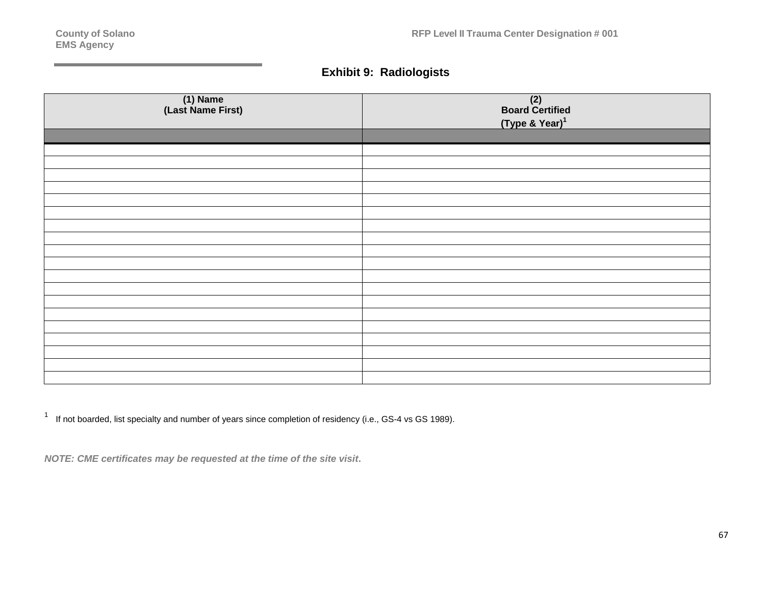## Exhibit 9: Radiologists

| (1) Name (Last Name First) | (2) Board Certified (Type & Year)[1] |
|---|---|
| | |
| | |
| | |
| | |
| | |
| | |
| | |
| | |
| | |
| | |
| | |
| | |
| | |
| | |
| | |
| | |
| | |
| | |
| | |
| | |

[1] If not boarded, list specialty and number of years since completion of residency (i.e., GS-4 vs GS 1989).

***NOTE: CME certificates may be requested at the time of the site visit.***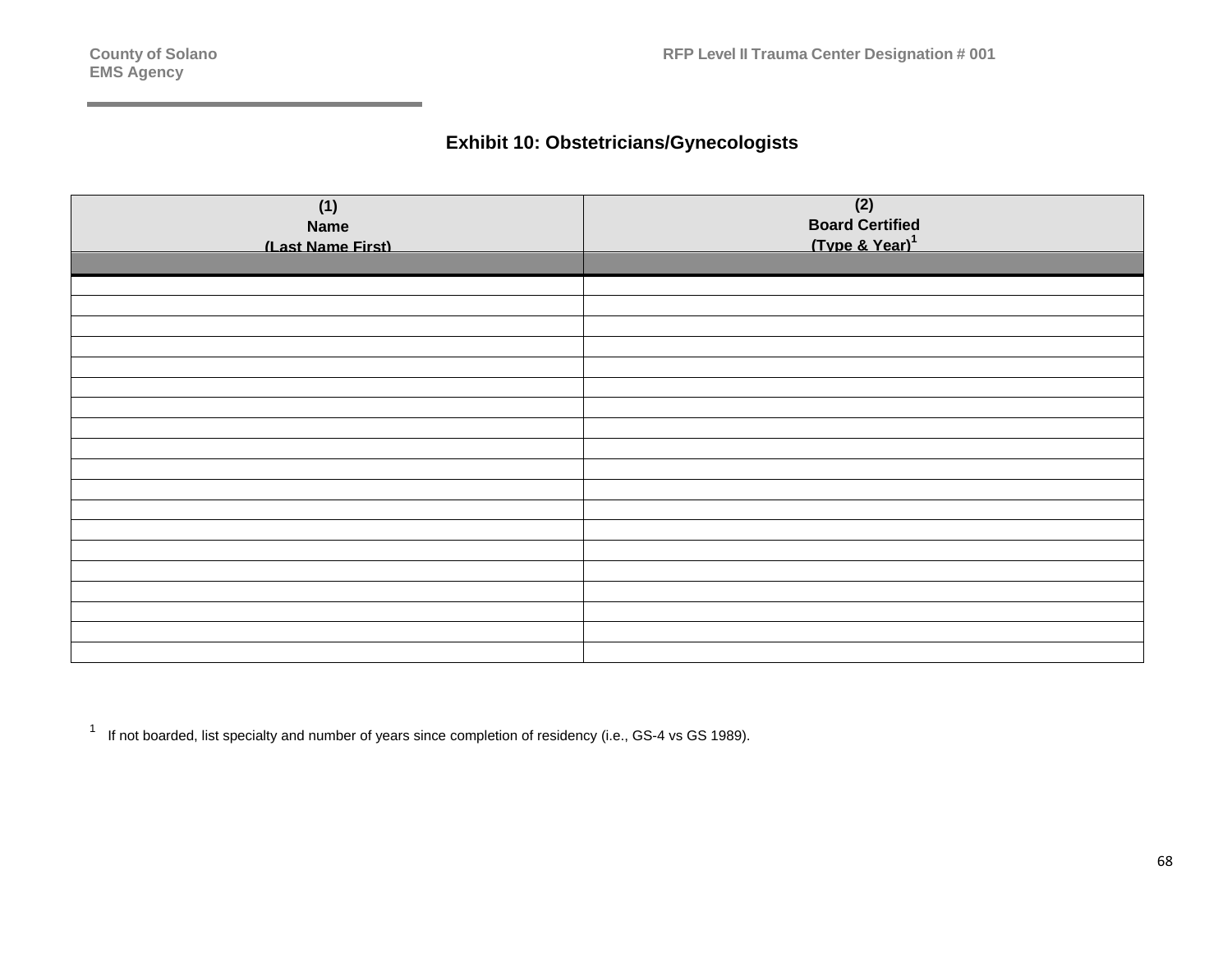## Exhibit 10: Obstetricians/Gynecologists

| (1) Name (Last Name First) | (2) Board Certified (Type & Year)[1] |
|---|---|
| | |
| | |
| | |
| | |
| | |
| | |
| | |
| | |
| | |
| | |
| | |
| | |
| | |
| | |
| | |
| | |
| | |
| | |
| | |
| | |

[1] If not boarded, list specialty and number of years since completion of residency (i.e., GS-4 vs GS 1989).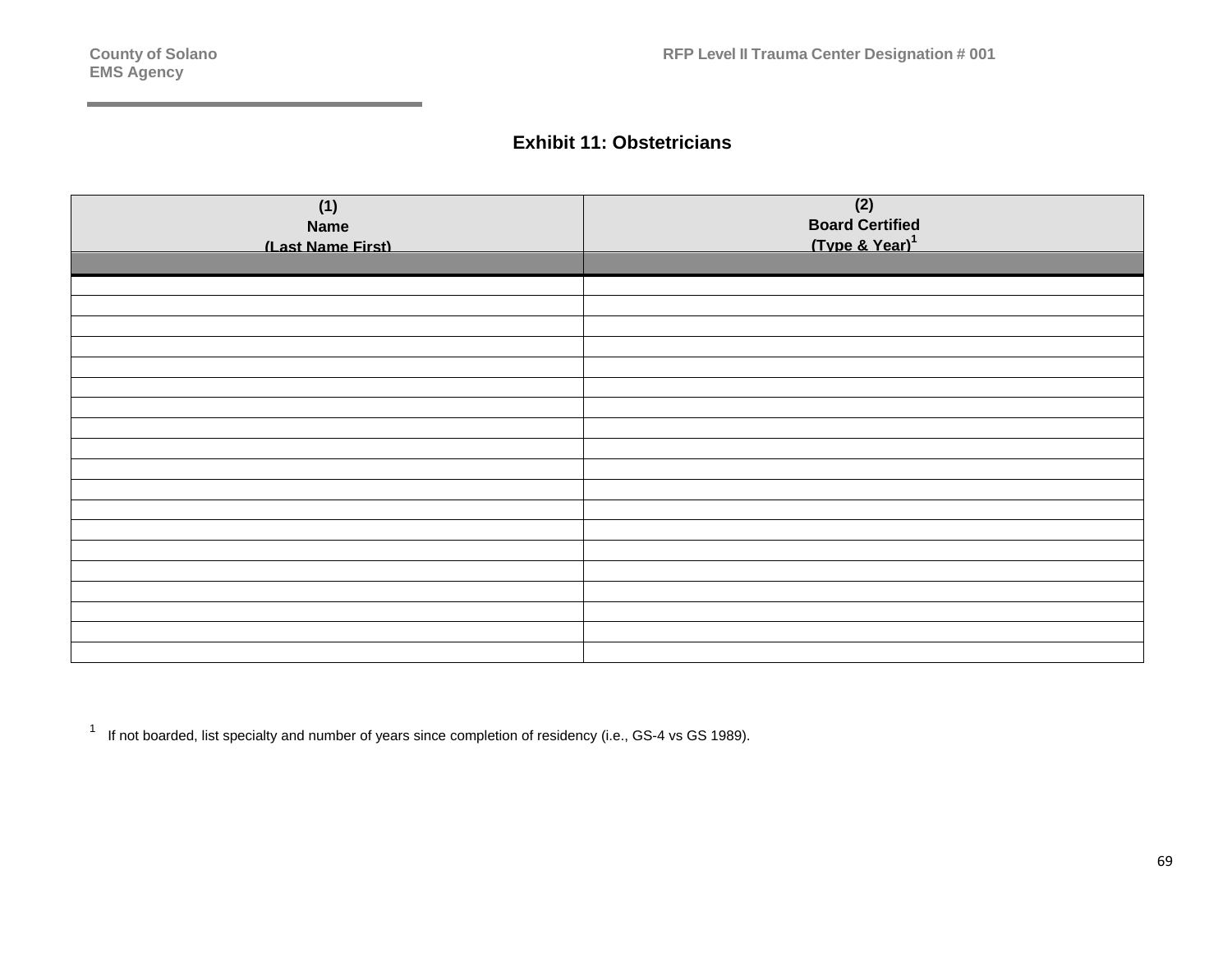## Exhibit 11: Obstetricians

| (1) Name (Last Name First) | (2) Board Certified (Type & Year)[1] |
|---|---|
| | |
| | |
| | |
| | |
| | |
| | |
| | |
| | |
| | |
| | |
| | |
| | |
| | |
| | |
| | |
| | |
| | |
| | |
| | |
| | |

[1] If not boarded, list specialty and number of years since completion of residency (i.e., GS-4 vs GS 1989).